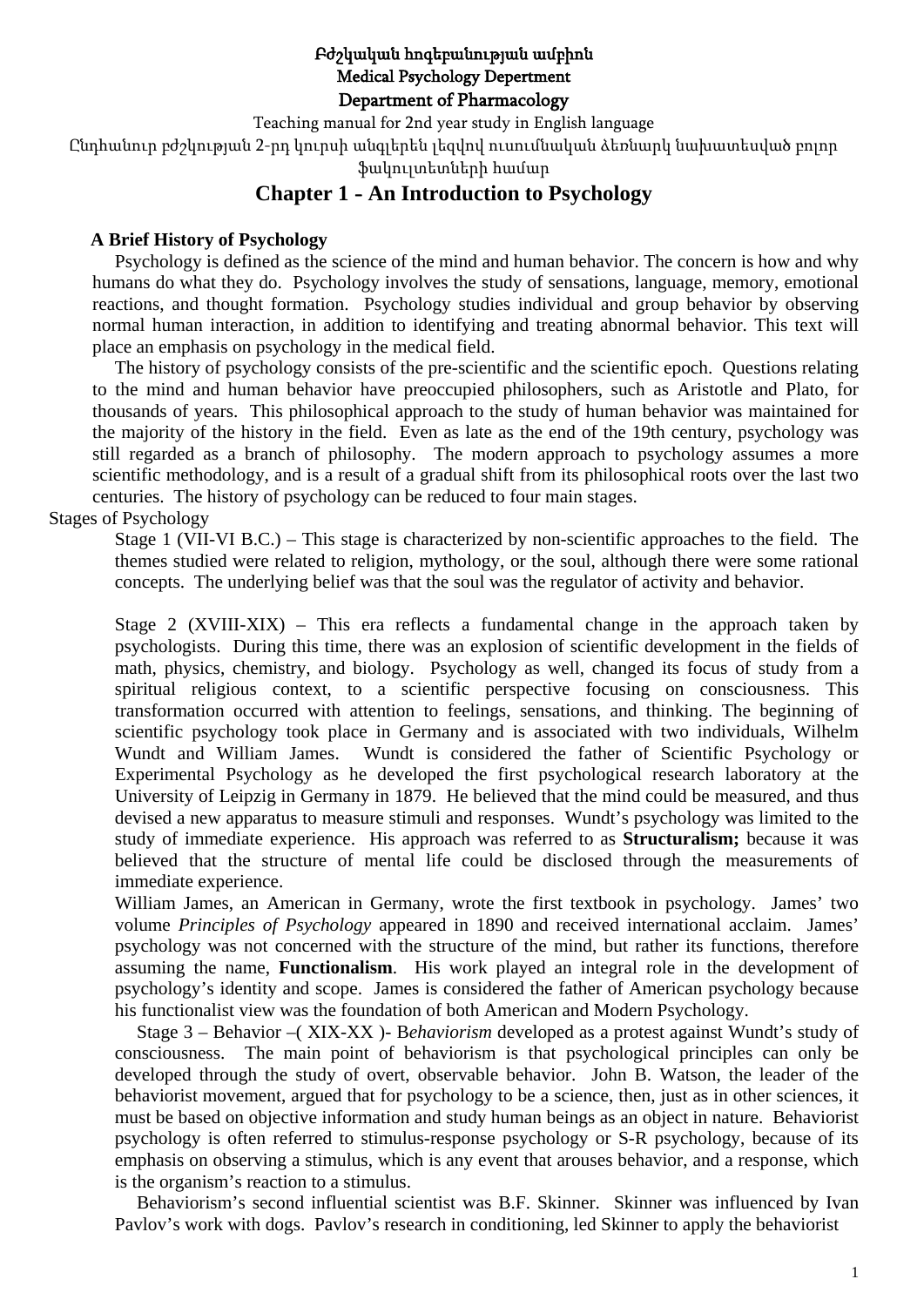**Բժշկական հոգեբանության ամբիոն**
**Medical Psychology Depertment**
**Department of Pharmacology**

Teaching manual for 2nd year study in English language

Ընդհանուր բժշկության 2-րդ կուրսի անգլերեն լեզվով ուսումնական ձեռնարկ նախատեսված բոլոր ֆակուլտետների համար

# Chapter 1 - An Introduction to Psychology

## A Brief History of Psychology

Psychology is defined as the science of the mind and human behavior. The concern is how and why humans do what they do. Psychology involves the study of sensations, language, memory, emotional reactions, and thought formation. Psychology studies individual and group behavior by observing normal human interaction, in addition to identifying and treating abnormal behavior. This text will place an emphasis on psychology in the medical field.

The history of psychology consists of the pre-scientific and the scientific epoch. Questions relating to the mind and human behavior have preoccupied philosophers, such as Aristotle and Plato, for thousands of years. This philosophical approach to the study of human behavior was maintained for the majority of the history in the field. Even as late as the end of the 19th century, psychology was still regarded as a branch of philosophy. The modern approach to psychology assumes a more scientific methodology, and is a result of a gradual shift from its philosophical roots over the last two centuries. The history of psychology can be reduced to four main stages.

Stages of Psychology

Stage 1 (VII-VI B.C.) – This stage is characterized by non-scientific approaches to the field. The themes studied were related to religion, mythology, or the soul, although there were some rational concepts. The underlying belief was that the soul was the regulator of activity and behavior.

Stage 2 (XVIII-XIX) – This era reflects a fundamental change in the approach taken by psychologists. During this time, there was an explosion of scientific development in the fields of math, physics, chemistry, and biology. Psychology as well, changed its focus of study from a spiritual religious context, to a scientific perspective focusing on consciousness. This transformation occurred with attention to feelings, sensations, and thinking. The beginning of scientific psychology took place in Germany and is associated with two individuals, Wilhelm Wundt and William James. Wundt is considered the father of Scientific Psychology or Experimental Psychology as he developed the first psychological research laboratory at the University of Leipzig in Germany in 1879. He believed that the mind could be measured, and thus devised a new apparatus to measure stimuli and responses. Wundt's psychology was limited to the study of immediate experience. His approach was referred to as **Structuralism;** because it was believed that the structure of mental life could be disclosed through the measurements of immediate experience.

William James, an American in Germany, wrote the first textbook in psychology. James' two volume *Principles of Psychology* appeared in 1890 and received international acclaim. James' psychology was not concerned with the structure of the mind, but rather its functions, therefore assuming the name, **Functionalism**. His work played an integral role in the development of psychology's identity and scope. James is considered the father of American psychology because his functionalist view was the foundation of both American and Modern Psychology.

Stage 3 – Behavior –( XIX-XX )- B*ehaviorism* developed as a protest against Wundt's study of consciousness. The main point of behaviorism is that psychological principles can only be developed through the study of overt, observable behavior. John B. Watson, the leader of the behaviorist movement, argued that for psychology to be a science, then, just as in other sciences, it must be based on objective information and study human beings as an object in nature. Behaviorist psychology is often referred to stimulus-response psychology or S-R psychology, because of its emphasis on observing a stimulus, which is any event that arouses behavior, and a response, which is the organism's reaction to a stimulus.

Behaviorism's second influential scientist was B.F. Skinner. Skinner was influenced by Ivan Pavlov's work with dogs. Pavlov's research in conditioning, led Skinner to apply the behaviorist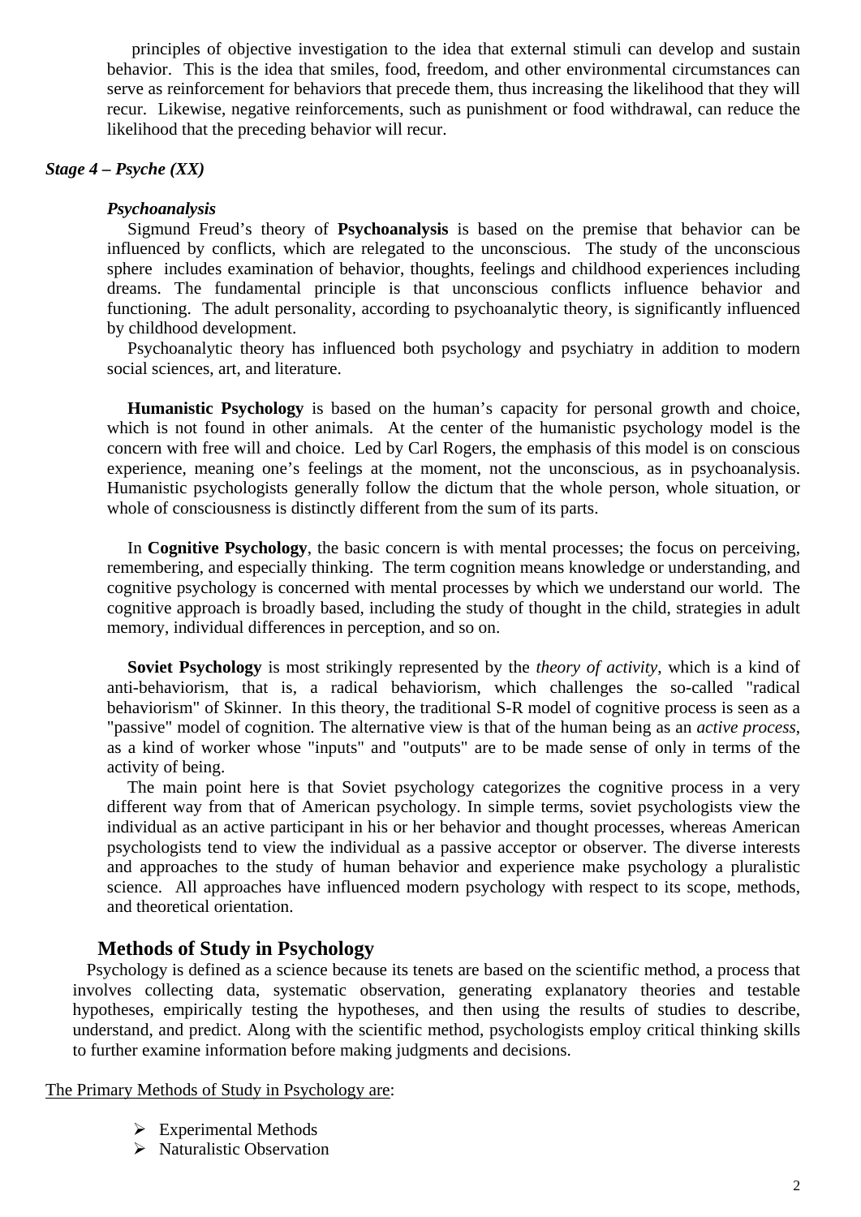principles of objective investigation to the idea that external stimuli can develop and sustain behavior. This is the idea that smiles, food, freedom, and other environmental circumstances can serve as reinforcement for behaviors that precede them, thus increasing the likelihood that they will recur. Likewise, negative reinforcements, such as punishment or food withdrawal, can reduce the likelihood that the preceding behavior will recur.

***Stage 4 – Psyche (XX)***

***Psychoanalysis***

Sigmund Freud's theory of **Psychoanalysis** is based on the premise that behavior can be influenced by conflicts, which are relegated to the unconscious. The study of the unconscious sphere includes examination of behavior, thoughts, feelings and childhood experiences including dreams. The fundamental principle is that unconscious conflicts influence behavior and functioning. The adult personality, according to psychoanalytic theory, is significantly influenced by childhood development.

Psychoanalytic theory has influenced both psychology and psychiatry in addition to modern social sciences, art, and literature.

**Humanistic Psychology** is based on the human's capacity for personal growth and choice, which is not found in other animals. At the center of the humanistic psychology model is the concern with free will and choice. Led by Carl Rogers, the emphasis of this model is on conscious experience, meaning one's feelings at the moment, not the unconscious, as in psychoanalysis. Humanistic psychologists generally follow the dictum that the whole person, whole situation, or whole of consciousness is distinctly different from the sum of its parts.

In **Cognitive Psychology**, the basic concern is with mental processes; the focus on perceiving, remembering, and especially thinking. The term cognition means knowledge or understanding, and cognitive psychology is concerned with mental processes by which we understand our world. The cognitive approach is broadly based, including the study of thought in the child, strategies in adult memory, individual differences in perception, and so on.

**Soviet Psychology** is most strikingly represented by the *theory of activity*, which is a kind of anti-behaviorism, that is, a radical behaviorism, which challenges the so-called "radical behaviorism" of Skinner. In this theory, the traditional S-R model of cognitive process is seen as a "passive" model of cognition. The alternative view is that of the human being as an *active process*, as a kind of worker whose "inputs" and "outputs" are to be made sense of only in terms of the activity of being.

The main point here is that Soviet psychology categorizes the cognitive process in a very different way from that of American psychology. In simple terms, soviet psychologists view the individual as an active participant in his or her behavior and thought processes, whereas American psychologists tend to view the individual as a passive acceptor or observer. The diverse interests and approaches to the study of human behavior and experience make psychology a pluralistic science. All approaches have influenced modern psychology with respect to its scope, methods, and theoretical orientation.

## Methods of Study in Psychology

Psychology is defined as a science because its tenets are based on the scientific method, a process that involves collecting data, systematic observation, generating explanatory theories and testable hypotheses, empirically testing the hypotheses, and then using the results of studies to describe, understand, and predict. Along with the scientific method, psychologists employ critical thinking skills to further examine information before making judgments and decisions.

The Primary Methods of Study in Psychology are:

- Experimental Methods
- Naturalistic Observation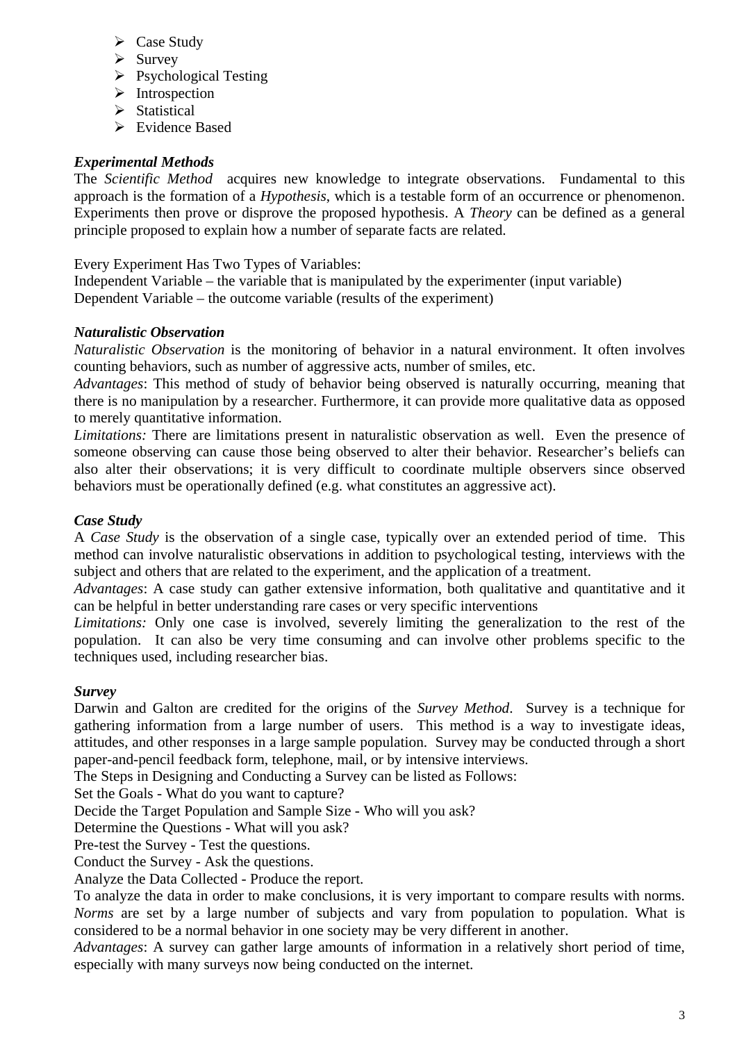- Case Study
- Survey
- Psychological Testing
- Introspection
- Statistical
- Evidence Based

***Experimental Methods***

The *Scientific Method* acquires new knowledge to integrate observations. Fundamental to this approach is the formation of a *Hypothesis*, which is a testable form of an occurrence or phenomenon. Experiments then prove or disprove the proposed hypothesis. A *Theory* can be defined as a general principle proposed to explain how a number of separate facts are related.

Every Experiment Has Two Types of Variables:
Independent Variable – the variable that is manipulated by the experimenter (input variable)
Dependent Variable – the outcome variable (results of the experiment)

***Naturalistic Observation***

*Naturalistic Observation* is the monitoring of behavior in a natural environment. It often involves counting behaviors, such as number of aggressive acts, number of smiles, etc.
*Advantages*: This method of study of behavior being observed is naturally occurring, meaning that there is no manipulation by a researcher. Furthermore, it can provide more qualitative data as opposed to merely quantitative information.
*Limitations:* There are limitations present in naturalistic observation as well. Even the presence of someone observing can cause those being observed to alter their behavior. Researcher's beliefs can also alter their observations; it is very difficult to coordinate multiple observers since observed behaviors must be operationally defined (e.g. what constitutes an aggressive act).

***Case Study***

A *Case Study* is the observation of a single case, typically over an extended period of time. This method can involve naturalistic observations in addition to psychological testing, interviews with the subject and others that are related to the experiment, and the application of a treatment.
*Advantages*: A case study can gather extensive information, both qualitative and quantitative and it can be helpful in better understanding rare cases or very specific interventions
*Limitations:* Only one case is involved, severely limiting the generalization to the rest of the population. It can also be very time consuming and can involve other problems specific to the techniques used, including researcher bias.

***Survey***

Darwin and Galton are credited for the origins of the *Survey Method*. Survey is a technique for gathering information from a large number of users. This method is a way to investigate ideas, attitudes, and other responses in a large sample population. Survey may be conducted through a short paper-and-pencil feedback form, telephone, mail, or by intensive interviews.
The Steps in Designing and Conducting a Survey can be listed as Follows:
Set the Goals - What do you want to capture?
Decide the Target Population and Sample Size - Who will you ask?
Determine the Questions - What will you ask?
Pre-test the Survey - Test the questions.
Conduct the Survey - Ask the questions.
Analyze the Data Collected - Produce the report.
To analyze the data in order to make conclusions, it is very important to compare results with norms. *Norms* are set by a large number of subjects and vary from population to population. What is considered to be a normal behavior in one society may be very different in another.
*Advantages*: A survey can gather large amounts of information in a relatively short period of time, especially with many surveys now being conducted on the internet.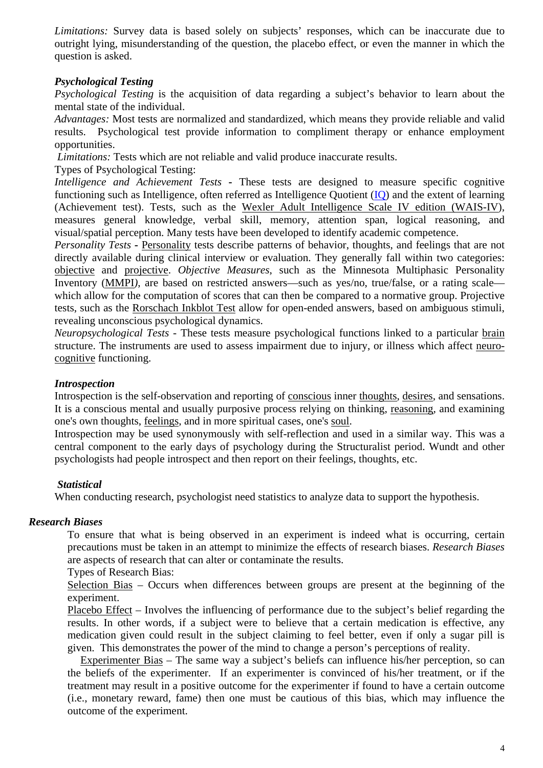*Limitations:* Survey data is based solely on subjects' responses, which can be inaccurate due to outright lying, misunderstanding of the question, the placebo effect, or even the manner in which the question is asked.

### *Psychological Testing*

*Psychological Testing* is the acquisition of data regarding a subject's behavior to learn about the mental state of the individual.

*Advantages:* Most tests are normalized and standardized, which means they provide reliable and valid results. Psychological test provide information to compliment therapy or enhance employment opportunities.

*Limitations:* Tests which are not reliable and valid produce inaccurate results.

Types of Psychological Testing:

*Intelligence and Achievement Tests* - These tests are designed to measure specific cognitive functioning such as Intelligence, often referred as Intelligence Quotient (IQ) and the extent of learning (Achievement test). Tests, such as the Wexler Adult Intelligence Scale IV edition (WAIS-IV), measures general knowledge, verbal skill, memory, attention span, logical reasoning, and visual/spatial perception. Many tests have been developed to identify academic competence.

*Personality Tests* - Personality tests describe patterns of behavior, thoughts, and feelings that are not directly available during clinical interview or evaluation. They generally fall within two categories: objective and projective. *Objective Measures*, such as the Minnesota Multiphasic Personality Inventory (MMPI), are based on restricted answers—such as yes/no, true/false, or a rating scale—which allow for the computation of scores that can then be compared to a normative group. Projective tests, such as the Rorschach Inkblot Test allow for open-ended answers, based on ambiguous stimuli, revealing unconscious psychological dynamics.

*Neuropsychological Tests* - These tests measure psychological functions linked to a particular brain structure. The instruments are used to assess impairment due to injury, or illness which affect neuro-cognitive functioning.

### *Introspection*

Introspection is the self-observation and reporting of conscious inner thoughts, desires, and sensations. It is a conscious mental and usually purposive process relying on thinking, reasoning, and examining one's own thoughts, feelings, and in more spiritual cases, one's soul.

Introspection may be used synonymously with self-reflection and used in a similar way. This was a central component to the early days of psychology during the Structuralist period. Wundt and other psychologists had people introspect and then report on their feelings, thoughts, etc.

### *Statistical*

When conducting research, psychologist need statistics to analyze data to support the hypothesis.

## *Research Biases*

To ensure that what is being observed in an experiment is indeed what is occurring, certain precautions must be taken in an attempt to minimize the effects of research biases. *Research Biases* are aspects of research that can alter or contaminate the results.

Types of Research Bias:

Selection Bias – Occurs when differences between groups are present at the beginning of the experiment.

Placebo Effect – Involves the influencing of performance due to the subject's belief regarding the results. In other words, if a subject were to believe that a certain medication is effective, any medication given could result in the subject claiming to feel better, even if only a sugar pill is given. This demonstrates the power of the mind to change a person's perceptions of reality.

Experimenter Bias – The same way a subject's beliefs can influence his/her perception, so can the beliefs of the experimenter. If an experimenter is convinced of his/her treatment, or if the treatment may result in a positive outcome for the experimenter if found to have a certain outcome (i.e., monetary reward, fame) then one must be cautious of this bias, which may influence the outcome of the experiment.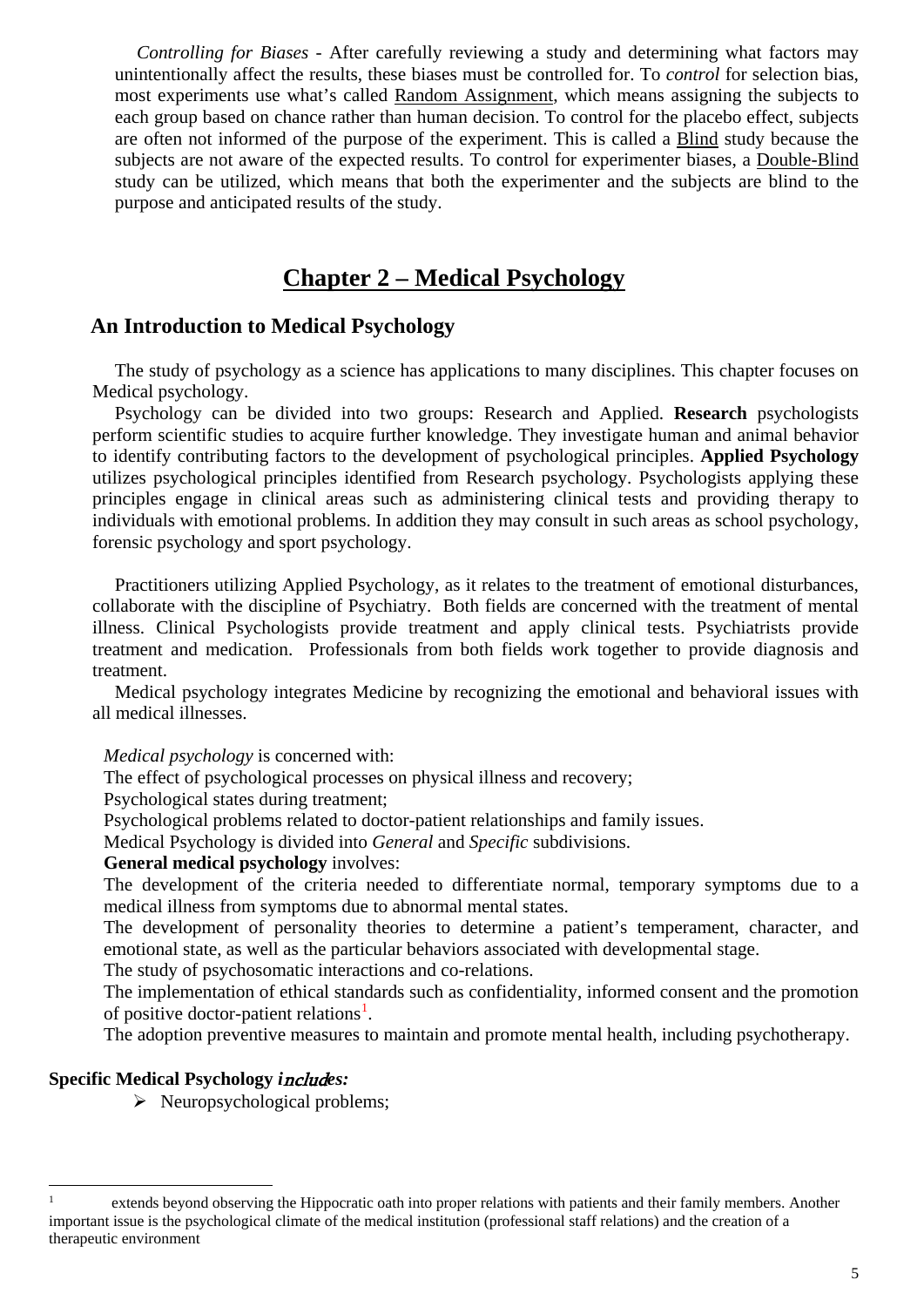*Controlling for Biases* - After carefully reviewing a study and determining what factors may unintentionally affect the results, these biases must be controlled for. To *control* for selection bias, most experiments use what's called Random Assignment, which means assigning the subjects to each group based on chance rather than human decision. To control for the placebo effect, subjects are often not informed of the purpose of the experiment. This is called a Blind study because the subjects are not aware of the expected results. To control for experimenter biases, a Double-Blind study can be utilized, which means that both the experimenter and the subjects are blind to the purpose and anticipated results of the study.

# Chapter 2 – Medical Psychology

## An Introduction to Medical Psychology

The study of psychology as a science has applications to many disciplines. This chapter focuses on Medical psychology.

Psychology can be divided into two groups: Research and Applied. **Research** psychologists perform scientific studies to acquire further knowledge. They investigate human and animal behavior to identify contributing factors to the development of psychological principles. **Applied Psychology** utilizes psychological principles identified from Research psychology. Psychologists applying these principles engage in clinical areas such as administering clinical tests and providing therapy to individuals with emotional problems. In addition they may consult in such areas as school psychology, forensic psychology and sport psychology.

Practitioners utilizing Applied Psychology, as it relates to the treatment of emotional disturbances, collaborate with the discipline of Psychiatry. Both fields are concerned with the treatment of mental illness. Clinical Psychologists provide treatment and apply clinical tests. Psychiatrists provide treatment and medication. Professionals from both fields work together to provide diagnosis and treatment.

Medical psychology integrates Medicine by recognizing the emotional and behavioral issues with all medical illnesses.

*Medical psychology* is concerned with:

The effect of psychological processes on physical illness and recovery;

Psychological states during treatment;

Psychological problems related to doctor-patient relationships and family issues.

Medical Psychology is divided into *General* and *Specific* subdivisions.

**General medical psychology** involves:

The development of the criteria needed to differentiate normal, temporary symptoms due to a medical illness from symptoms due to abnormal mental states.

The development of personality theories to determine a patient's temperament, character, and emotional state, as well as the particular behaviors associated with developmental stage.

The study of psychosomatic interactions and co-relations.

The implementation of ethical standards such as confidentiality, informed consent and the promotion of positive doctor-patient relations[1].

The adoption preventive measures to maintain and promote mental health, including psychotherapy.

**Specific Medical Psychology *includes:***

- Neuropsychological problems;

---

[1] extends beyond observing the Hippocratic oath into proper relations with patients and their family members. Another important issue is the psychological climate of the medical institution (professional staff relations) and the creation of a therapeutic environment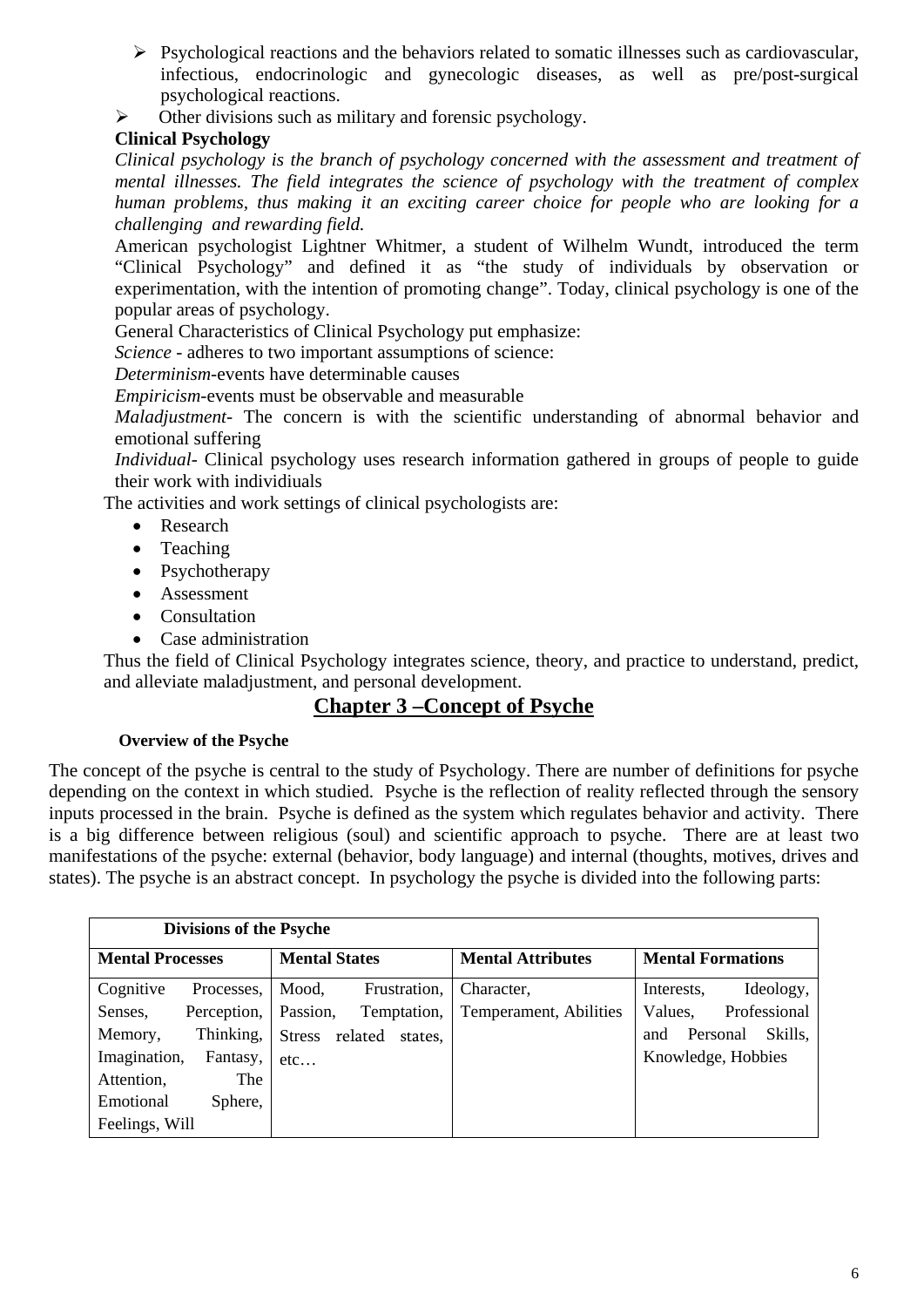- Psychological reactions and the behaviors related to somatic illnesses such as cardiovascular, infectious, endocrinologic and gynecologic diseases, as well as pre/post-surgical psychological reactions.
- Other divisions such as military and forensic psychology.

**Clinical Psychology**

*Clinical psychology is the branch of psychology concerned with the assessment and treatment of mental illnesses. The field integrates the science of psychology with the treatment of complex human problems, thus making it an exciting career choice for people who are looking for a challenging and rewarding field.*

American psychologist Lightner Whitmer, a student of Wilhelm Wundt, introduced the term "Clinical Psychology" and defined it as "the study of individuals by observation or experimentation, with the intention of promoting change". Today, clinical psychology is one of the popular areas of psychology.

General Characteristics of Clinical Psychology put emphasize:

*Science* - adheres to two important assumptions of science:

*Determinism*-events have determinable causes

*Empiricism*-events must be observable and measurable

*Maladjustment*- The concern is with the scientific understanding of abnormal behavior and emotional suffering

*Individual*- Clinical psychology uses research information gathered in groups of people to guide their work with individiuals

The activities and work settings of clinical psychologists are:

- Research
- Teaching
- Psychotherapy
- Assessment
- Consultation
- Case administration

Thus the field of Clinical Psychology integrates science, theory, and practice to understand, predict, and alleviate maladjustment, and personal development.

## Chapter 3 –Concept of Psyche

**Overview of the Psyche**

The concept of the psyche is central to the study of Psychology. There are number of definitions for psyche depending on the context in which studied. Psyche is the reflection of reality reflected through the sensory inputs processed in the brain. Psyche is defined as the system which regulates behavior and activity. There is a big difference between religious (soul) and scientific approach to psyche. There are at least two manifestations of the psyche: external (behavior, body language) and internal (thoughts, motives, drives and states). The psyche is an abstract concept. In psychology the psyche is divided into the following parts:

| **Divisions of the Psyche** | | | |
|---|---|---|---|
| **Mental Processes** | **Mental States** | **Mental Attributes** | **Mental Formations** |
| Cognitive Processes, Senses, Perception, Memory, Thinking, Imagination, Fantasy, Attention, The Emotional Sphere, Feelings, Will | Mood, Frustration, Passion, Temptation, Stress related states, etc… | Character, Temperament, Abilities | Interests, Ideology, Values, Professional and Personal Skills, Knowledge, Hobbies |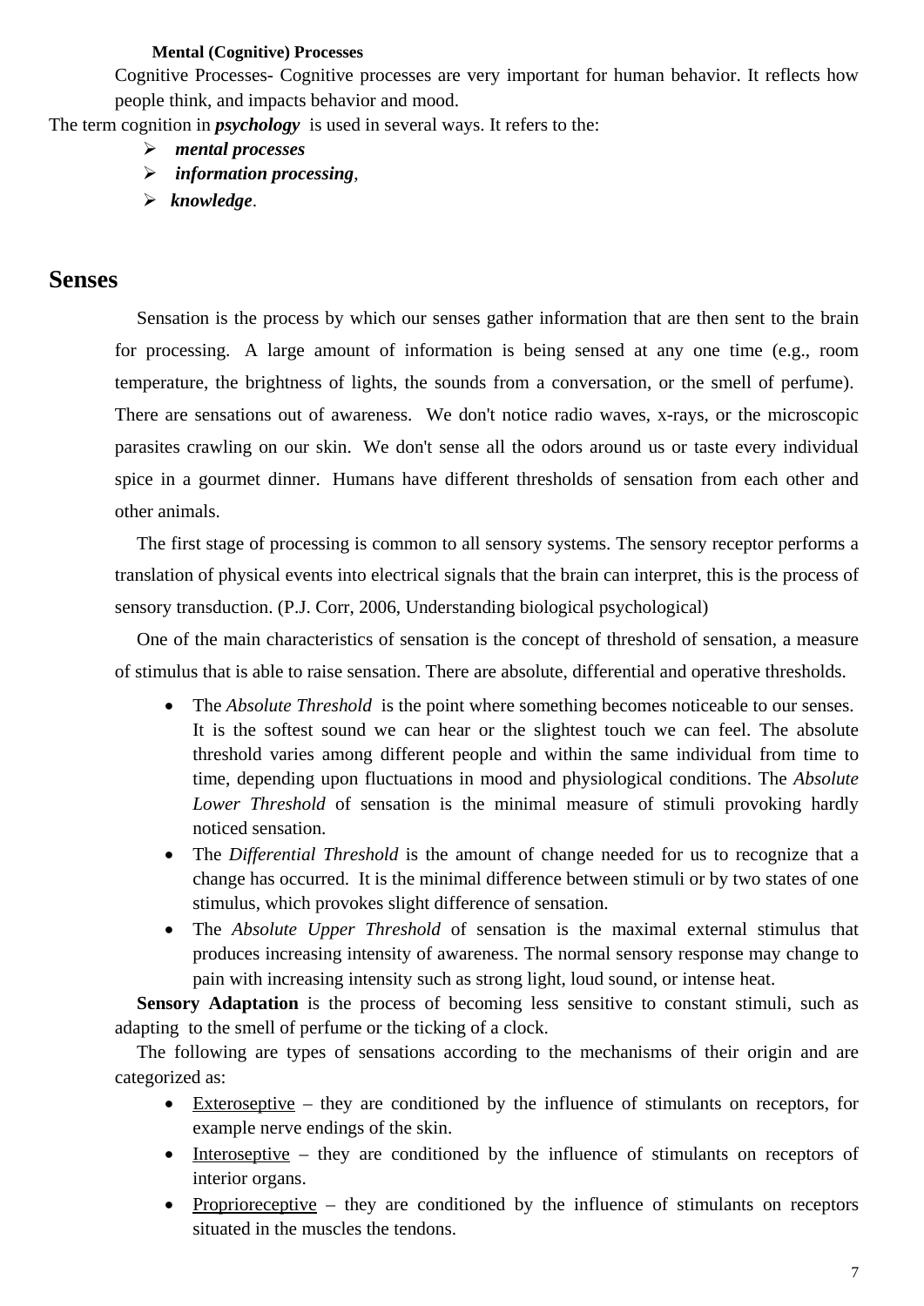**Mental (Cognitive) Processes**

Cognitive Processes- Cognitive processes are very important for human behavior. It reflects how people think, and impacts behavior and mood.

The term cognition in ***psychology*** is used in several ways. It refers to the:

- ***mental processes***
- ***information processing***,
- ***knowledge***.

## Senses

Sensation is the process by which our senses gather information that are then sent to the brain for processing. A large amount of information is being sensed at any one time (e.g., room temperature, the brightness of lights, the sounds from a conversation, or the smell of perfume). There are sensations out of awareness. We don't notice radio waves, x-rays, or the microscopic parasites crawling on our skin. We don't sense all the odors around us or taste every individual spice in a gourmet dinner. Humans have different thresholds of sensation from each other and other animals.

The first stage of processing is common to all sensory systems. The sensory receptor performs a translation of physical events into electrical signals that the brain can interpret, this is the process of sensory transduction. (P.J. Corr, 2006, Understanding biological psychological)

One of the main characteristics of sensation is the concept of threshold of sensation, a measure of stimulus that is able to raise sensation. There are absolute, differential and operative thresholds.

- The *Absolute Threshold* is the point where something becomes noticeable to our senses. It is the softest sound we can hear or the slightest touch we can feel. The absolute threshold varies among different people and within the same individual from time to time, depending upon fluctuations in mood and physiological conditions. The *Absolute Lower Threshold* of sensation is the minimal measure of stimuli provoking hardly noticed sensation.
- The *Differential Threshold* is the amount of change needed for us to recognize that a change has occurred. It is the minimal difference between stimuli or by two states of one stimulus, which provokes slight difference of sensation.
- The *Absolute Upper Threshold* of sensation is the maximal external stimulus that produces increasing intensity of awareness. The normal sensory response may change to pain with increasing intensity such as strong light, loud sound, or intense heat.

**Sensory Adaptation** is the process of becoming less sensitive to constant stimuli, such as adapting to the smell of perfume or the ticking of a clock.

The following are types of sensations according to the mechanisms of their origin and are categorized as:

- <u>Exteroseptive</u> – they are conditioned by the influence of stimulants on receptors, for example nerve endings of the skin.
- <u>Interoseptive</u> – they are conditioned by the influence of stimulants on receptors of interior organs.
- <u>Proprioreceptive</u> – they are conditioned by the influence of stimulants on receptors situated in the muscles the tendons.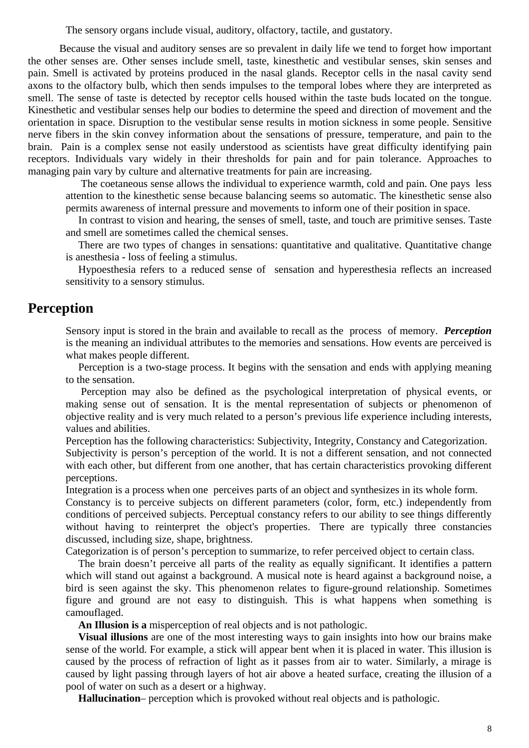The sensory organs include visual, auditory, olfactory, tactile, and gustatory.

Because the visual and auditory senses are so prevalent in daily life we tend to forget how important the other senses are. Other senses include smell, taste, kinesthetic and vestibular senses, skin senses and pain. Smell is activated by proteins produced in the nasal glands. Receptor cells in the nasal cavity send axons to the olfactory bulb, which then sends impulses to the temporal lobes where they are interpreted as smell. The sense of taste is detected by receptor cells housed within the taste buds located on the tongue. Kinesthetic and vestibular senses help our bodies to determine the speed and direction of movement and the orientation in space. Disruption to the vestibular sense results in motion sickness in some people. Sensitive nerve fibers in the skin convey information about the sensations of pressure, temperature, and pain to the brain. Pain is a complex sense not easily understood as scientists have great difficulty identifying pain receptors. Individuals vary widely in their thresholds for pain and for pain tolerance. Approaches to managing pain vary by culture and alternative treatments for pain are increasing.

The coetaneous sense allows the individual to experience warmth, cold and pain. One pays less attention to the kinesthetic sense because balancing seems so automatic. The kinesthetic sense also permits awareness of internal pressure and movements to inform one of their position in space.

In contrast to vision and hearing, the senses of smell, taste, and touch are primitive senses. Taste and smell are sometimes called the chemical senses.

There are two types of changes in sensations: quantitative and qualitative. Quantitative change is anesthesia - loss of feeling a stimulus.

Hypoesthesia refers to a reduced sense of sensation and hyperesthesia reflects an increased sensitivity to a sensory stimulus.

## Perception

Sensory input is stored in the brain and available to recall as the process of memory. ***Perception*** is the meaning an individual attributes to the memories and sensations. How events are perceived is what makes people different.

Perception is a two-stage process. It begins with the sensation and ends with applying meaning to the sensation.

Perception may also be defined as the psychological interpretation of physical events, or making sense out of sensation. It is the mental representation of subjects or phenomenon of objective reality and is very much related to a person's previous life experience including interests, values and abilities.

Perception has the following characteristics: Subjectivity, Integrity, Constancy and Categorization.

Subjectivity is person's perception of the world. It is not a different sensation, and not connected with each other, but different from one another, that has certain characteristics provoking different perceptions.

Integration is a process when one perceives parts of an object and synthesizes in its whole form.

Constancy is to perceive subjects on different parameters (color, form, etc.) independently from conditions of perceived subjects. Perceptual constancy refers to our ability to see things differently without having to reinterpret the object's properties. There are typically three constancies discussed, including size, shape, brightness.

Categorization is of person's perception to summarize, to refer perceived object to certain class.

The brain doesn't perceive all parts of the reality as equally significant. It identifies a pattern which will stand out against a background. A musical note is heard against a background noise, a bird is seen against the sky. This phenomenon relates to figure-ground relationship. Sometimes figure and ground are not easy to distinguish. This is what happens when something is camouflaged.

**An Illusion is a** misperception of real objects and is not pathologic.

**Visual illusions** are one of the most interesting ways to gain insights into how our brains make sense of the world. For example, a stick will appear bent when it is placed in water. This illusion is caused by the process of refraction of light as it passes from air to water. Similarly, a mirage is caused by light passing through layers of hot air above a heated surface, creating the illusion of a pool of water on such as a desert or a highway.

**Hallucination**– perception which is provoked without real objects and is pathologic.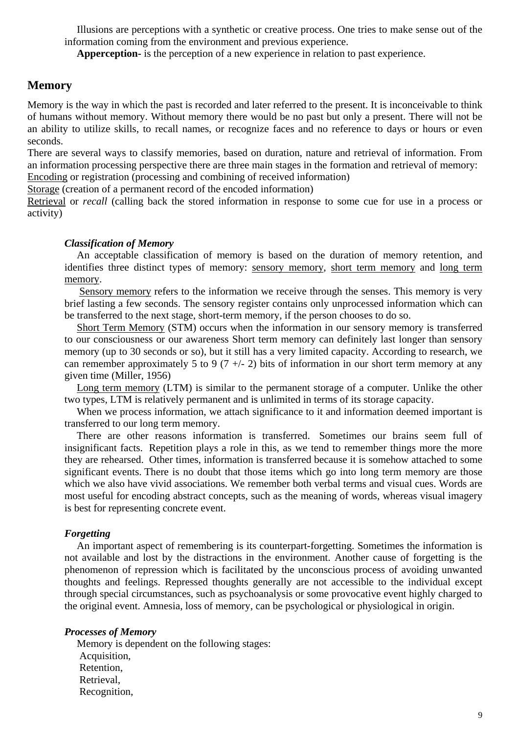Illusions are perceptions with a synthetic or creative process. One tries to make sense out of the information coming from the environment and previous experience.

**Apperception-** is the perception of a new experience in relation to past experience.

## Memory

Memory is the way in which the past is recorded and later referred to the present. It is inconceivable to think of humans without memory. Without memory there would be no past but only a present. There will not be an ability to utilize skills, to recall names, or recognize faces and no reference to days or hours or even seconds.

There are several ways to classify memories, based on duration, nature and retrieval of information. From an information processing perspective there are three main stages in the formation and retrieval of memory:

Encoding or registration (processing and combining of received information)

Storage (creation of a permanent record of the encoded information)

Retrieval or *recall* (calling back the stored information in response to some cue for use in a process or activity)

### *Classification of Memory*

An acceptable classification of memory is based on the duration of memory retention, and identifies three distinct types of memory: sensory memory, short term memory and long term memory.

Sensory memory refers to the information we receive through the senses. This memory is very brief lasting a few seconds. The sensory register contains only unprocessed information which can be transferred to the next stage, short-term memory, if the person chooses to do so.

Short Term Memory (STM) occurs when the information in our sensory memory is transferred to our consciousness or our awareness Short term memory can definitely last longer than sensory memory (up to 30 seconds or so), but it still has a very limited capacity. According to research, we can remember approximately 5 to 9 (7 +/- 2) bits of information in our short term memory at any given time (Miller, 1956)

Long term memory (LTM) is similar to the permanent storage of a computer. Unlike the other two types, LTM is relatively permanent and is unlimited in terms of its storage capacity.

When we process information, we attach significance to it and information deemed important is transferred to our long term memory.

There are other reasons information is transferred. Sometimes our brains seem full of insignificant facts. Repetition plays a role in this, as we tend to remember things more the more they are rehearsed. Other times, information is transferred because it is somehow attached to some significant events. There is no doubt that those items which go into long term memory are those which we also have vivid associations. We remember both verbal terms and visual cues. Words are most useful for encoding abstract concepts, such as the meaning of words, whereas visual imagery is best for representing concrete event.

### *Forgetting*

An important aspect of remembering is its counterpart-forgetting. Sometimes the information is not available and lost by the distractions in the environment. Another cause of forgetting is the phenomenon of repression which is facilitated by the unconscious process of avoiding unwanted thoughts and feelings. Repressed thoughts generally are not accessible to the individual except through special circumstances, such as psychoanalysis or some provocative event highly charged to the original event. Amnesia, loss of memory, can be psychological or physiological in origin.

### *Processes of Memory*

Memory is dependent on the following stages:

Acquisition,

Retention,

Retrieval,

Recognition,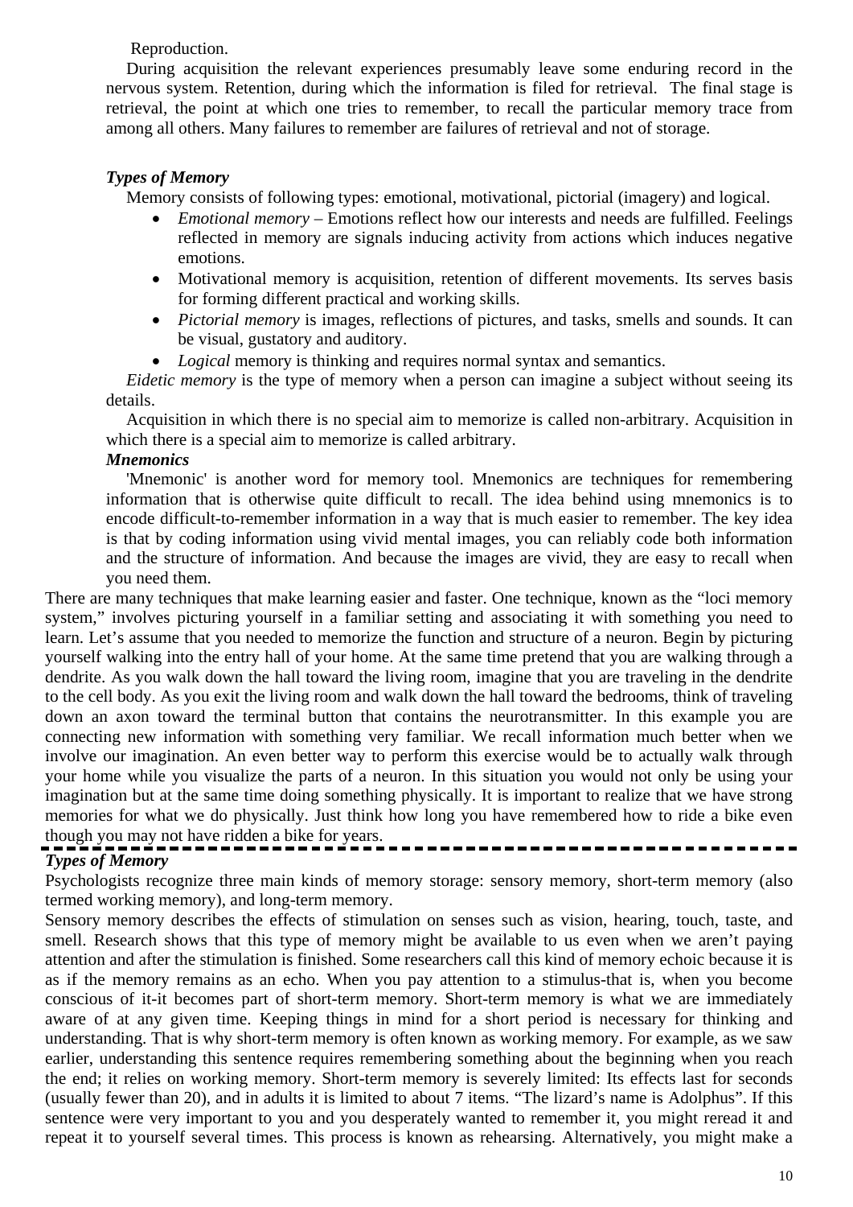Reproduction.

During acquisition the relevant experiences presumably leave some enduring record in the nervous system. Retention, during which the information is filed for retrieval. The final stage is retrieval, the point at which one tries to remember, to recall the particular memory trace from among all others. Many failures to remember are failures of retrieval and not of storage.

### *Types of Memory*

Memory consists of following types: emotional, motivational, pictorial (imagery) and logical.

- *Emotional memory* – Emotions reflect how our interests and needs are fulfilled. Feelings reflected in memory are signals inducing activity from actions which induces negative emotions.
- Motivational memory is acquisition, retention of different movements. Its serves basis for forming different practical and working skills.
- *Pictorial memory* is images, reflections of pictures, and tasks, smells and sounds. It can be visual, gustatory and auditory.
- *Logical* memory is thinking and requires normal syntax and semantics.

*Eidetic memory* is the type of memory when a person can imagine a subject without seeing its details.

Acquisition in which there is no special aim to memorize is called non-arbitrary. Acquisition in which there is a special aim to memorize is called arbitrary.

### *Mnemonics*

'Mnemonic' is another word for memory tool. Mnemonics are techniques for remembering information that is otherwise quite difficult to recall. The idea behind using mnemonics is to encode difficult-to-remember information in a way that is much easier to remember. The key idea is that by coding information using vivid mental images, you can reliably code both information and the structure of information. And because the images are vivid, they are easy to recall when you need them.

There are many techniques that make learning easier and faster. One technique, known as the "loci memory system," involves picturing yourself in a familiar setting and associating it with something you need to learn. Let's assume that you needed to memorize the function and structure of a neuron. Begin by picturing yourself walking into the entry hall of your home. At the same time pretend that you are walking through a dendrite. As you walk down the hall toward the living room, imagine that you are traveling in the dendrite to the cell body. As you exit the living room and walk down the hall toward the bedrooms, think of traveling down an axon toward the terminal button that contains the neurotransmitter. In this example you are connecting new information with something very familiar. We recall information much better when we involve our imagination. An even better way to perform this exercise would be to actually walk through your home while you visualize the parts of a neuron. In this situation you would not only be using your imagination but at the same time doing something physically. It is important to realize that we have strong memories for what we do physically. Just think how long you have remembered how to ride a bike even though you may not have ridden a bike for years.

---

### *Types of Memory*

Psychologists recognize three main kinds of memory storage: sensory memory, short-term memory (also termed working memory), and long-term memory.

Sensory memory describes the effects of stimulation on senses such as vision, hearing, touch, taste, and smell. Research shows that this type of memory might be available to us even when we aren't paying attention and after the stimulation is finished. Some researchers call this kind of memory echoic because it is as if the memory remains as an echo. When you pay attention to a stimulus-that is, when you become conscious of it-it becomes part of short-term memory. Short-term memory is what we are immediately aware of at any given time. Keeping things in mind for a short period is necessary for thinking and understanding. That is why short-term memory is often known as working memory. For example, as we saw earlier, understanding this sentence requires remembering something about the beginning when you reach the end; it relies on working memory. Short-term memory is severely limited: Its effects last for seconds (usually fewer than 20), and in adults it is limited to about 7 items. "The lizard's name is Adolphus". If this sentence were very important to you and you desperately wanted to remember it, you might reread it and repeat it to yourself several times. This process is known as rehearsing. Alternatively, you might make a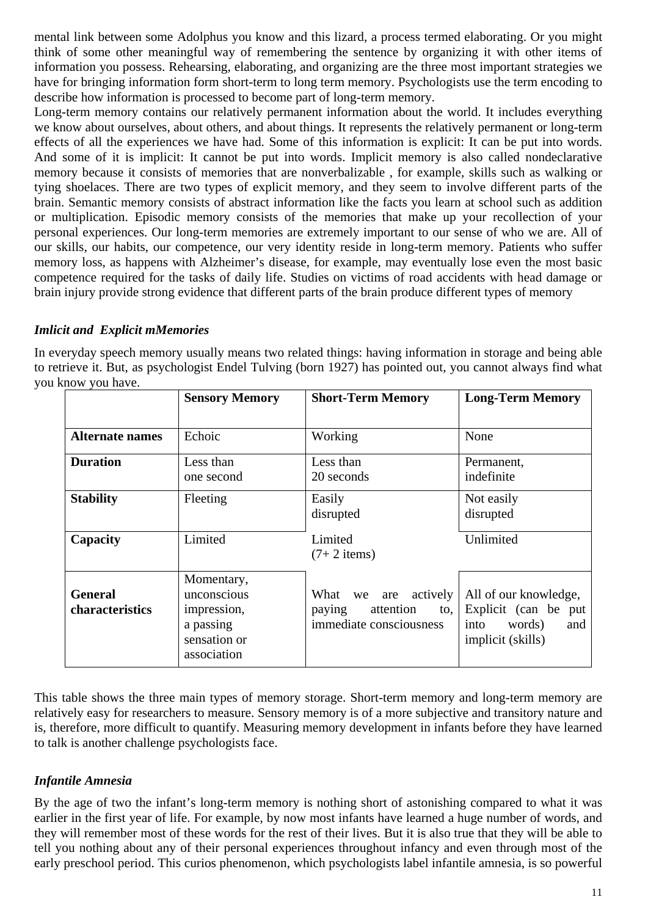mental link between some Adolphus you know and this lizard, a process termed elaborating. Or you might think of some other meaningful way of remembering the sentence by organizing it with other items of information you possess. Rehearsing, elaborating, and organizing are the three most important strategies we have for bringing information form short-term to long term memory. Psychologists use the term encoding to describe how information is processed to become part of long-term memory.

Long-term memory contains our relatively permanent information about the world. It includes everything we know about ourselves, about others, and about things. It represents the relatively permanent or long-term effects of all the experiences we have had. Some of this information is explicit: It can be put into words. And some of it is implicit: It cannot be put into words. Implicit memory is also called nondeclarative memory because it consists of memories that are nonverbalizable , for example, skills such as walking or tying shoelaces. There are two types of explicit memory, and they seem to involve different parts of the brain. Semantic memory consists of abstract information like the facts you learn at school such as addition or multiplication. Episodic memory consists of the memories that make up your recollection of your personal experiences. Our long-term memories are extremely important to our sense of who we are. All of our skills, our habits, our competence, our very identity reside in long-term memory. Patients who suffer memory loss, as happens with Alzheimer's disease, for example, may eventually lose even the most basic competence required for the tasks of daily life. Studies on victims of road accidents with head damage or brain injury provide strong evidence that different parts of the brain produce different types of memory

***Imlicit and Explicit mMemories***

In everyday speech memory usually means two related things: having information in storage and being able to retrieve it. But, as psychologist Endel Tulving (born 1927) has pointed out, you cannot always find what you know you have.

| | **Sensory Memory** | **Short-Term Memory** | **Long-Term Memory** |
|---|---|---|---|
| **Alternate names** | Echoic | Working | None |
| **Duration** | Less than one second | Less than 20 seconds | Permanent, indefinite |
| **Stability** | Fleeting | Easily disrupted | Not easily disrupted |
| **Capacity** | Limited | Limited (7+ 2 items) | Unlimited |
| **General characteristics** | Momentary, unconscious impression, a passing sensation or association | What we are actively paying attention to, immediate consciousness | All of our knowledge, Explicit (can be put into words) and implicit (skills) |

This table shows the three main types of memory storage. Short-term memory and long-term memory are relatively easy for researchers to measure. Sensory memory is of a more subjective and transitory nature and is, therefore, more difficult to quantify. Measuring memory development in infants before they have learned to talk is another challenge psychologists face.

***Infantile Amnesia***

By the age of two the infant's long-term memory is nothing short of astonishing compared to what it was earlier in the first year of life. For example, by now most infants have learned a huge number of words, and they will remember most of these words for the rest of their lives. But it is also true that they will be able to tell you nothing about any of their personal experiences throughout infancy and even through most of the early preschool period. This curios phenomenon, which psychologists label infantile amnesia, is so powerful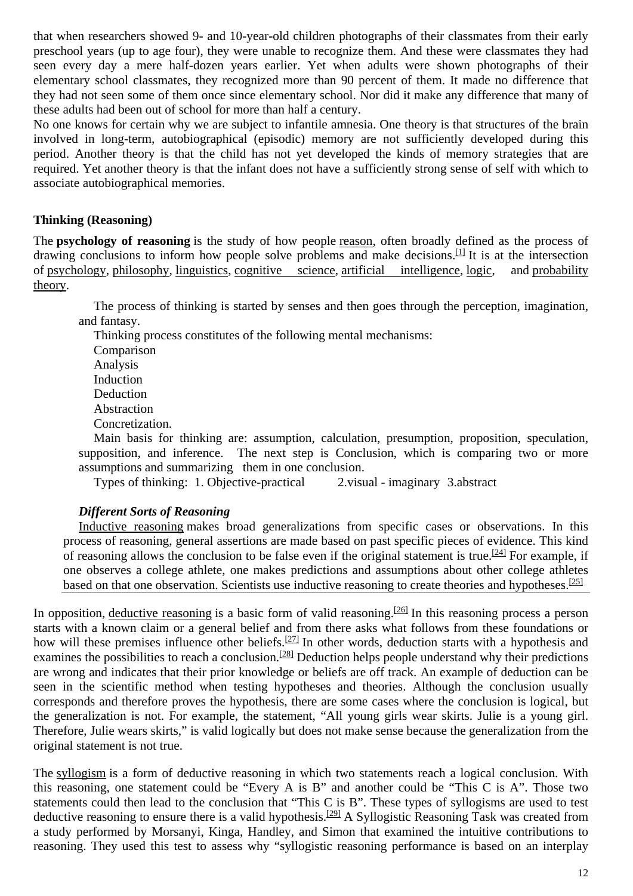that when researchers showed 9- and 10-year-old children photographs of their classmates from their early preschool years (up to age four), they were unable to recognize them. And these were classmates they had seen every day a mere half-dozen years earlier. Yet when adults were shown photographs of their elementary school classmates, they recognized more than 90 percent of them. It made no difference that they had not seen some of them once since elementary school. Nor did it make any difference that many of these adults had been out of school for more than half a century.

No one knows for certain why we are subject to infantile amnesia. One theory is that structures of the brain involved in long-term, autobiographical (episodic) memory are not sufficiently developed during this period. Another theory is that the child has not yet developed the kinds of memory strategies that are required. Yet another theory is that the infant does not have a sufficiently strong sense of self with which to associate autobiographical memories.

**Thinking (Reasoning)**

The **psychology of reasoning** is the study of how people reason, often broadly defined as the process of drawing conclusions to inform how people solve problems and make decisions.[1] It is at the intersection of psychology, philosophy, linguistics, cognitive science, artificial intelligence, logic, and probability theory.

The process of thinking is started by senses and then goes through the perception, imagination, and fantasy.

Thinking process constitutes of the following mental mechanisms:

Comparison
Analysis
Induction
Deduction
Abstraction
Concretization.

Main basis for thinking are: assumption, calculation, presumption, proposition, speculation, supposition, and inference. The next step is Conclusion, which is comparing two or more assumptions and summarizing them in one conclusion.

Types of thinking: 1. Objective-practical 2.visual - imaginary 3.abstract

***Different Sorts of Reasoning***

Inductive reasoning makes broad generalizations from specific cases or observations. In this process of reasoning, general assertions are made based on past specific pieces of evidence. This kind of reasoning allows the conclusion to be false even if the original statement is true.[24] For example, if one observes a college athlete, one makes predictions and assumptions about other college athletes based on that one observation. Scientists use inductive reasoning to create theories and hypotheses.[25]

In opposition, deductive reasoning is a basic form of valid reasoning.[26] In this reasoning process a person starts with a known claim or a general belief and from there asks what follows from these foundations or how will these premises influence other beliefs.[27] In other words, deduction starts with a hypothesis and examines the possibilities to reach a conclusion.[28] Deduction helps people understand why their predictions are wrong and indicates that their prior knowledge or beliefs are off track. An example of deduction can be seen in the scientific method when testing hypotheses and theories. Although the conclusion usually corresponds and therefore proves the hypothesis, there are some cases where the conclusion is logical, but the generalization is not. For example, the statement, "All young girls wear skirts. Julie is a young girl. Therefore, Julie wears skirts," is valid logically but does not make sense because the generalization from the original statement is not true.

The syllogism is a form of deductive reasoning in which two statements reach a logical conclusion. With this reasoning, one statement could be "Every A is B" and another could be "This C is A". Those two statements could then lead to the conclusion that "This C is B". These types of syllogisms are used to test deductive reasoning to ensure there is a valid hypothesis.[29] A Syllogistic Reasoning Task was created from a study performed by Morsanyi, Kinga, Handley, and Simon that examined the intuitive contributions to reasoning. They used this test to assess why "syllogistic reasoning performance is based on an interplay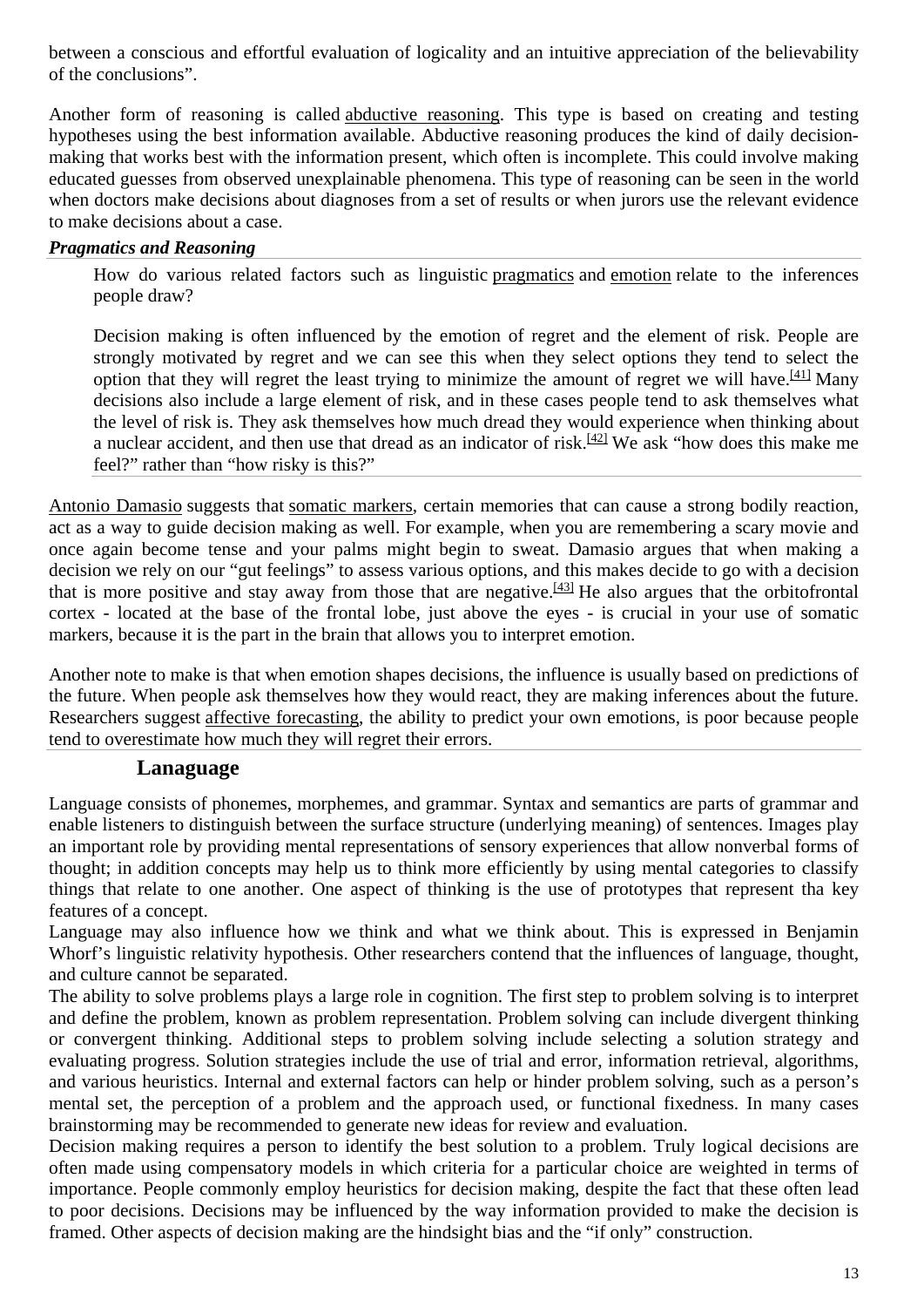between a conscious and effortful evaluation of logicality and an intuitive appreciation of the believability of the conclusions".

Another form of reasoning is called abductive reasoning. This type is based on creating and testing hypotheses using the best information available. Abductive reasoning produces the kind of daily decision-making that works best with the information present, which often is incomplete. This could involve making educated guesses from observed unexplainable phenomena. This type of reasoning can be seen in the world when doctors make decisions about diagnoses from a set of results or when jurors use the relevant evidence to make decisions about a case.

***Pragmatics and Reasoning***

> How do various related factors such as linguistic pragmatics and emotion relate to the inferences people draw?
>
> Decision making is often influenced by the emotion of regret and the element of risk. People are strongly motivated by regret and we can see this when they select options they tend to select the option that they will regret the least trying to minimize the amount of regret we will have.[41] Many decisions also include a large element of risk, and in these cases people tend to ask themselves what the level of risk is. They ask themselves how much dread they would experience when thinking about a nuclear accident, and then use that dread as an indicator of risk.[42] We ask "how does this make me feel?" rather than "how risky is this?"

Antonio Damasio suggests that somatic markers, certain memories that can cause a strong bodily reaction, act as a way to guide decision making as well. For example, when you are remembering a scary movie and once again become tense and your palms might begin to sweat. Damasio argues that when making a decision we rely on our "gut feelings" to assess various options, and this makes decide to go with a decision that is more positive and stay away from those that are negative.[43] He also argues that the orbitofrontal cortex - located at the base of the frontal lobe, just above the eyes - is crucial in your use of somatic markers, because it is the part in the brain that allows you to interpret emotion.

Another note to make is that when emotion shapes decisions, the influence is usually based on predictions of the future. When people ask themselves how they would react, they are making inferences about the future. Researchers suggest affective forecasting, the ability to predict your own emotions, is poor because people tend to overestimate how much they will regret their errors.

## Lanaguage

Language consists of phonemes, morphemes, and grammar. Syntax and semantics are parts of grammar and enable listeners to distinguish between the surface structure (underlying meaning) of sentences. Images play an important role by providing mental representations of sensory experiences that allow nonverbal forms of thought; in addition concepts may help us to think more efficiently by using mental categories to classify things that relate to one another. One aspect of thinking is the use of prototypes that represent tha key features of a concept.

Language may also influence how we think and what we think about. This is expressed in Benjamin Whorf's linguistic relativity hypothesis. Other researchers contend that the influences of language, thought, and culture cannot be separated.

The ability to solve problems plays a large role in cognition. The first step to problem solving is to interpret and define the problem, known as problem representation. Problem solving can include divergent thinking or convergent thinking. Additional steps to problem solving include selecting a solution strategy and evaluating progress. Solution strategies include the use of trial and error, information retrieval, algorithms, and various heuristics. Internal and external factors can help or hinder problem solving, such as a person's mental set, the perception of a problem and the approach used, or functional fixedness. In many cases brainstorming may be recommended to generate new ideas for review and evaluation.

Decision making requires a person to identify the best solution to a problem. Truly logical decisions are often made using compensatory models in which criteria for a particular choice are weighted in terms of importance. People commonly employ heuristics for decision making, despite the fact that these often lead to poor decisions. Decisions may be influenced by the way information provided to make the decision is framed. Other aspects of decision making are the hindsight bias and the "if only" construction.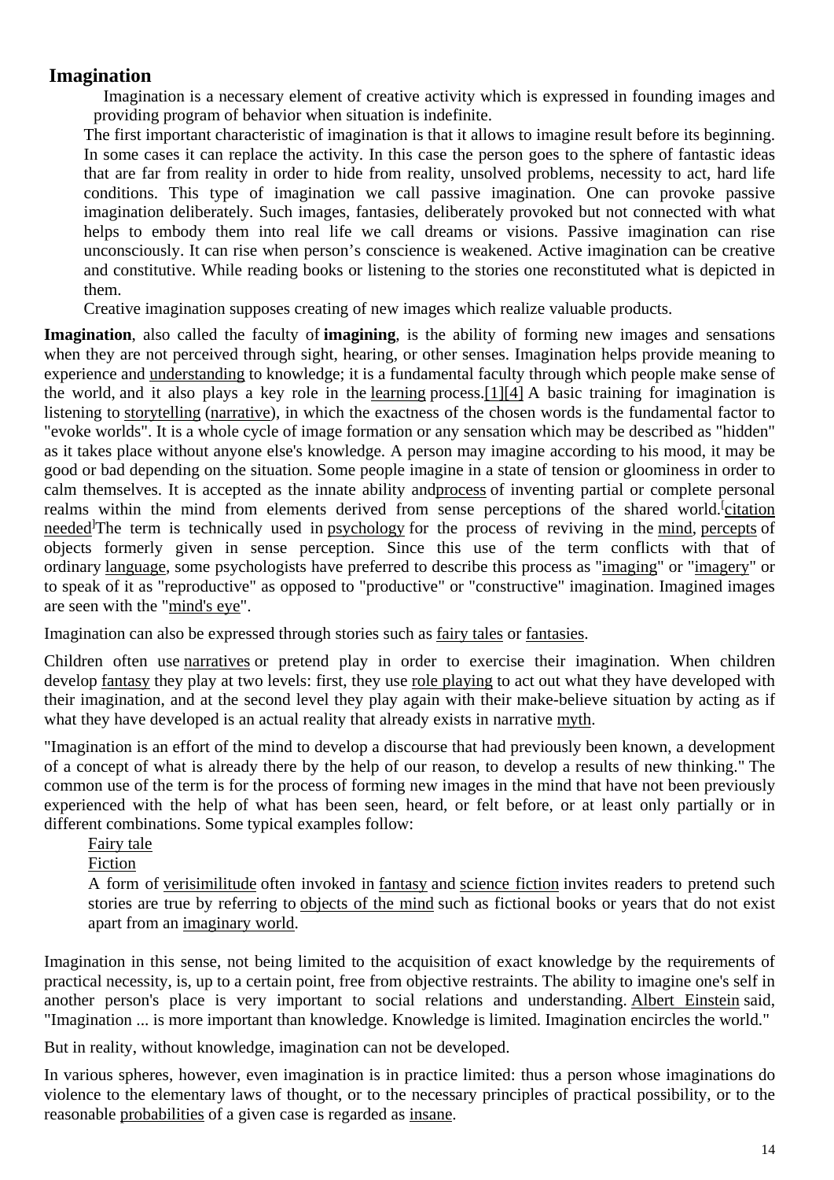## Imagination

Imagination is a necessary element of creative activity which is expressed in founding images and providing program of behavior when situation is indefinite.

The first important characteristic of imagination is that it allows to imagine result before its beginning. In some cases it can replace the activity. In this case the person goes to the sphere of fantastic ideas that are far from reality in order to hide from reality, unsolved problems, necessity to act, hard life conditions. This type of imagination we call passive imagination. One can provoke passive imagination deliberately. Such images, fantasies, deliberately provoked but not connected with what helps to embody them into real life we call dreams or visions. Passive imagination can rise unconsciously. It can rise when person's conscience is weakened. Active imagination can be creative and constitutive. While reading books or listening to the stories one reconstituted what is depicted in them.

Creative imagination supposes creating of new images which realize valuable products.

**Imagination**, also called the faculty of **imagining**, is the ability of forming new images and sensations when they are not perceived through sight, hearing, or other senses. Imagination helps provide meaning to experience and understanding to knowledge; it is a fundamental faculty through which people make sense of the world, and it also plays a key role in the learning process.[1][4] A basic training for imagination is listening to storytelling (narrative), in which the exactness of the chosen words is the fundamental factor to "evoke worlds". It is a whole cycle of image formation or any sensation which may be described as "hidden" as it takes place without anyone else's knowledge. A person may imagine according to his mood, it may be good or bad depending on the situation. Some people imagine in a state of tension or gloominess in order to calm themselves. It is accepted as the innate ability andprocess of inventing partial or complete personal realms within the mind from elements derived from sense perceptions of the shared world.[citation needed]The term is technically used in psychology for the process of reviving in the mind, percepts of objects formerly given in sense perception. Since this use of the term conflicts with that of ordinary language, some psychologists have preferred to describe this process as "imaging" or "imagery" or to speak of it as "reproductive" as opposed to "productive" or "constructive" imagination. Imagined images are seen with the "mind's eye".

Imagination can also be expressed through stories such as fairy tales or fantasies.

Children often use narratives or pretend play in order to exercise their imagination. When children develop fantasy they play at two levels: first, they use role playing to act out what they have developed with their imagination, and at the second level they play again with their make-believe situation by acting as if what they have developed is an actual reality that already exists in narrative myth.

"Imagination is an effort of the mind to develop a discourse that had previously been known, a development of a concept of what is already there by the help of our reason, to develop a results of new thinking." The common use of the term is for the process of forming new images in the mind that have not been previously experienced with the help of what has been seen, heard, or felt before, or at least only partially or in different combinations. Some typical examples follow:

- Fairy tale
- Fiction
- A form of verisimilitude often invoked in fantasy and science fiction invites readers to pretend such stories are true by referring to objects of the mind such as fictional books or years that do not exist apart from an imaginary world.

Imagination in this sense, not being limited to the acquisition of exact knowledge by the requirements of practical necessity, is, up to a certain point, free from objective restraints. The ability to imagine one's self in another person's place is very important to social relations and understanding. Albert Einstein said, "Imagination ... is more important than knowledge. Knowledge is limited. Imagination encircles the world."

But in reality, without knowledge, imagination can not be developed.

In various spheres, however, even imagination is in practice limited: thus a person whose imaginations do violence to the elementary laws of thought, or to the necessary principles of practical possibility, or to the reasonable probabilities of a given case is regarded as insane.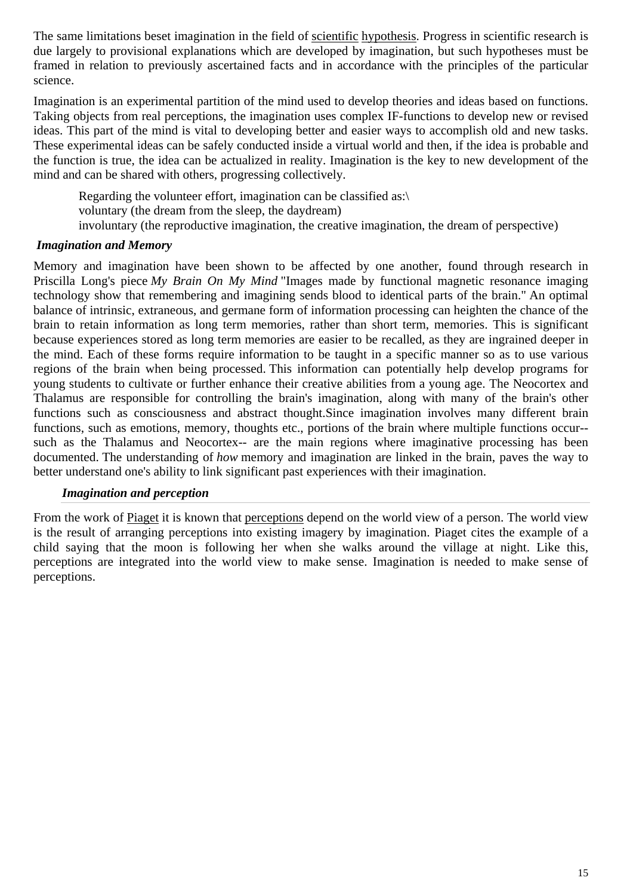The same limitations beset imagination in the field of scientific hypothesis. Progress in scientific research is due largely to provisional explanations which are developed by imagination, but such hypotheses must be framed in relation to previously ascertained facts and in accordance with the principles of the particular science.

Imagination is an experimental partition of the mind used to develop theories and ideas based on functions. Taking objects from real perceptions, the imagination uses complex IF-functions to develop new or revised ideas. This part of the mind is vital to developing better and easier ways to accomplish old and new tasks. These experimental ideas can be safely conducted inside a virtual world and then, if the idea is probable and the function is true, the idea can be actualized in reality. Imagination is the key to new development of the mind and can be shared with others, progressing collectively.

Regarding the volunteer effort, imagination can be classified as:\
voluntary (the dream from the sleep, the daydream)
involuntary (the reproductive imagination, the creative imagination, the dream of perspective)

***Imagination and Memory***

Memory and imagination have been shown to be affected by one another, found through research in Priscilla Long's piece *My Brain On My Mind* "Images made by functional magnetic resonance imaging technology show that remembering and imagining sends blood to identical parts of the brain." An optimal balance of intrinsic, extraneous, and germane form of information processing can heighten the chance of the brain to retain information as long term memories, rather than short term, memories. This is significant because experiences stored as long term memories are easier to be recalled, as they are ingrained deeper in the mind. Each of these forms require information to be taught in a specific manner so as to use various regions of the brain when being processed. This information can potentially help develop programs for young students to cultivate or further enhance their creative abilities from a young age. The Neocortex and Thalamus are responsible for controlling the brain's imagination, along with many of the brain's other functions such as consciousness and abstract thought.Since imagination involves many different brain functions, such as emotions, memory, thoughts etc., portions of the brain where multiple functions occur-- such as the Thalamus and Neocortex-- are the main regions where imaginative processing has been documented. The understanding of *how* memory and imagination are linked in the brain, paves the way to better understand one's ability to link significant past experiences with their imagination.

***Imagination and perception***

From the work of Piaget it is known that perceptions depend on the world view of a person. The world view is the result of arranging perceptions into existing imagery by imagination. Piaget cites the example of a child saying that the moon is following her when she walks around the village at night. Like this, perceptions are integrated into the world view to make sense. Imagination is needed to make sense of perceptions.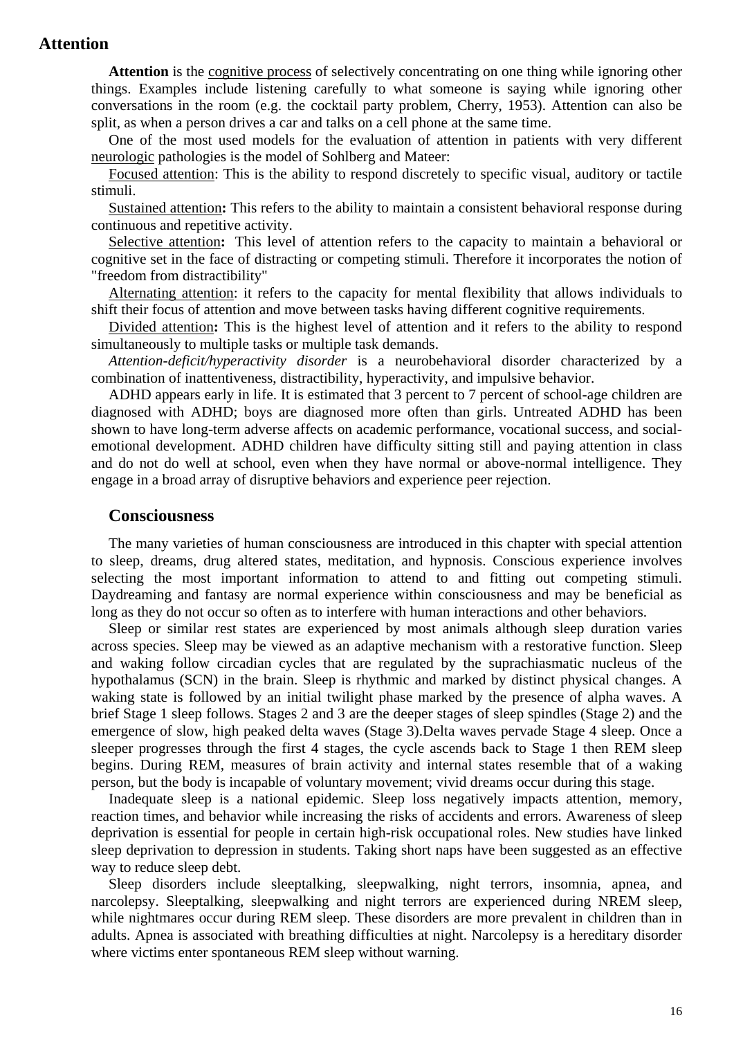## Attention

**Attention** is the cognitive process of selectively concentrating on one thing while ignoring other things. Examples include listening carefully to what someone is saying while ignoring other conversations in the room (e.g. the cocktail party problem, Cherry, 1953). Attention can also be split, as when a person drives a car and talks on a cell phone at the same time.

One of the most used models for the evaluation of attention in patients with very different neurologic pathologies is the model of Sohlberg and Mateer:

Focused attention: This is the ability to respond discretely to specific visual, auditory or tactile stimuli.

Sustained attention**:** This refers to the ability to maintain a consistent behavioral response during continuous and repetitive activity.

Selective attention**:** This level of attention refers to the capacity to maintain a behavioral or cognitive set in the face of distracting or competing stimuli. Therefore it incorporates the notion of "freedom from distractibility"

Alternating attention: it refers to the capacity for mental flexibility that allows individuals to shift their focus of attention and move between tasks having different cognitive requirements.

Divided attention**:** This is the highest level of attention and it refers to the ability to respond simultaneously to multiple tasks or multiple task demands.

*Attention-deficit/hyperactivity disorder* is a neurobehavioral disorder characterized by a combination of inattentiveness, distractibility, hyperactivity, and impulsive behavior.

ADHD appears early in life. It is estimated that 3 percent to 7 percent of school-age children are diagnosed with ADHD; boys are diagnosed more often than girls. Untreated ADHD has been shown to have long-term adverse affects on academic performance, vocational success, and social-emotional development. ADHD children have difficulty sitting still and paying attention in class and do not do well at school, even when they have normal or above-normal intelligence. They engage in a broad array of disruptive behaviors and experience peer rejection.

### Consciousness

The many varieties of human consciousness are introduced in this chapter with special attention to sleep, dreams, drug altered states, meditation, and hypnosis. Conscious experience involves selecting the most important information to attend to and fitting out competing stimuli. Daydreaming and fantasy are normal experience within consciousness and may be beneficial as long as they do not occur so often as to interfere with human interactions and other behaviors.

Sleep or similar rest states are experienced by most animals although sleep duration varies across species. Sleep may be viewed as an adaptive mechanism with a restorative function. Sleep and waking follow circadian cycles that are regulated by the suprachiasmatic nucleus of the hypothalamus (SCN) in the brain. Sleep is rhythmic and marked by distinct physical changes. A waking state is followed by an initial twilight phase marked by the presence of alpha waves. A brief Stage 1 sleep follows. Stages 2 and 3 are the deeper stages of sleep spindles (Stage 2) and the emergence of slow, high peaked delta waves (Stage 3).Delta waves pervade Stage 4 sleep. Once a sleeper progresses through the first 4 stages, the cycle ascends back to Stage 1 then REM sleep begins. During REM, measures of brain activity and internal states resemble that of a waking person, but the body is incapable of voluntary movement; vivid dreams occur during this stage.

Inadequate sleep is a national epidemic. Sleep loss negatively impacts attention, memory, reaction times, and behavior while increasing the risks of accidents and errors. Awareness of sleep deprivation is essential for people in certain high-risk occupational roles. New studies have linked sleep deprivation to depression in students. Taking short naps have been suggested as an effective way to reduce sleep debt.

Sleep disorders include sleeptalking, sleepwalking, night terrors, insomnia, apnea, and narcolepsy. Sleeptalking, sleepwalking and night terrors are experienced during NREM sleep, while nightmares occur during REM sleep. These disorders are more prevalent in children than in adults. Apnea is associated with breathing difficulties at night. Narcolepsy is a hereditary disorder where victims enter spontaneous REM sleep without warning.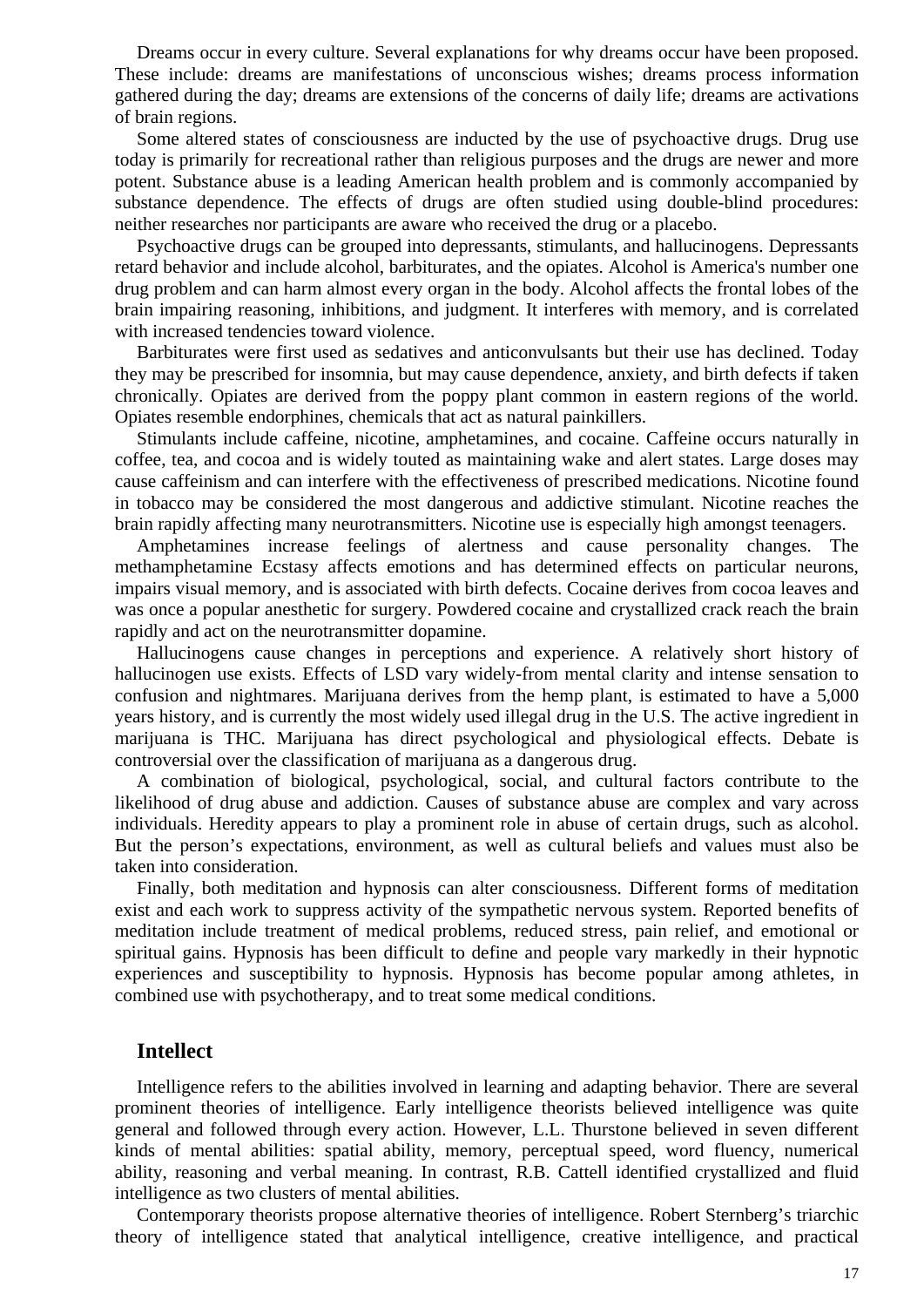Dreams occur in every culture. Several explanations for why dreams occur have been proposed. These include: dreams are manifestations of unconscious wishes; dreams process information gathered during the day; dreams are extensions of the concerns of daily life; dreams are activations of brain regions.

Some altered states of consciousness are inducted by the use of psychoactive drugs. Drug use today is primarily for recreational rather than religious purposes and the drugs are newer and more potent. Substance abuse is a leading American health problem and is commonly accompanied by substance dependence. The effects of drugs are often studied using double-blind procedures: neither researches nor participants are aware who received the drug or a placebo.

Psychoactive drugs can be grouped into depressants, stimulants, and hallucinogens. Depressants retard behavior and include alcohol, barbiturates, and the opiates. Alcohol is America's number one drug problem and can harm almost every organ in the body. Alcohol affects the frontal lobes of the brain impairing reasoning, inhibitions, and judgment. It interferes with memory, and is correlated with increased tendencies toward violence.

Barbiturates were first used as sedatives and anticonvulsants but their use has declined. Today they may be prescribed for insomnia, but may cause dependence, anxiety, and birth defects if taken chronically. Opiates are derived from the poppy plant common in eastern regions of the world. Opiates resemble endorphines, chemicals that act as natural painkillers.

Stimulants include caffeine, nicotine, amphetamines, and cocaine. Caffeine occurs naturally in coffee, tea, and cocoa and is widely touted as maintaining wake and alert states. Large doses may cause caffeinism and can interfere with the effectiveness of prescribed medications. Nicotine found in tobacco may be considered the most dangerous and addictive stimulant. Nicotine reaches the brain rapidly affecting many neurotransmitters. Nicotine use is especially high amongst teenagers.

Amphetamines increase feelings of alertness and cause personality changes. The methamphetamine Ecstasy affects emotions and has determined effects on particular neurons, impairs visual memory, and is associated with birth defects. Cocaine derives from cocoa leaves and was once a popular anesthetic for surgery. Powdered cocaine and crystallized crack reach the brain rapidly and act on the neurotransmitter dopamine.

Hallucinogens cause changes in perceptions and experience. A relatively short history of hallucinogen use exists. Effects of LSD vary widely-from mental clarity and intense sensation to confusion and nightmares. Marijuana derives from the hemp plant, is estimated to have a 5,000 years history, and is currently the most widely used illegal drug in the U.S. The active ingredient in marijuana is THC. Marijuana has direct psychological and physiological effects. Debate is controversial over the classification of marijuana as a dangerous drug.

A combination of biological, psychological, social, and cultural factors contribute to the likelihood of drug abuse and addiction. Causes of substance abuse are complex and vary across individuals. Heredity appears to play a prominent role in abuse of certain drugs, such as alcohol. But the person’s expectations, environment, as well as cultural beliefs and values must also be taken into consideration.

Finally, both meditation and hypnosis can alter consciousness. Different forms of meditation exist and each work to suppress activity of the sympathetic nervous system. Reported benefits of meditation include treatment of medical problems, reduced stress, pain relief, and emotional or spiritual gains. Hypnosis has been difficult to define and people vary markedly in their hypnotic experiences and susceptibility to hypnosis. Hypnosis has become popular among athletes, in combined use with psychotherapy, and to treat some medical conditions.

## Intellect

Intelligence refers to the abilities involved in learning and adapting behavior. There are several prominent theories of intelligence. Early intelligence theorists believed intelligence was quite general and followed through every action. However, L.L. Thurstone believed in seven different kinds of mental abilities: spatial ability, memory, perceptual speed, word fluency, numerical ability, reasoning and verbal meaning. In contrast, R.B. Cattell identified crystallized and fluid intelligence as two clusters of mental abilities.

Contemporary theorists propose alternative theories of intelligence. Robert Sternberg’s triarchic theory of intelligence stated that analytical intelligence, creative intelligence, and practical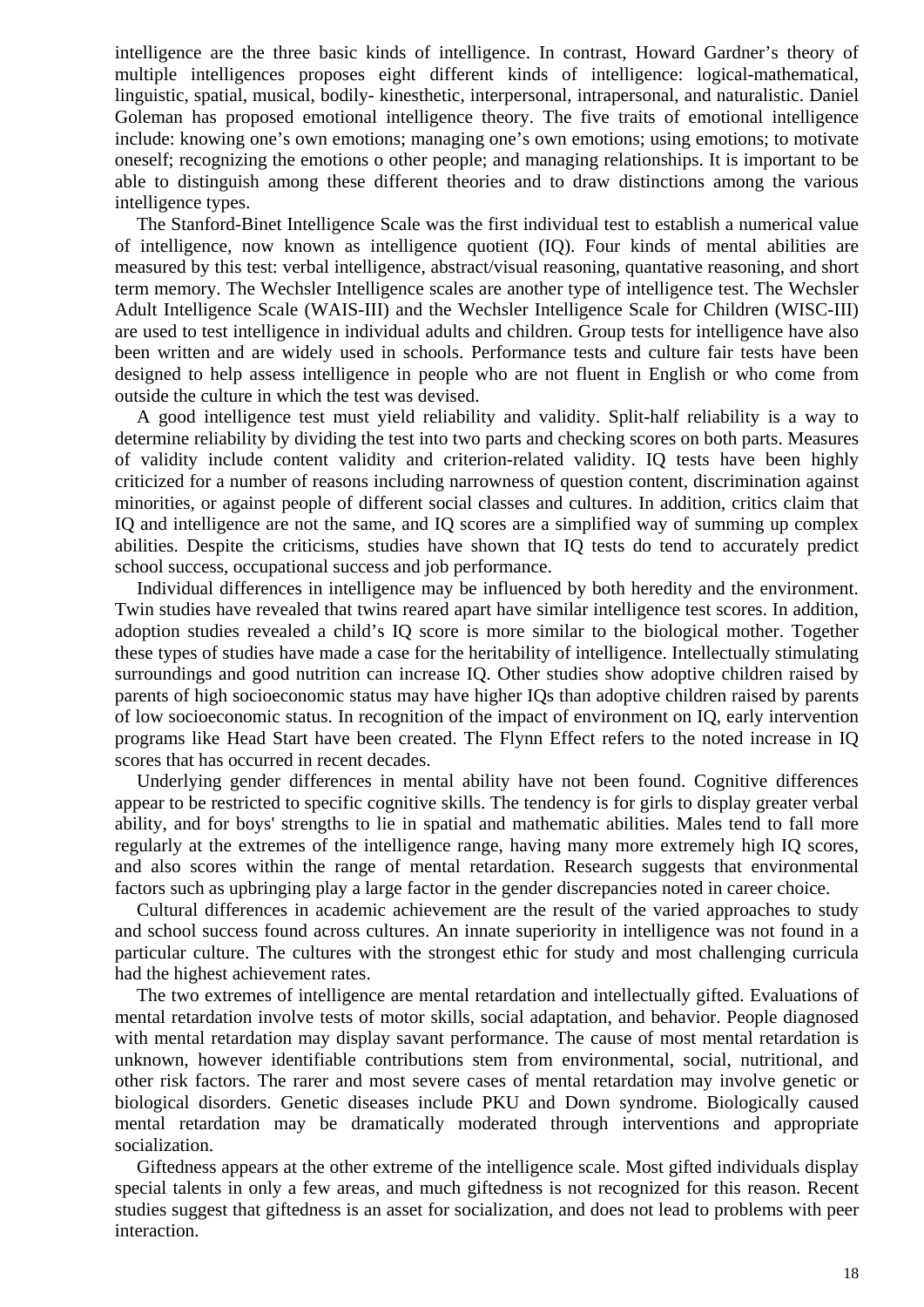intelligence are the three basic kinds of intelligence. In contrast, Howard Gardner's theory of multiple intelligences proposes eight different kinds of intelligence: logical-mathematical, linguistic, spatial, musical, bodily- kinesthetic, interpersonal, intrapersonal, and naturalistic. Daniel Goleman has proposed emotional intelligence theory. The five traits of emotional intelligence include: knowing one's own emotions; managing one's own emotions; using emotions; to motivate oneself; recognizing the emotions o other people; and managing relationships. It is important to be able to distinguish among these different theories and to draw distinctions among the various intelligence types.

The Stanford-Binet Intelligence Scale was the first individual test to establish a numerical value of intelligence, now known as intelligence quotient (IQ). Four kinds of mental abilities are measured by this test: verbal intelligence, abstract/visual reasoning, quantative reasoning, and short term memory. The Wechsler Intelligence scales are another type of intelligence test. The Wechsler Adult Intelligence Scale (WAIS-III) and the Wechsler Intelligence Scale for Children (WISC-III) are used to test intelligence in individual adults and children. Group tests for intelligence have also been written and are widely used in schools. Performance tests and culture fair tests have been designed to help assess intelligence in people who are not fluent in English or who come from outside the culture in which the test was devised.

A good intelligence test must yield reliability and validity. Split-half reliability is a way to determine reliability by dividing the test into two parts and checking scores on both parts. Measures of validity include content validity and criterion-related validity. IQ tests have been highly criticized for a number of reasons including narrowness of question content, discrimination against minorities, or against people of different social classes and cultures. In addition, critics claim that IQ and intelligence are not the same, and IQ scores are a simplified way of summing up complex abilities. Despite the criticisms, studies have shown that IQ tests do tend to accurately predict school success, occupational success and job performance.

Individual differences in intelligence may be influenced by both heredity and the environment. Twin studies have revealed that twins reared apart have similar intelligence test scores. In addition, adoption studies revealed a child's IQ score is more similar to the biological mother. Together these types of studies have made a case for the heritability of intelligence. Intellectually stimulating surroundings and good nutrition can increase IQ. Other studies show adoptive children raised by parents of high socioeconomic status may have higher IQs than adoptive children raised by parents of low socioeconomic status. In recognition of the impact of environment on IQ, early intervention programs like Head Start have been created. The Flynn Effect refers to the noted increase in IQ scores that has occurred in recent decades.

Underlying gender differences in mental ability have not been found. Cognitive differences appear to be restricted to specific cognitive skills. The tendency is for girls to display greater verbal ability, and for boys' strengths to lie in spatial and mathematic abilities. Males tend to fall more regularly at the extremes of the intelligence range, having many more extremely high IQ scores, and also scores within the range of mental retardation. Research suggests that environmental factors such as upbringing play a large factor in the gender discrepancies noted in career choice.

Cultural differences in academic achievement are the result of the varied approaches to study and school success found across cultures. An innate superiority in intelligence was not found in a particular culture. The cultures with the strongest ethic for study and most challenging curricula had the highest achievement rates.

The two extremes of intelligence are mental retardation and intellectually gifted. Evaluations of mental retardation involve tests of motor skills, social adaptation, and behavior. People diagnosed with mental retardation may display savant performance. The cause of most mental retardation is unknown, however identifiable contributions stem from environmental, social, nutritional, and other risk factors. The rarer and most severe cases of mental retardation may involve genetic or biological disorders. Genetic diseases include PKU and Down syndrome. Biologically caused mental retardation may be dramatically moderated through interventions and appropriate socialization.

Giftedness appears at the other extreme of the intelligence scale. Most gifted individuals display special talents in only a few areas, and much giftedness is not recognized for this reason. Recent studies suggest that giftedness is an asset for socialization, and does not lead to problems with peer interaction.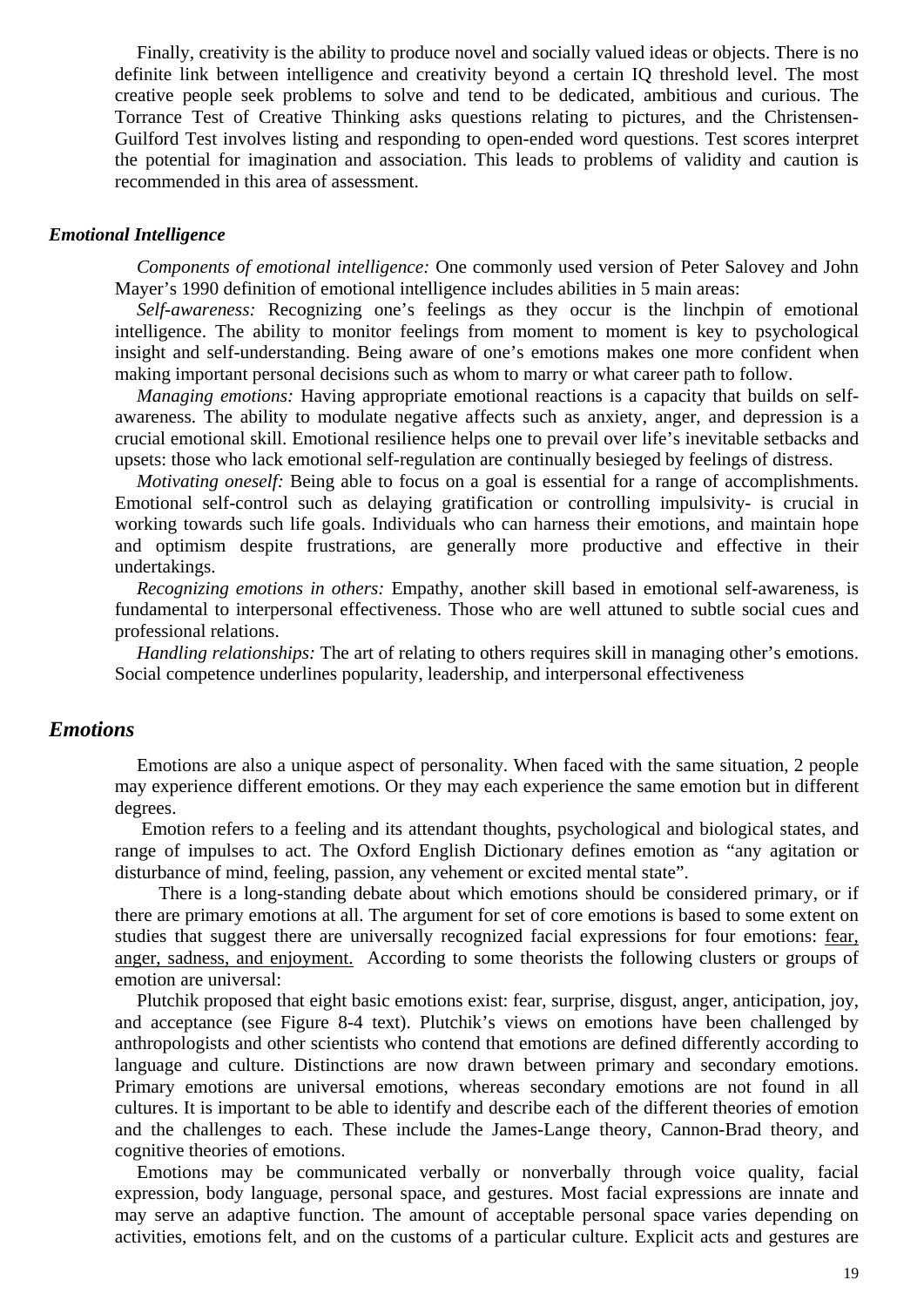Finally, creativity is the ability to produce novel and socially valued ideas or objects. There is no definite link between intelligence and creativity beyond a certain IQ threshold level. The most creative people seek problems to solve and tend to be dedicated, ambitious and curious. The Torrance Test of Creative Thinking asks questions relating to pictures, and the Christensen-Guilford Test involves listing and responding to open-ended word questions. Test scores interpret the potential for imagination and association. This leads to problems of validity and caution is recommended in this area of assessment.

### *Emotional Intelligence*

*Components of emotional intelligence:* One commonly used version of Peter Salovey and John Mayer's 1990 definition of emotional intelligence includes abilities in 5 main areas:

*Self-awareness:* Recognizing one's feelings as they occur is the linchpin of emotional intelligence. The ability to monitor feelings from moment to moment is key to psychological insight and self-understanding. Being aware of one's emotions makes one more confident when making important personal decisions such as whom to marry or what career path to follow.

*Managing emotions:* Having appropriate emotional reactions is a capacity that builds on self-awareness. The ability to modulate negative affects such as anxiety, anger, and depression is a crucial emotional skill. Emotional resilience helps one to prevail over life's inevitable setbacks and upsets: those who lack emotional self-regulation are continually besieged by feelings of distress.

*Motivating oneself:* Being able to focus on a goal is essential for a range of accomplishments. Emotional self-control such as delaying gratification or controlling impulsivity- is crucial in working towards such life goals. Individuals who can harness their emotions, and maintain hope and optimism despite frustrations, are generally more productive and effective in their undertakings.

*Recognizing emotions in others:* Empathy, another skill based in emotional self-awareness, is fundamental to interpersonal effectiveness. Those who are well attuned to subtle social cues and professional relations.

*Handling relationships:* The art of relating to others requires skill in managing other's emotions. Social competence underlines popularity, leadership, and interpersonal effectiveness

## *Emotions*

Emotions are also a unique aspect of personality. When faced with the same situation, 2 people may experience different emotions. Or they may each experience the same emotion but in different degrees.

Emotion refers to a feeling and its attendant thoughts, psychological and biological states, and range of impulses to act. The Oxford English Dictionary defines emotion as "any agitation or disturbance of mind, feeling, passion, any vehement or excited mental state".

There is a long-standing debate about which emotions should be considered primary, or if there are primary emotions at all. The argument for set of core emotions is based to some extent on studies that suggest there are universally recognized facial expressions for four emotions: <u>fear, anger, sadness, and enjoyment.</u> According to some theorists the following clusters or groups of emotion are universal:

Plutchik proposed that eight basic emotions exist: fear, surprise, disgust, anger, anticipation, joy, and acceptance (see Figure 8-4 text). Plutchik's views on emotions have been challenged by anthropologists and other scientists who contend that emotions are defined differently according to language and culture. Distinctions are now drawn between primary and secondary emotions. Primary emotions are universal emotions, whereas secondary emotions are not found in all cultures. It is important to be able to identify and describe each of the different theories of emotion and the challenges to each. These include the James-Lange theory, Cannon-Brad theory, and cognitive theories of emotions.

Emotions may be communicated verbally or nonverbally through voice quality, facial expression, body language, personal space, and gestures. Most facial expressions are innate and may serve an adaptive function. The amount of acceptable personal space varies depending on activities, emotions felt, and on the customs of a particular culture. Explicit acts and gestures are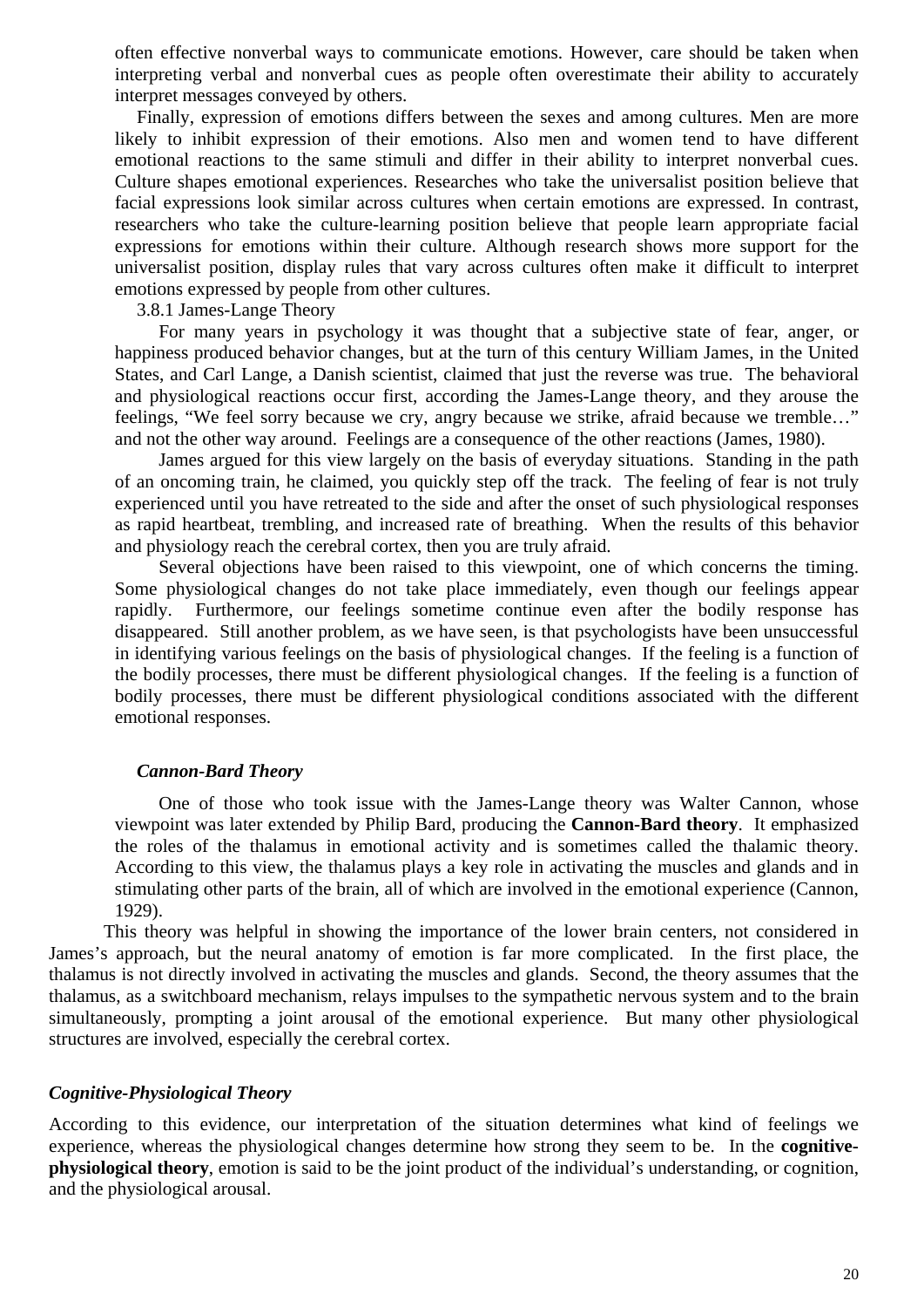often effective nonverbal ways to communicate emotions. However, care should be taken when interpreting verbal and nonverbal cues as people often overestimate their ability to accurately interpret messages conveyed by others.

Finally, expression of emotions differs between the sexes and among cultures. Men are more likely to inhibit expression of their emotions. Also men and women tend to have different emotional reactions to the same stimuli and differ in their ability to interpret nonverbal cues. Culture shapes emotional experiences. Researches who take the universalist position believe that facial expressions look similar across cultures when certain emotions are expressed. In contrast, researchers who take the culture-learning position believe that people learn appropriate facial expressions for emotions within their culture. Although research shows more support for the universalist position, display rules that vary across cultures often make it difficult to interpret emotions expressed by people from other cultures.

3.8.1 James-Lange Theory

For many years in psychology it was thought that a subjective state of fear, anger, or happiness produced behavior changes, but at the turn of this century William James, in the United States, and Carl Lange, a Danish scientist, claimed that just the reverse was true. The behavioral and physiological reactions occur first, according the James-Lange theory, and they arouse the feelings, "We feel sorry because we cry, angry because we strike, afraid because we tremble…" and not the other way around. Feelings are a consequence of the other reactions (James, 1980).

James argued for this view largely on the basis of everyday situations. Standing in the path of an oncoming train, he claimed, you quickly step off the track. The feeling of fear is not truly experienced until you have retreated to the side and after the onset of such physiological responses as rapid heartbeat, trembling, and increased rate of breathing. When the results of this behavior and physiology reach the cerebral cortex, then you are truly afraid.

Several objections have been raised to this viewpoint, one of which concerns the timing. Some physiological changes do not take place immediately, even though our feelings appear rapidly. Furthermore, our feelings sometime continue even after the bodily response has disappeared. Still another problem, as we have seen, is that psychologists have been unsuccessful in identifying various feelings on the basis of physiological changes. If the feeling is a function of the bodily processes, there must be different physiological changes. If the feeling is a function of bodily processes, there must be different physiological conditions associated with the different emotional responses.

***Cannon-Bard Theory***

One of those who took issue with the James-Lange theory was Walter Cannon, whose viewpoint was later extended by Philip Bard, producing the **Cannon-Bard theory**. It emphasized the roles of the thalamus in emotional activity and is sometimes called the thalamic theory. According to this view, the thalamus plays a key role in activating the muscles and glands and in stimulating other parts of the brain, all of which are involved in the emotional experience (Cannon, 1929).

This theory was helpful in showing the importance of the lower brain centers, not considered in James's approach, but the neural anatomy of emotion is far more complicated. In the first place, the thalamus is not directly involved in activating the muscles and glands. Second, the theory assumes that the thalamus, as a switchboard mechanism, relays impulses to the sympathetic nervous system and to the brain simultaneously, prompting a joint arousal of the emotional experience. But many other physiological structures are involved, especially the cerebral cortex.

***Cognitive-Physiological Theory***

According to this evidence, our interpretation of the situation determines what kind of feelings we experience, whereas the physiological changes determine how strong they seem to be. In the **cognitive-physiological theory**, emotion is said to be the joint product of the individual's understanding, or cognition, and the physiological arousal.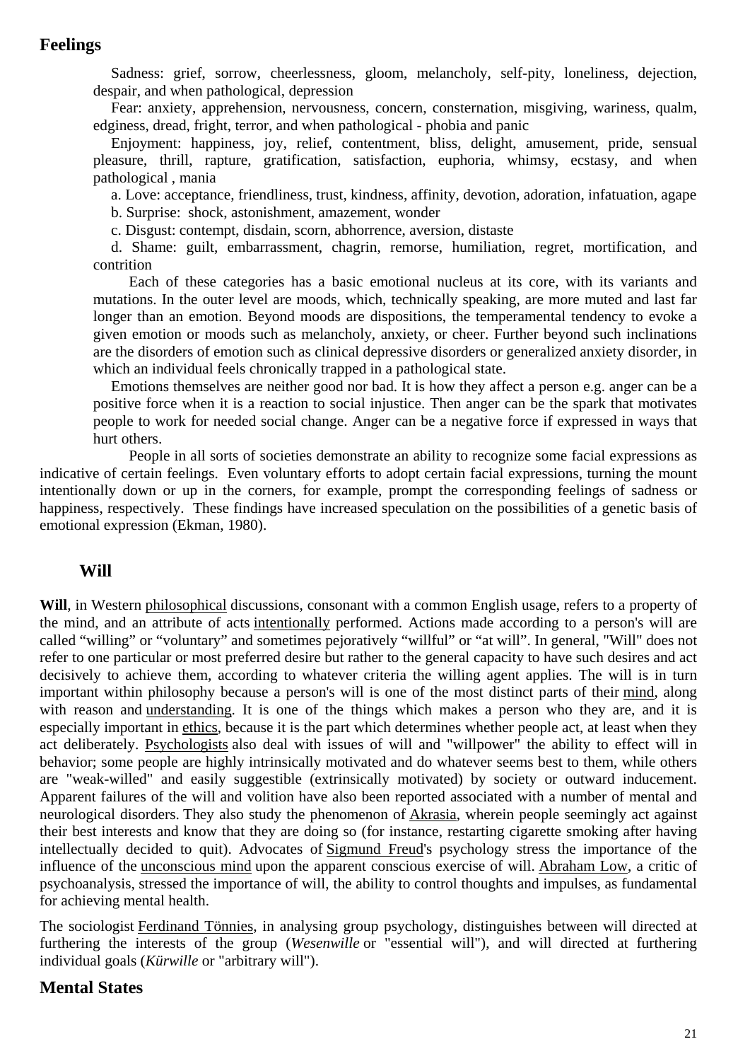## Feelings

Sadness: grief, sorrow, cheerlessness, gloom, melancholy, self-pity, loneliness, dejection, despair, and when pathological, depression

Fear: anxiety, apprehension, nervousness, concern, consternation, misgiving, wariness, qualm, edginess, dread, fright, terror, and when pathological - phobia and panic

Enjoyment: happiness, joy, relief, contentment, bliss, delight, amusement, pride, sensual pleasure, thrill, rapture, gratification, satisfaction, euphoria, whimsy, ecstasy, and when pathological , mania

a. Love: acceptance, friendliness, trust, kindness, affinity, devotion, adoration, infatuation, agape

b. Surprise: shock, astonishment, amazement, wonder

c. Disgust: contempt, disdain, scorn, abhorrence, aversion, distaste

d. Shame: guilt, embarrassment, chagrin, remorse, humiliation, regret, mortification, and contrition

Each of these categories has a basic emotional nucleus at its core, with its variants and mutations. In the outer level are moods, which, technically speaking, are more muted and last far longer than an emotion. Beyond moods are dispositions, the temperamental tendency to evoke a given emotion or moods such as melancholy, anxiety, or cheer. Further beyond such inclinations are the disorders of emotion such as clinical depressive disorders or generalized anxiety disorder, in which an individual feels chronically trapped in a pathological state.

Emotions themselves are neither good nor bad. It is how they affect a person e.g. anger can be a positive force when it is a reaction to social injustice. Then anger can be the spark that motivates people to work for needed social change. Anger can be a negative force if expressed in ways that hurt others.

People in all sorts of societies demonstrate an ability to recognize some facial expressions as indicative of certain feelings. Even voluntary efforts to adopt certain facial expressions, turning the mount intentionally down or up in the corners, for example, prompt the corresponding feelings of sadness or happiness, respectively. These findings have increased speculation on the possibilities of a genetic basis of emotional expression (Ekman, 1980).

## Will

**Will**, in Western philosophical discussions, consonant with a common English usage, refers to a property of the mind, and an attribute of acts intentionally performed. Actions made according to a person's will are called "willing" or "voluntary" and sometimes pejoratively "willful" or "at will". In general, "Will" does not refer to one particular or most preferred desire but rather to the general capacity to have such desires and act decisively to achieve them, according to whatever criteria the willing agent applies. The will is in turn important within philosophy because a person's will is one of the most distinct parts of their mind, along with reason and understanding. It is one of the things which makes a person who they are, and it is especially important in ethics, because it is the part which determines whether people act, at least when they act deliberately. Psychologists also deal with issues of will and "willpower" the ability to effect will in behavior; some people are highly intrinsically motivated and do whatever seems best to them, while others are "weak-willed" and easily suggestible (extrinsically motivated) by society or outward inducement. Apparent failures of the will and volition have also been reported associated with a number of mental and neurological disorders. They also study the phenomenon of Akrasia, wherein people seemingly act against their best interests and know that they are doing so (for instance, restarting cigarette smoking after having intellectually decided to quit). Advocates of Sigmund Freud's psychology stress the importance of the influence of the unconscious mind upon the apparent conscious exercise of will. Abraham Low, a critic of psychoanalysis, stressed the importance of will, the ability to control thoughts and impulses, as fundamental for achieving mental health.

The sociologist Ferdinand Tönnies, in analysing group psychology, distinguishes between will directed at furthering the interests of the group (*Wesenwille* or "essential will"), and will directed at furthering individual goals (*Kürwille* or "arbitrary will").

## Mental States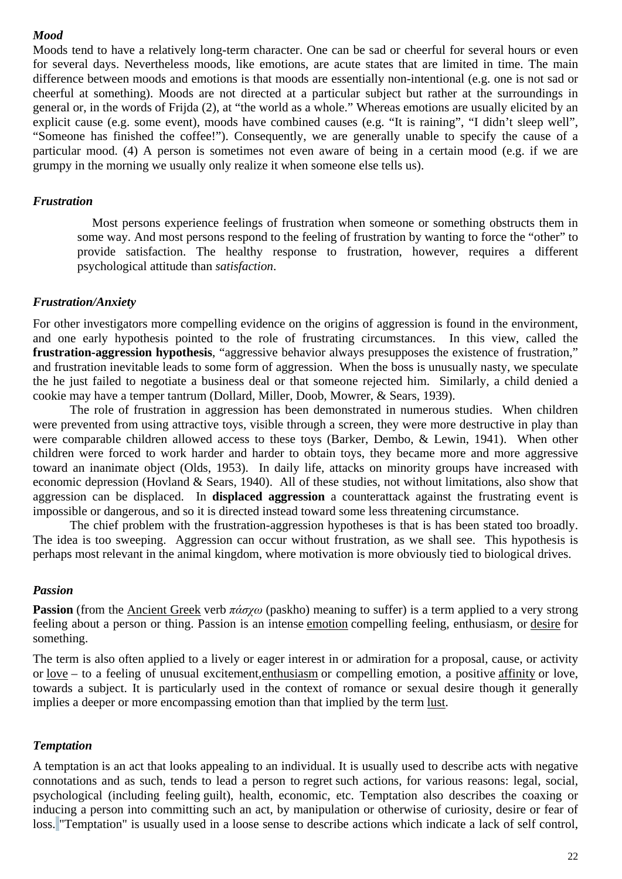### *Mood*

Moods tend to have a relatively long-term character. One can be sad or cheerful for several hours or even for several days. Nevertheless moods, like emotions, are acute states that are limited in time. The main difference between moods and emotions is that moods are essentially non-intentional (e.g. one is not sad or cheerful at something). Moods are not directed at a particular subject but rather at the surroundings in general or, in the words of Frijda (2), at "the world as a whole." Whereas emotions are usually elicited by an explicit cause (e.g. some event), moods have combined causes (e.g. "It is raining", "I didn't sleep well", "Someone has finished the coffee!"). Consequently, we are generally unable to specify the cause of a particular mood. (4) A person is sometimes not even aware of being in a certain mood (e.g. if we are grumpy in the morning we usually only realize it when someone else tells us).

### *Frustration*

> Most persons experience feelings of frustration when someone or something obstructs them in some way. And most persons respond to the feeling of frustration by wanting to force the "other" to provide satisfaction. The healthy response to frustration, however, requires a different psychological attitude than *satisfaction*.

### *Frustration/Anxiety*

For other investigators more compelling evidence on the origins of aggression is found in the environment, and one early hypothesis pointed to the role of frustrating circumstances. In this view, called the **frustration-aggression hypothesis**, "aggressive behavior always presupposes the existence of frustration," and frustration inevitable leads to some form of aggression. When the boss is unusually nasty, we speculate the he just failed to negotiate a business deal or that someone rejected him. Similarly, a child denied a cookie may have a temper tantrum (Dollard, Miller, Doob, Mowrer, & Sears, 1939).

The role of frustration in aggression has been demonstrated in numerous studies. When children were prevented from using attractive toys, visible through a screen, they were more destructive in play than were comparable children allowed access to these toys (Barker, Dembo, & Lewin, 1941). When other children were forced to work harder and harder to obtain toys, they became more and more aggressive toward an inanimate object (Olds, 1953). In daily life, attacks on minority groups have increased with economic depression (Hovland & Sears, 1940). All of these studies, not without limitations, also show that aggression can be displaced. In **displaced aggression** a counterattack against the frustrating event is impossible or dangerous, and so it is directed instead toward some less threatening circumstance.

The chief problem with the frustration-aggression hypotheses is that is has been stated too broadly. The idea is too sweeping. Aggression can occur without frustration, as we shall see. This hypothesis is perhaps most relevant in the animal kingdom, where motivation is more obviously tied to biological drives.

### *Passion*

**Passion** (from the Ancient Greek verb *πάσχω* (paskho) meaning to suffer) is a term applied to a very strong feeling about a person or thing. Passion is an intense emotion compelling feeling, enthusiasm, or desire for something.

The term is also often applied to a lively or eager interest in or admiration for a proposal, cause, or activity or love – to a feeling of unusual excitement,enthusiasm or compelling emotion, a positive affinity or love, towards a subject. It is particularly used in the context of romance or sexual desire though it generally implies a deeper or more encompassing emotion than that implied by the term lust.

### *Temptation*

A temptation is an act that looks appealing to an individual. It is usually used to describe acts with negative connotations and as such, tends to lead a person to regret such actions, for various reasons: legal, social, psychological (including feeling guilt), health, economic, etc. Temptation also describes the coaxing or inducing a person into committing such an act, by manipulation or otherwise of curiosity, desire or fear of loss. "Temptation" is usually used in a loose sense to describe actions which indicate a lack of self control,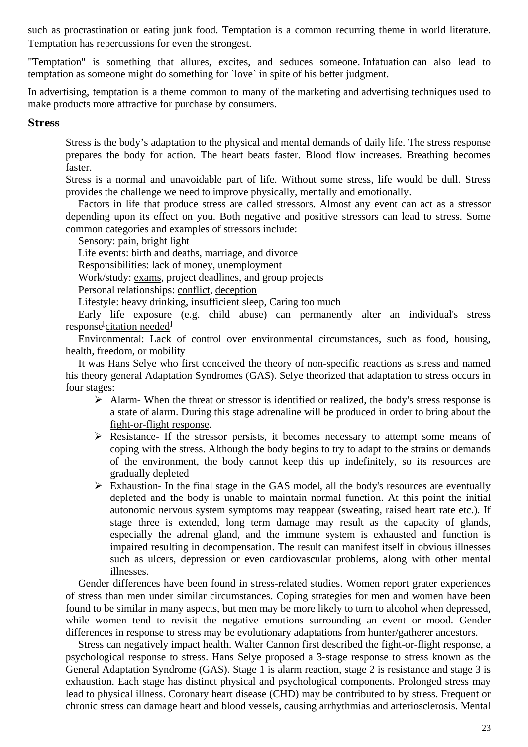such as procrastination or eating junk food. Temptation is a common recurring theme in world literature. Temptation has repercussions for even the strongest.

"Temptation" is something that allures, excites, and seduces someone. Infatuation can also lead to temptation as someone might do something for `love` in spite of his better judgment.

In advertising, temptation is a theme common to many of the marketing and advertising techniques used to make products more attractive for purchase by consumers.

## Stress

Stress is the body's adaptation to the physical and mental demands of daily life. The stress response prepares the body for action. The heart beats faster. Blood flow increases. Breathing becomes faster.

Stress is a normal and unavoidable part of life. Without some stress, life would be dull. Stress provides the challenge we need to improve physically, mentally and emotionally.

Factors in life that produce stress are called stressors. Almost any event can act as a stressor depending upon its effect on you. Both negative and positive stressors can lead to stress. Some common categories and examples of stressors include:

Sensory: pain, bright light

Life events: birth and deaths, marriage, and divorce

Responsibilities: lack of money, unemployment

Work/study: exams, project deadlines, and group projects

Personal relationships: conflict, deception

Lifestyle: heavy drinking, insufficient sleep, Caring too much

Early life exposure (e.g. child abuse) can permanently alter an individual's stress response[citation needed]

Environmental: Lack of control over environmental circumstances, such as food, housing, health, freedom, or mobility

It was Hans Selye who first conceived the theory of non-specific reactions as stress and named his theory general Adaptation Syndromes (GAS). Selye theorized that adaptation to stress occurs in four stages:

- Alarm- When the threat or stressor is identified or realized, the body's stress response is a state of alarm. During this stage adrenaline will be produced in order to bring about the fight-or-flight response.
- Resistance- If the stressor persists, it becomes necessary to attempt some means of coping with the stress. Although the body begins to try to adapt to the strains or demands of the environment, the body cannot keep this up indefinitely, so its resources are gradually depleted
- Exhaustion- In the final stage in the GAS model, all the body's resources are eventually depleted and the body is unable to maintain normal function. At this point the initial autonomic nervous system symptoms may reappear (sweating, raised heart rate etc.). If stage three is extended, long term damage may result as the capacity of glands, especially the adrenal gland, and the immune system is exhausted and function is impaired resulting in decompensation. The result can manifest itself in obvious illnesses such as ulcers, depression or even cardiovascular problems, along with other mental illnesses.

Gender differences have been found in stress-related studies. Women report grater experiences of stress than men under similar circumstances. Coping strategies for men and women have been found to be similar in many aspects, but men may be more likely to turn to alcohol when depressed, while women tend to revisit the negative emotions surrounding an event or mood. Gender differences in response to stress may be evolutionary adaptations from hunter/gatherer ancestors.

Stress can negatively impact health. Walter Cannon first described the fight-or-flight response, a psychological response to stress. Hans Selye proposed a 3-stage response to stress known as the General Adaptation Syndrome (GAS). Stage 1 is alarm reaction, stage 2 is resistance and stage 3 is exhaustion. Each stage has distinct physical and psychological components. Prolonged stress may lead to physical illness. Coronary heart disease (CHD) may be contributed to by stress. Frequent or chronic stress can damage heart and blood vessels, causing arrhythmias and arteriosclerosis. Mental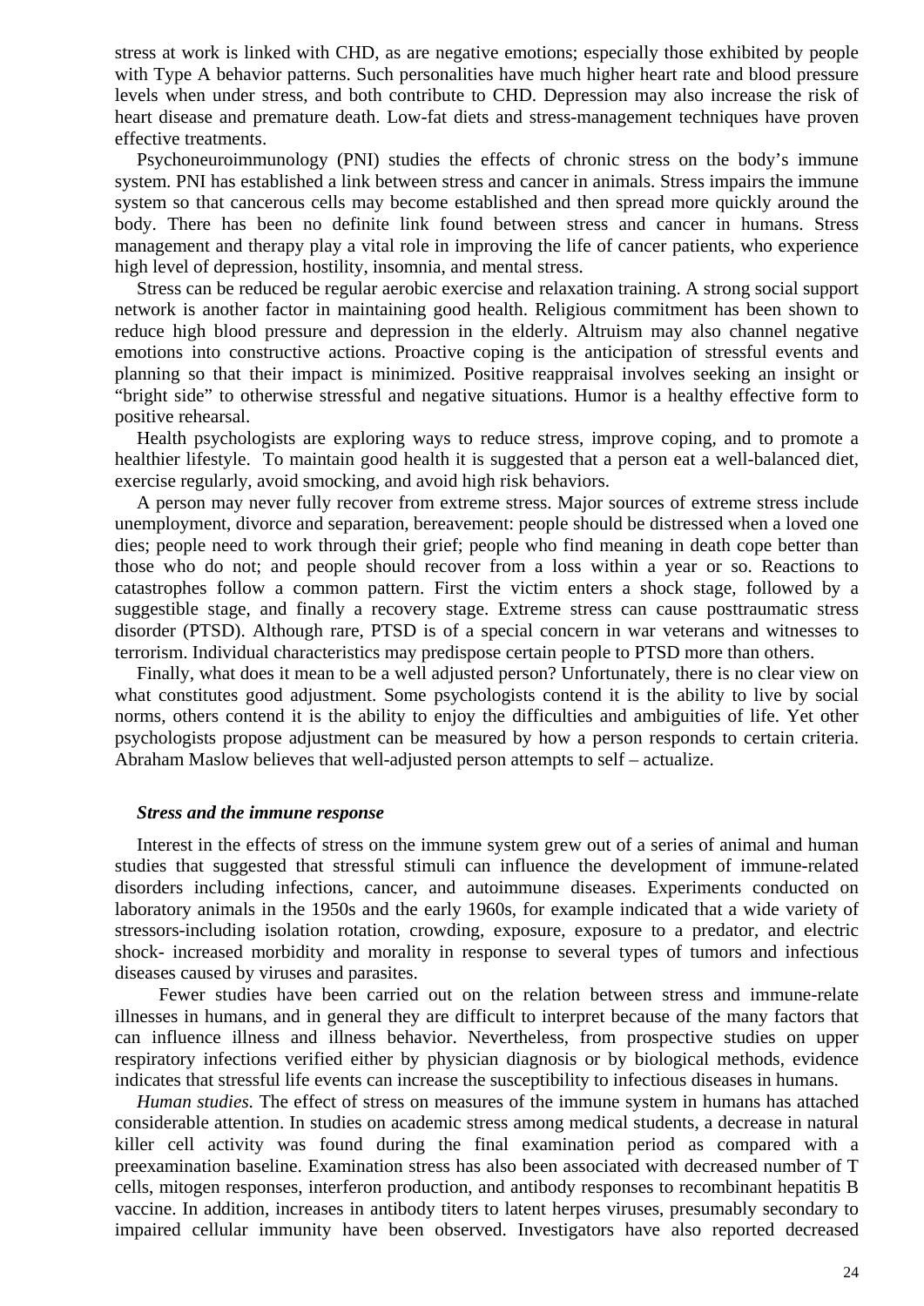stress at work is linked with CHD, as are negative emotions; especially those exhibited by people with Type A behavior patterns. Such personalities have much higher heart rate and blood pressure levels when under stress, and both contribute to CHD. Depression may also increase the risk of heart disease and premature death. Low-fat diets and stress-management techniques have proven effective treatments.

Psychoneuroimmunology (PNI) studies the effects of chronic stress on the body's immune system. PNI has established a link between stress and cancer in animals. Stress impairs the immune system so that cancerous cells may become established and then spread more quickly around the body. There has been no definite link found between stress and cancer in humans. Stress management and therapy play a vital role in improving the life of cancer patients, who experience high level of depression, hostility, insomnia, and mental stress.

Stress can be reduced be regular aerobic exercise and relaxation training. A strong social support network is another factor in maintaining good health. Religious commitment has been shown to reduce high blood pressure and depression in the elderly. Altruism may also channel negative emotions into constructive actions. Proactive coping is the anticipation of stressful events and planning so that their impact is minimized. Positive reappraisal involves seeking an insight or "bright side" to otherwise stressful and negative situations. Humor is a healthy effective form to positive rehearsal.

Health psychologists are exploring ways to reduce stress, improve coping, and to promote a healthier lifestyle. To maintain good health it is suggested that a person eat a well-balanced diet, exercise regularly, avoid smocking, and avoid high risk behaviors.

A person may never fully recover from extreme stress. Major sources of extreme stress include unemployment, divorce and separation, bereavement: people should be distressed when a loved one dies; people need to work through their grief; people who find meaning in death cope better than those who do not; and people should recover from a loss within a year or so. Reactions to catastrophes follow a common pattern. First the victim enters a shock stage, followed by a suggestible stage, and finally a recovery stage. Extreme stress can cause posttraumatic stress disorder (PTSD). Although rare, PTSD is of a special concern in war veterans and witnesses to terrorism. Individual characteristics may predispose certain people to PTSD more than others.

Finally, what does it mean to be a well adjusted person? Unfortunately, there is no clear view on what constitutes good adjustment. Some psychologists contend it is the ability to live by social norms, others contend it is the ability to enjoy the difficulties and ambiguities of life. Yet other psychologists propose adjustment can be measured by how a person responds to certain criteria. Abraham Maslow believes that well-adjusted person attempts to self – actualize.

***Stress and the immune response***

Interest in the effects of stress on the immune system grew out of a series of animal and human studies that suggested that stressful stimuli can influence the development of immune-related disorders including infections, cancer, and autoimmune diseases. Experiments conducted on laboratory animals in the 1950s and the early 1960s, for example indicated that a wide variety of stressors-including isolation rotation, crowding, exposure, exposure to a predator, and electric shock- increased morbidity and morality in response to several types of tumors and infectious diseases caused by viruses and parasites.

Fewer studies have been carried out on the relation between stress and immune-relate illnesses in humans, and in general they are difficult to interpret because of the many factors that can influence illness and illness behavior. Nevertheless, from prospective studies on upper respiratory infections verified either by physician diagnosis or by biological methods, evidence indicates that stressful life events can increase the susceptibility to infectious diseases in humans.

*Human studies.* The effect of stress on measures of the immune system in humans has attached considerable attention. In studies on academic stress among medical students, a decrease in natural killer cell activity was found during the final examination period as compared with a preexamination baseline. Examination stress has also been associated with decreased number of T cells, mitogen responses, interferon production, and antibody responses to recombinant hepatitis B vaccine. In addition, increases in antibody titers to latent herpes viruses, presumably secondary to impaired cellular immunity have been observed. Investigators have also reported decreased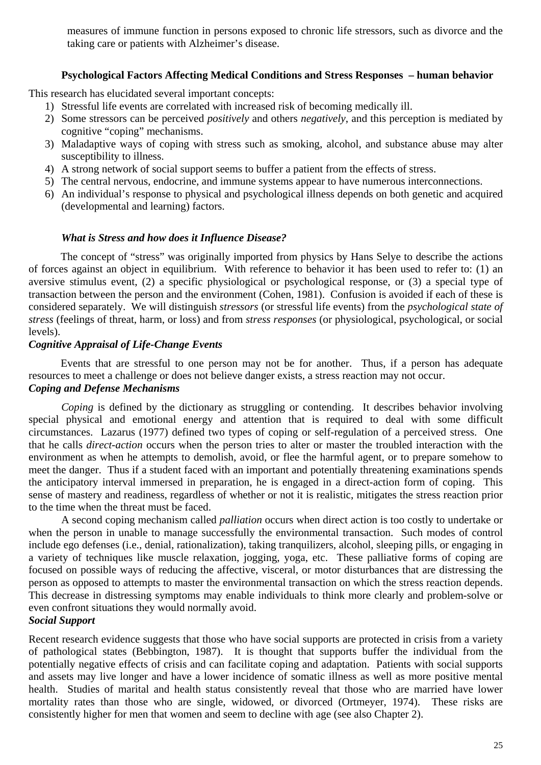measures of immune function in persons exposed to chronic life stressors, such as divorce and the taking care or patients with Alzheimer's disease.

### Psychological Factors Affecting Medical Conditions and Stress Responses – human behavior

This research has elucidated several important concepts:

1) Stressful life events are correlated with increased risk of becoming medically ill.
2) Some stressors can be perceived *positively* and others *negatively*, and this perception is mediated by cognitive "coping" mechanisms.
3) Maladaptive ways of coping with stress such as smoking, alcohol, and substance abuse may alter susceptibility to illness.
4) A strong network of social support seems to buffer a patient from the effects of stress.
5) The central nervous, endocrine, and immune systems appear to have numerous interconnections.
6) An individual's response to physical and psychological illness depends on both genetic and acquired (developmental and learning) factors.

#### *What is Stress and how does it Influence Disease?*

The concept of "stress" was originally imported from physics by Hans Selye to describe the actions of forces against an object in equilibrium. With reference to behavior it has been used to refer to: (1) an aversive stimulus event, (2) a specific physiological or psychological response, or (3) a special type of transaction between the person and the environment (Cohen, 1981). Confusion is avoided if each of these is considered separately. We will distinguish *stressors* (or stressful life events) from the *psychological state of stress* (feelings of threat, harm, or loss) and from *stress responses* (or physiological, psychological, or social levels).

#### *Cognitive Appraisal of Life-Change Events*

Events that are stressful to one person may not be for another. Thus, if a person has adequate resources to meet a challenge or does not believe danger exists, a stress reaction may not occur.

#### *Coping and Defense Mechanisms*

*Coping* is defined by the dictionary as struggling or contending. It describes behavior involving special physical and emotional energy and attention that is required to deal with some difficult circumstances. Lazarus (1977) defined two types of coping or self-regulation of a perceived stress. One that he calls *direct-action* occurs when the person tries to alter or master the troubled interaction with the environment as when he attempts to demolish, avoid, or flee the harmful agent, or to prepare somehow to meet the danger. Thus if a student faced with an important and potentially threatening examinations spends the anticipatory interval immersed in preparation, he is engaged in a direct-action form of coping. This sense of mastery and readiness, regardless of whether or not it is realistic, mitigates the stress reaction prior to the time when the threat must be faced.

A second coping mechanism called *palliation* occurs when direct action is too costly to undertake or when the person in unable to manage successfully the environmental transaction. Such modes of control include ego defenses (i.e., denial, rationalization), taking tranquilizers, alcohol, sleeping pills, or engaging in a variety of techniques like muscle relaxation, jogging, yoga, etc. These palliative forms of coping are focused on possible ways of reducing the affective, visceral, or motor disturbances that are distressing the person as opposed to attempts to master the environmental transaction on which the stress reaction depends. This decrease in distressing symptoms may enable individuals to think more clearly and problem-solve or even confront situations they would normally avoid.

#### *Social Support*

Recent research evidence suggests that those who have social supports are protected in crisis from a variety of pathological states (Bebbington, 1987). It is thought that supports buffer the individual from the potentially negative effects of crisis and can facilitate coping and adaptation. Patients with social supports and assets may live longer and have a lower incidence of somatic illness as well as more positive mental health. Studies of marital and health status consistently reveal that those who are married have lower mortality rates than those who are single, widowed, or divorced (Ortmeyer, 1974). These risks are consistently higher for men that women and seem to decline with age (see also Chapter 2).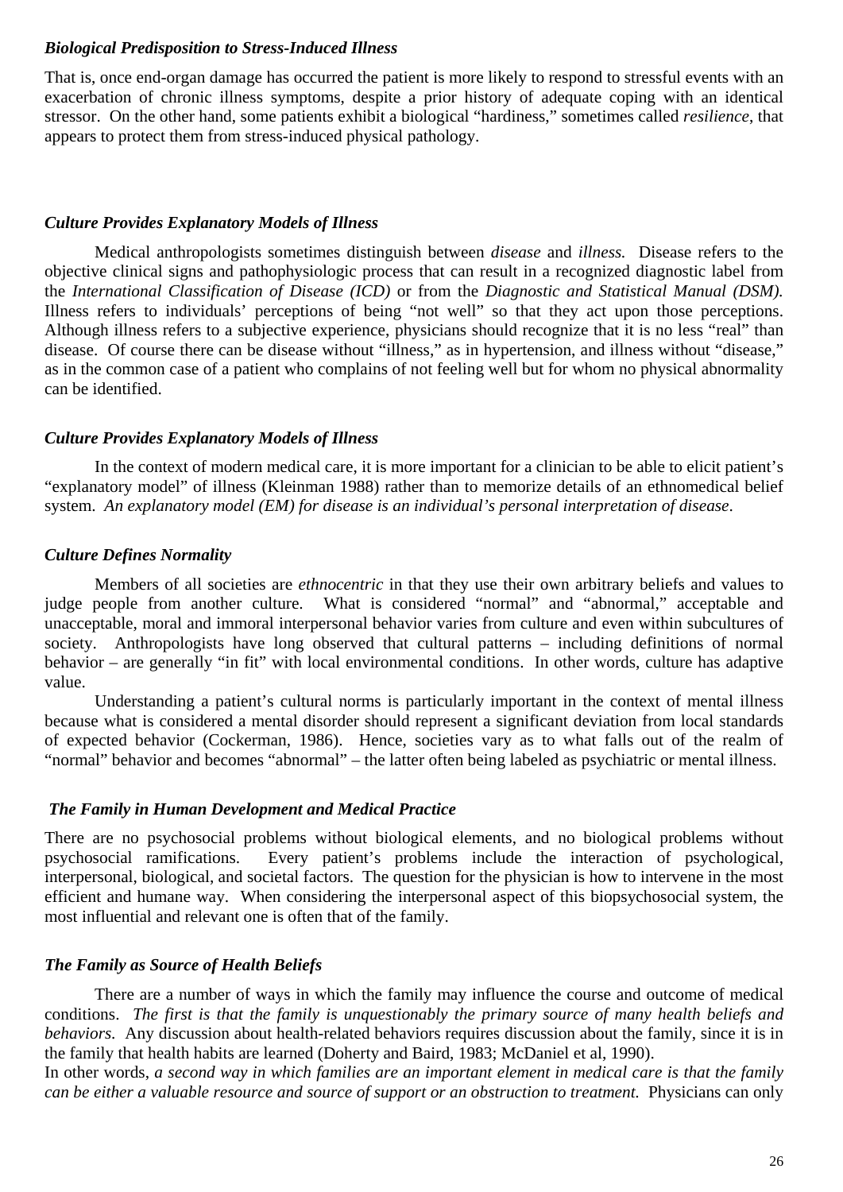### *Biological Predisposition to Stress-Induced Illness*

That is, once end-organ damage has occurred the patient is more likely to respond to stressful events with an exacerbation of chronic illness symptoms, despite a prior history of adequate coping with an identical stressor. On the other hand, some patients exhibit a biological "hardiness," sometimes called *resilience*, that appears to protect them from stress-induced physical pathology.

### *Culture Provides Explanatory Models of Illness*

Medical anthropologists sometimes distinguish between *disease* and *illness.* Disease refers to the objective clinical signs and pathophysiologic process that can result in a recognized diagnostic label from the *International Classification of Disease (ICD)* or from the *Diagnostic and Statistical Manual (DSM).* Illness refers to individuals' perceptions of being "not well" so that they act upon those perceptions. Although illness refers to a subjective experience, physicians should recognize that it is no less "real" than disease. Of course there can be disease without "illness," as in hypertension, and illness without "disease," as in the common case of a patient who complains of not feeling well but for whom no physical abnormality can be identified.

### *Culture Provides Explanatory Models of Illness*

In the context of modern medical care, it is more important for a clinician to be able to elicit patient's "explanatory model" of illness (Kleinman 1988) rather than to memorize details of an ethnomedical belief system. *An explanatory model (EM) for disease is an individual's personal interpretation of disease*.

### *Culture Defines Normality*

Members of all societies are *ethnocentric* in that they use their own arbitrary beliefs and values to judge people from another culture. What is considered "normal" and "abnormal," acceptable and unacceptable, moral and immoral interpersonal behavior varies from culture and even within subcultures of society. Anthropologists have long observed that cultural patterns – including definitions of normal behavior – are generally "in fit" with local environmental conditions. In other words, culture has adaptive value.

Understanding a patient's cultural norms is particularly important in the context of mental illness because what is considered a mental disorder should represent a significant deviation from local standards of expected behavior (Cockerman, 1986). Hence, societies vary as to what falls out of the realm of "normal" behavior and becomes "abnormal" – the latter often being labeled as psychiatric or mental illness.

### *The Family in Human Development and Medical Practice*

There are no psychosocial problems without biological elements, and no biological problems without psychosocial ramifications. Every patient's problems include the interaction of psychological, interpersonal, biological, and societal factors. The question for the physician is how to intervene in the most efficient and humane way. When considering the interpersonal aspect of this biopsychosocial system, the most influential and relevant one is often that of the family.

### *The Family as Source of Health Beliefs*

There are a number of ways in which the family may influence the course and outcome of medical conditions. *The first is that the family is unquestionably the primary source of many health beliefs and behaviors*. Any discussion about health-related behaviors requires discussion about the family, since it is in the family that health habits are learned (Doherty and Baird, 1983; McDaniel et al, 1990).
In other words, *a second way in which families are an important element in medical care is that the family can be either a valuable resource and source of support or an obstruction to treatment.* Physicians can only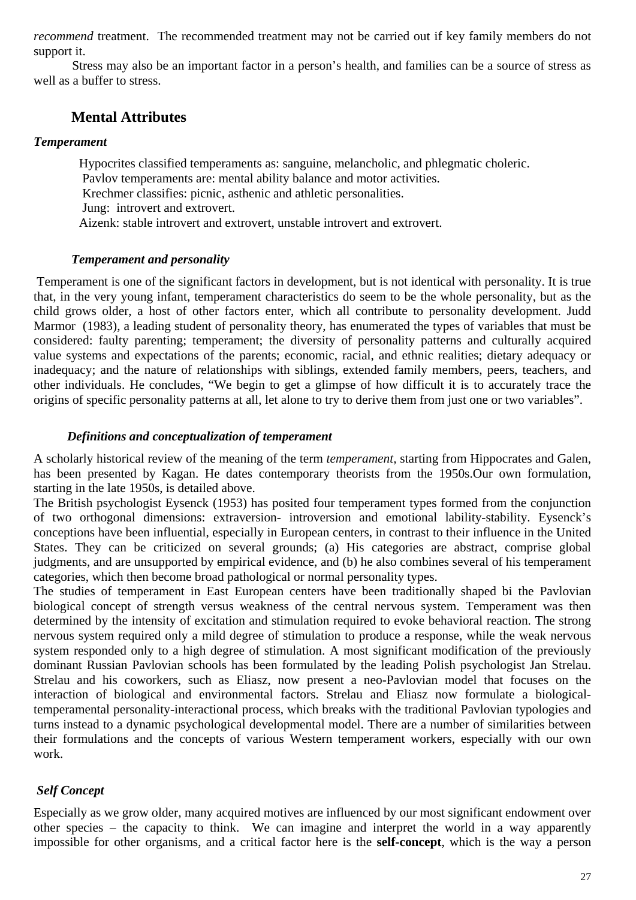*recommend* treatment. The recommended treatment may not be carried out if key family members do not support it.

Stress may also be an important factor in a person's health, and families can be a source of stress as well as a buffer to stress.

## Mental Attributes

### *Temperament*

Hypocrites classified temperaments as: sanguine, melancholic, and phlegmatic choleric.
Pavlov temperaments are: mental ability balance and motor activities.
Krechmer classifies: picnic, asthenic and athletic personalities.
Jung: introvert and extrovert.
Aizenk: stable introvert and extrovert, unstable introvert and extrovert.

### *Temperament and personality*

Temperament is one of the significant factors in development, but is not identical with personality. It is true that, in the very young infant, temperament characteristics do seem to be the whole personality, but as the child grows older, a host of other factors enter, which all contribute to personality development. Judd Marmor (1983), a leading student of personality theory, has enumerated the types of variables that must be considered: faulty parenting; temperament; the diversity of personality patterns and culturally acquired value systems and expectations of the parents; economic, racial, and ethnic realities; dietary adequacy or inadequacy; and the nature of relationships with siblings, extended family members, peers, teachers, and other individuals. He concludes, "We begin to get a glimpse of how difficult it is to accurately trace the origins of specific personality patterns at all, let alone to try to derive them from just one or two variables".

### *Definitions and conceptualization of temperament*

A scholarly historical review of the meaning of the term *temperament*, starting from Hippocrates and Galen, has been presented by Kagan. He dates contemporary theorists from the 1950s.Our own formulation, starting in the late 1950s, is detailed above.

The British psychologist Eysenck (1953) has posited four temperament types formed from the conjunction of two orthogonal dimensions: extraversion- introversion and emotional lability-stability. Eysenck's conceptions have been influential, especially in European centers, in contrast to their influence in the United States. They can be criticized on several grounds; (a) His categories are abstract, comprise global judgments, and are unsupported by empirical evidence, and (b) he also combines several of his temperament categories, which then become broad pathological or normal personality types.

The studies of temperament in East European centers have been traditionally shaped bi the Pavlovian biological concept of strength versus weakness of the central nervous system. Temperament was then determined by the intensity of excitation and stimulation required to evoke behavioral reaction. The strong nervous system required only a mild degree of stimulation to produce a response, while the weak nervous system responded only to a high degree of stimulation. A most significant modification of the previously dominant Russian Pavlovian schools has been formulated by the leading Polish psychologist Jan Strelau. Strelau and his coworkers, such as Eliasz, now present a neo-Pavlovian model that focuses on the interaction of biological and environmental factors. Strelau and Eliasz now formulate a biological-temperamental personality-interactional process, which breaks with the traditional Pavlovian typologies and turns instead to a dynamic psychological developmental model. There are a number of similarities between their formulations and the concepts of various Western temperament workers, especially with our own work.

### *Self Concept*

Especially as we grow older, many acquired motives are influenced by our most significant endowment over other species – the capacity to think. We can imagine and interpret the world in a way apparently impossible for other organisms, and a critical factor here is the **self-concept**, which is the way a person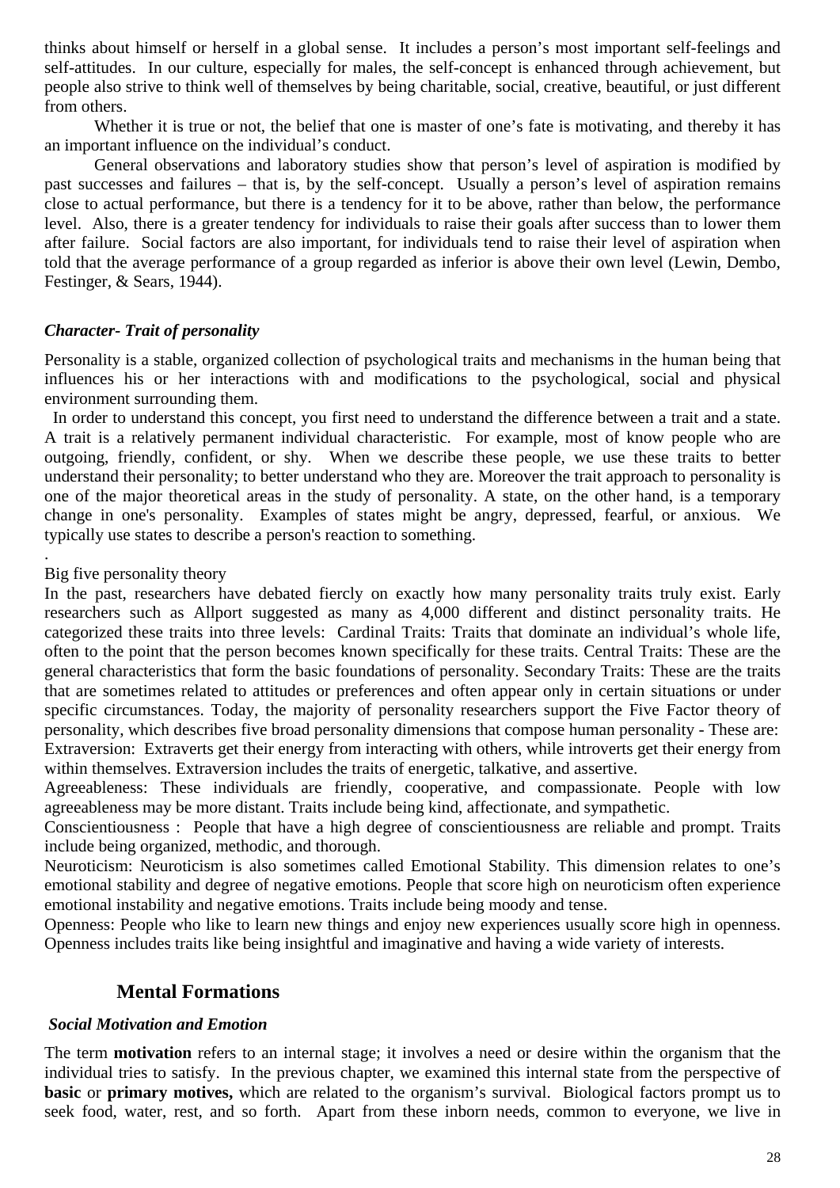thinks about himself or herself in a global sense. It includes a person's most important self-feelings and self-attitudes. In our culture, especially for males, the self-concept is enhanced through achievement, but people also strive to think well of themselves by being charitable, social, creative, beautiful, or just different from others.

Whether it is true or not, the belief that one is master of one's fate is motivating, and thereby it has an important influence on the individual's conduct.

General observations and laboratory studies show that person's level of aspiration is modified by past successes and failures – that is, by the self-concept. Usually a person's level of aspiration remains close to actual performance, but there is a tendency for it to be above, rather than below, the performance level. Also, there is a greater tendency for individuals to raise their goals after success than to lower them after failure. Social factors are also important, for individuals tend to raise their level of aspiration when told that the average performance of a group regarded as inferior is above their own level (Lewin, Dembo, Festinger, & Sears, 1944).

***Character- Trait of personality***

Personality is a stable, organized collection of psychological traits and mechanisms in the human being that influences his or her interactions with and modifications to the psychological, social and physical environment surrounding them.

In order to understand this concept, you first need to understand the difference between a trait and a state. A trait is a relatively permanent individual characteristic. For example, most of know people who are outgoing, friendly, confident, or shy. When we describe these people, we use these traits to better understand their personality; to better understand who they are. Moreover the trait approach to personality is one of the major theoretical areas in the study of personality. A state, on the other hand, is a temporary change in one's personality. Examples of states might be angry, depressed, fearful, or anxious. We typically use states to describe a person's reaction to something.

.

Big five personality theory

In the past, researchers have debated fiercly on exactly how many personality traits truly exist. Early researchers such as Allport suggested as many as 4,000 different and distinct personality traits. He categorized these traits into three levels: Cardinal Traits: Traits that dominate an individual's whole life, often to the point that the person becomes known specifically for these traits. Central Traits: These are the general characteristics that form the basic foundations of personality. Secondary Traits: These are the traits that are sometimes related to attitudes or preferences and often appear only in certain situations or under specific circumstances. Today, the majority of personality researchers support the Five Factor theory of personality, which describes five broad personality dimensions that compose human personality - These are:

Extraversion: Extraverts get their energy from interacting with others, while introverts get their energy from within themselves. Extraversion includes the traits of energetic, talkative, and assertive.

Agreeableness: These individuals are friendly, cooperative, and compassionate. People with low agreeableness may be more distant. Traits include being kind, affectionate, and sympathetic.

Conscientiousness : People that have a high degree of conscientiousness are reliable and prompt. Traits include being organized, methodic, and thorough.

Neuroticism: Neuroticism is also sometimes called Emotional Stability. This dimension relates to one's emotional stability and degree of negative emotions. People that score high on neuroticism often experience emotional instability and negative emotions. Traits include being moody and tense.

Openness: People who like to learn new things and enjoy new experiences usually score high in openness. Openness includes traits like being insightful and imaginative and having a wide variety of interests.

## Mental Formations

***Social Motivation and Emotion***

The term **motivation** refers to an internal stage; it involves a need or desire within the organism that the individual tries to satisfy. In the previous chapter, we examined this internal state from the perspective of **basic** or **primary motives,** which are related to the organism's survival. Biological factors prompt us to seek food, water, rest, and so forth. Apart from these inborn needs, common to everyone, we live in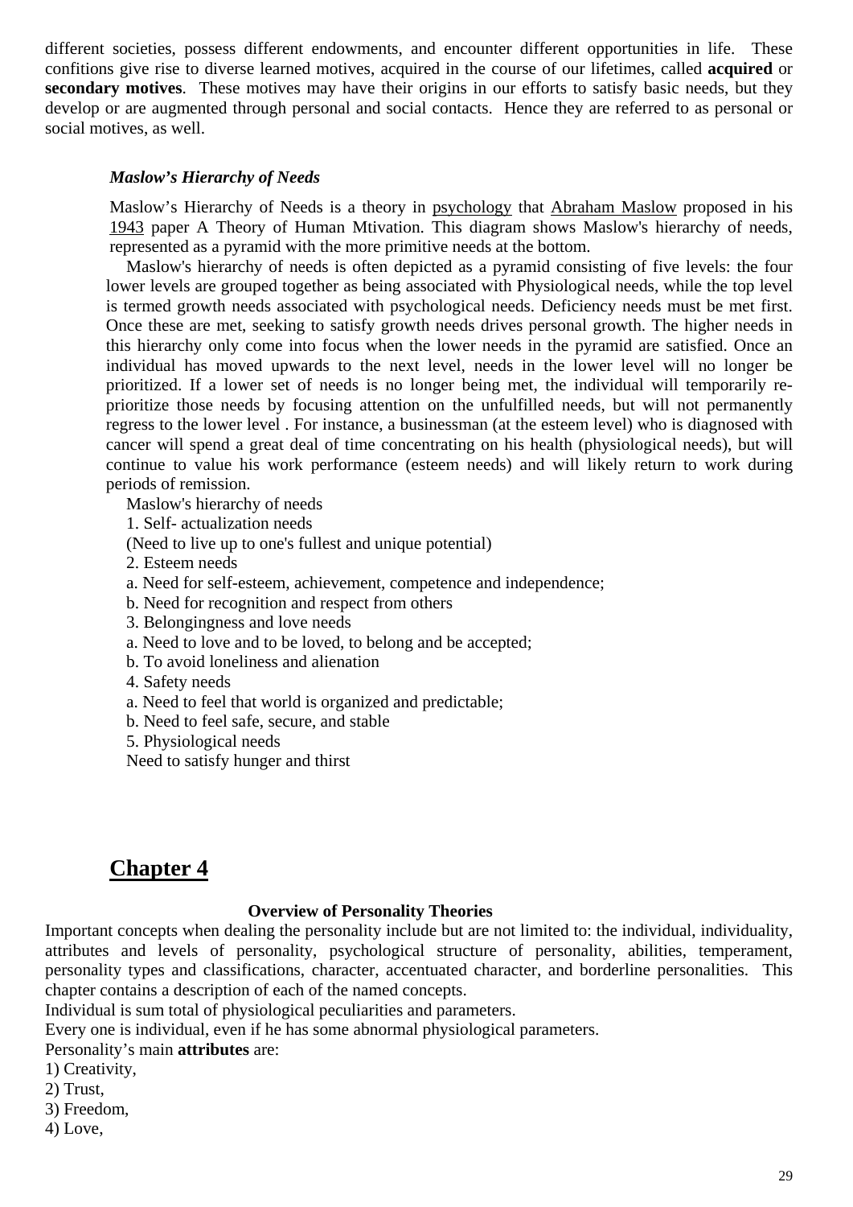different societies, possess different endowments, and encounter different opportunities in life. These confitions give rise to diverse learned motives, acquired in the course of our lifetimes, called **acquired** or **secondary motives**. These motives may have their origins in our efforts to satisfy basic needs, but they develop or are augmented through personal and social contacts. Hence they are referred to as personal or social motives, as well.

### *Maslow's Hierarchy of Needs*

Maslow's Hierarchy of Needs is a theory in psychology that Abraham Maslow proposed in his 1943 paper A Theory of Human Mtivation. This diagram shows Maslow's hierarchy of needs, represented as a pyramid with the more primitive needs at the bottom.

Maslow's hierarchy of needs is often depicted as a pyramid consisting of five levels: the four lower levels are grouped together as being associated with Physiological needs, while the top level is termed growth needs associated with psychological needs. Deficiency needs must be met first. Once these are met, seeking to satisfy growth needs drives personal growth. The higher needs in this hierarchy only come into focus when the lower needs in the pyramid are satisfied. Once an individual has moved upwards to the next level, needs in the lower level will no longer be prioritized. If a lower set of needs is no longer being met, the individual will temporarily re-prioritize those needs by focusing attention on the unfulfilled needs, but will not permanently regress to the lower level . For instance, a businessman (at the esteem level) who is diagnosed with cancer will spend a great deal of time concentrating on his health (physiological needs), but will continue to value his work performance (esteem needs) and will likely return to work during periods of remission.

Maslow's hierarchy of needs

1. Self- actualization needs

(Need to live up to one's fullest and unique potential)

2. Esteem needs

a. Need for self-esteem, achievement, competence and independence;

b. Need for recognition and respect from others

3. Belongingness and love needs

a. Need to love and to be loved, to belong and be accepted;

b. To avoid loneliness and alienation

4. Safety needs

a. Need to feel that world is organized and predictable;

b. Need to feel safe, secure, and stable

5. Physiological needs

Need to satisfy hunger and thirst

# Chapter 4

## Overview of Personality Theories

Important concepts when dealing the personality include but are not limited to: the individual, individuality, attributes and levels of personality, psychological structure of personality, abilities, temperament, personality types and classifications, character, accentuated character, and borderline personalities. This chapter contains a description of each of the named concepts.

Individual is sum total of physiological peculiarities and parameters.

Every one is individual, even if he has some abnormal physiological parameters.

Personality's main **attributes** are:

1) Creativity,

2) Trust,

3) Freedom,

4) Love,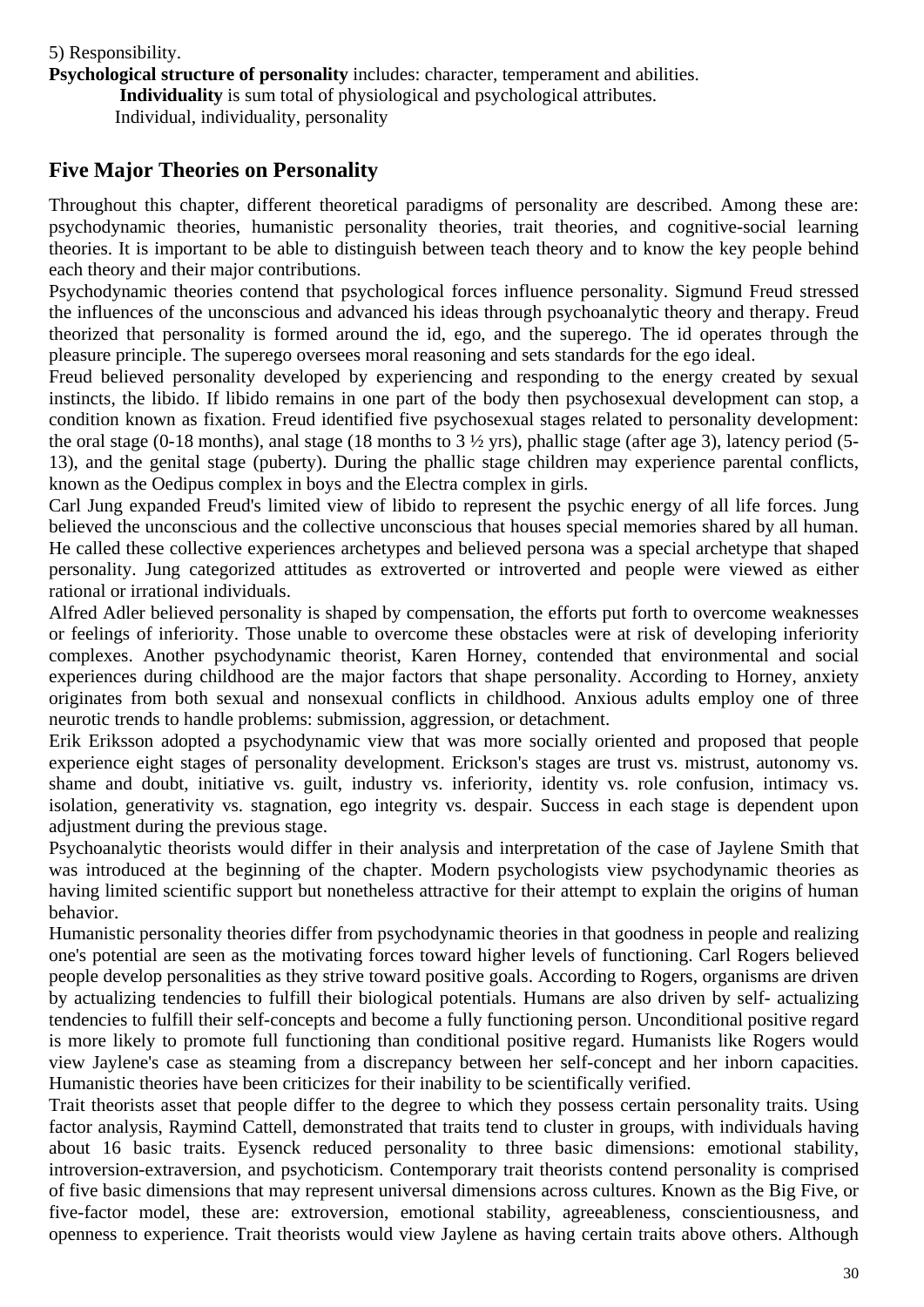5) Responsibility.

**Psychological structure of personality** includes: character, temperament and abilities.

**Individuality** is sum total of physiological and psychological attributes.

Individual, individuality, personality

## Five Major Theories on Personality

Throughout this chapter, different theoretical paradigms of personality are described. Among these are: psychodynamic theories, humanistic personality theories, trait theories, and cognitive-social learning theories. It is important to be able to distinguish between teach theory and to know the key people behind each theory and their major contributions.

Psychodynamic theories contend that psychological forces influence personality. Sigmund Freud stressed the influences of the unconscious and advanced his ideas through psychoanalytic theory and therapy. Freud theorized that personality is formed around the id, ego, and the superego. The id operates through the pleasure principle. The superego oversees moral reasoning and sets standards for the ego ideal.

Freud believed personality developed by experiencing and responding to the energy created by sexual instincts, the libido. If libido remains in one part of the body then psychosexual development can stop, a condition known as fixation. Freud identified five psychosexual stages related to personality development: the oral stage (0-18 months), anal stage (18 months to 3 ½ yrs), phallic stage (after age 3), latency period (5-13), and the genital stage (puberty). During the phallic stage children may experience parental conflicts, known as the Oedipus complex in boys and the Electra complex in girls.

Carl Jung expanded Freud's limited view of libido to represent the psychic energy of all life forces. Jung believed the unconscious and the collective unconscious that houses special memories shared by all human. He called these collective experiences archetypes and believed persona was a special archetype that shaped personality. Jung categorized attitudes as extroverted or introverted and people were viewed as either rational or irrational individuals.

Alfred Adler believed personality is shaped by compensation, the efforts put forth to overcome weaknesses or feelings of inferiority. Those unable to overcome these obstacles were at risk of developing inferiority complexes. Another psychodynamic theorist, Karen Horney, contended that environmental and social experiences during childhood are the major factors that shape personality. According to Horney, anxiety originates from both sexual and nonsexual conflicts in childhood. Anxious adults employ one of three neurotic trends to handle problems: submission, aggression, or detachment.

Erik Eriksson adopted a psychodynamic view that was more socially oriented and proposed that people experience eight stages of personality development. Erickson's stages are trust vs. mistrust, autonomy vs. shame and doubt, initiative vs. guilt, industry vs. inferiority, identity vs. role confusion, intimacy vs. isolation, generativity vs. stagnation, ego integrity vs. despair. Success in each stage is dependent upon adjustment during the previous stage.

Psychoanalytic theorists would differ in their analysis and interpretation of the case of Jaylene Smith that was introduced at the beginning of the chapter. Modern psychologists view psychodynamic theories as having limited scientific support but nonetheless attractive for their attempt to explain the origins of human behavior.

Humanistic personality theories differ from psychodynamic theories in that goodness in people and realizing one's potential are seen as the motivating forces toward higher levels of functioning. Carl Rogers believed people develop personalities as they strive toward positive goals. According to Rogers, organisms are driven by actualizing tendencies to fulfill their biological potentials. Humans are also driven by self- actualizing tendencies to fulfill their self-concepts and become a fully functioning person. Unconditional positive regard is more likely to promote full functioning than conditional positive regard. Humanists like Rogers would view Jaylene's case as steaming from a discrepancy between her self-concept and her inborn capacities. Humanistic theories have been criticizes for their inability to be scientifically verified.

Trait theorists asset that people differ to the degree to which they possess certain personality traits. Using factor analysis, Raymind Cattell, demonstrated that traits tend to cluster in groups, with individuals having about 16 basic traits. Eysenck reduced personality to three basic dimensions: emotional stability, introversion-extraversion, and psychoticism. Contemporary trait theorists contend personality is comprised of five basic dimensions that may represent universal dimensions across cultures. Known as the Big Five, or five-factor model, these are: extroversion, emotional stability, agreeableness, conscientiousness, and openness to experience. Trait theorists would view Jaylene as having certain traits above others. Although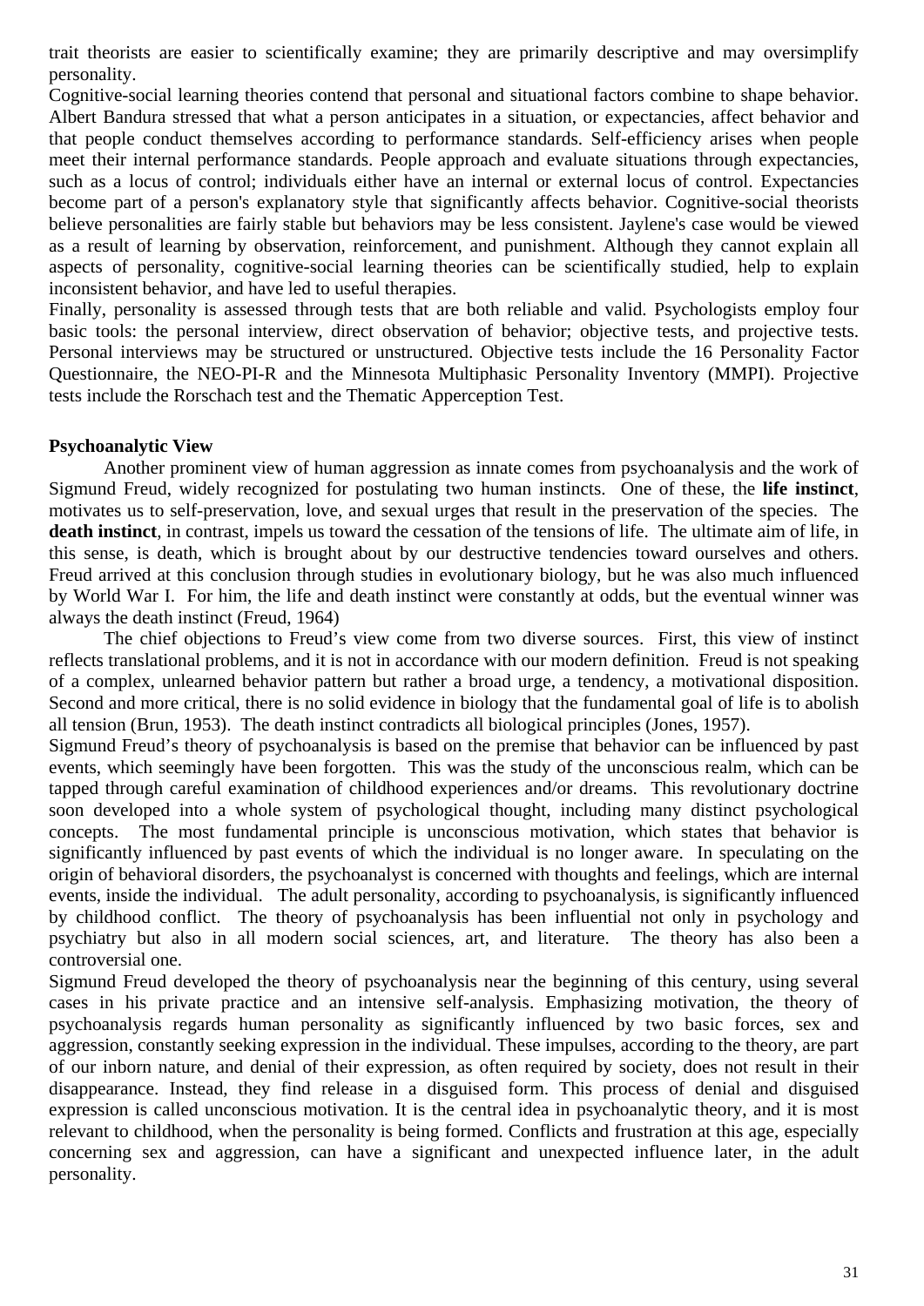trait theorists are easier to scientifically examine; they are primarily descriptive and may oversimplify personality.

Cognitive-social learning theories contend that personal and situational factors combine to shape behavior. Albert Bandura stressed that what a person anticipates in a situation, or expectancies, affect behavior and that people conduct themselves according to performance standards. Self-efficiency arises when people meet their internal performance standards. People approach and evaluate situations through expectancies, such as a locus of control; individuals either have an internal or external locus of control. Expectancies become part of a person's explanatory style that significantly affects behavior. Cognitive-social theorists believe personalities are fairly stable but behaviors may be less consistent. Jaylene's case would be viewed as a result of learning by observation, reinforcement, and punishment. Although they cannot explain all aspects of personality, cognitive-social learning theories can be scientifically studied, help to explain inconsistent behavior, and have led to useful therapies.

Finally, personality is assessed through tests that are both reliable and valid. Psychologists employ four basic tools: the personal interview, direct observation of behavior; objective tests, and projective tests. Personal interviews may be structured or unstructured. Objective tests include the 16 Personality Factor Questionnaire, the NEO-PI-R and the Minnesota Multiphasic Personality Inventory (MMPI). Projective tests include the Rorschach test and the Thematic Apperception Test.

**Psychoanalytic View**

Another prominent view of human aggression as innate comes from psychoanalysis and the work of Sigmund Freud, widely recognized for postulating two human instincts. One of these, the **life instinct**, motivates us to self-preservation, love, and sexual urges that result in the preservation of the species. The **death instinct**, in contrast, impels us toward the cessation of the tensions of life. The ultimate aim of life, in this sense, is death, which is brought about by our destructive tendencies toward ourselves and others. Freud arrived at this conclusion through studies in evolutionary biology, but he was also much influenced by World War I. For him, the life and death instinct were constantly at odds, but the eventual winner was always the death instinct (Freud, 1964)

The chief objections to Freud's view come from two diverse sources. First, this view of instinct reflects translational problems, and it is not in accordance with our modern definition. Freud is not speaking of a complex, unlearned behavior pattern but rather a broad urge, a tendency, a motivational disposition. Second and more critical, there is no solid evidence in biology that the fundamental goal of life is to abolish all tension (Brun, 1953). The death instinct contradicts all biological principles (Jones, 1957).

Sigmund Freud's theory of psychoanalysis is based on the premise that behavior can be influenced by past events, which seemingly have been forgotten. This was the study of the unconscious realm, which can be tapped through careful examination of childhood experiences and/or dreams. This revolutionary doctrine soon developed into a whole system of psychological thought, including many distinct psychological concepts. The most fundamental principle is unconscious motivation, which states that behavior is significantly influenced by past events of which the individual is no longer aware. In speculating on the origin of behavioral disorders, the psychoanalyst is concerned with thoughts and feelings, which are internal events, inside the individual. The adult personality, according to psychoanalysis, is significantly influenced by childhood conflict. The theory of psychoanalysis has been influential not only in psychology and psychiatry but also in all modern social sciences, art, and literature. The theory has also been a controversial one.

Sigmund Freud developed the theory of psychoanalysis near the beginning of this century, using several cases in his private practice and an intensive self-analysis. Emphasizing motivation, the theory of psychoanalysis regards human personality as significantly influenced by two basic forces, sex and aggression, constantly seeking expression in the individual. These impulses, according to the theory, are part of our inborn nature, and denial of their expression, as often required by society, does not result in their disappearance. Instead, they find release in a disguised form. This process of denial and disguised expression is called unconscious motivation. It is the central idea in psychoanalytic theory, and it is most relevant to childhood, when the personality is being formed. Conflicts and frustration at this age, especially concerning sex and aggression, can have a significant and unexpected influence later, in the adult personality.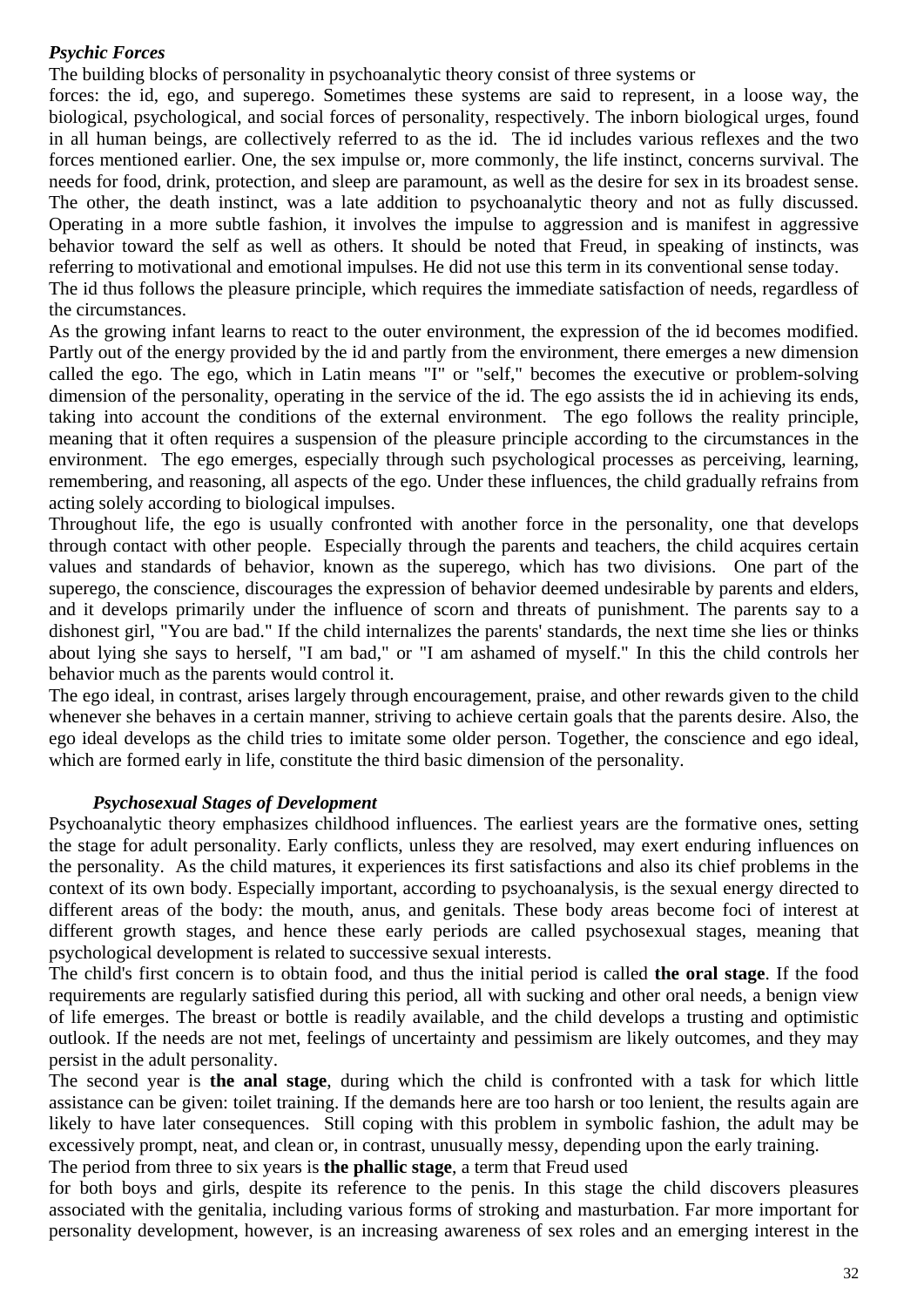***Psychic Forces***

The building blocks of personality in psychoanalytic theory consist of three systems or forces: the id, ego, and superego. Sometimes these systems are said to represent, in a loose way, the biological, psychological, and social forces of personality, respectively. The inborn biological urges, found in all human beings, are collectively referred to as the id. The id includes various reflexes and the two forces mentioned earlier. One, the sex impulse or, more commonly, the life instinct, concerns survival. The needs for food, drink, protection, and sleep are paramount, as well as the desire for sex in its broadest sense. The other, the death instinct, was a late addition to psychoanalytic theory and not as fully discussed. Operating in a more subtle fashion, it involves the impulse to aggression and is manifest in aggressive behavior toward the self as well as others. It should be noted that Freud, in speaking of instincts, was referring to motivational and emotional impulses. He did not use this term in its conventional sense today.

The id thus follows the pleasure principle, which requires the immediate satisfaction of needs, regardless of the circumstances.

As the growing infant learns to react to the outer environment, the expression of the id becomes modified. Partly out of the energy provided by the id and partly from the environment, there emerges a new dimension called the ego. The ego, which in Latin means "I" or "self," becomes the executive or problem-solving dimension of the personality, operating in the service of the id. The ego assists the id in achieving its ends, taking into account the conditions of the external environment. The ego follows the reality principle, meaning that it often requires a suspension of the pleasure principle according to the circumstances in the environment. The ego emerges, especially through such psychological processes as perceiving, learning, remembering, and reasoning, all aspects of the ego. Under these influences, the child gradually refrains from acting solely according to biological impulses.

Throughout life, the ego is usually confronted with another force in the personality, one that develops through contact with other people. Especially through the parents and teachers, the child acquires certain values and standards of behavior, known as the superego, which has two divisions. One part of the superego, the conscience, discourages the expression of behavior deemed undesirable by parents and elders, and it develops primarily under the influence of scorn and threats of punishment. The parents say to a dishonest girl, "You are bad." If the child internalizes the parents' standards, the next time she lies or thinks about lying she says to herself, "I am bad," or "I am ashamed of myself." In this the child controls her behavior much as the parents would control it.

The ego ideal, in contrast, arises largely through encouragement, praise, and other rewards given to the child whenever she behaves in a certain manner, striving to achieve certain goals that the parents desire. Also, the ego ideal develops as the child tries to imitate some older person. Together, the conscience and ego ideal, which are formed early in life, constitute the third basic dimension of the personality.

***Psychosexual Stages of Development***

Psychoanalytic theory emphasizes childhood influences. The earliest years are the formative ones, setting the stage for adult personality. Early conflicts, unless they are resolved, may exert enduring influences on the personality. As the child matures, it experiences its first satisfactions and also its chief problems in the context of its own body. Especially important, according to psychoanalysis, is the sexual energy directed to different areas of the body: the mouth, anus, and genitals. These body areas become foci of interest at different growth stages, and hence these early periods are called psychosexual stages, meaning that psychological development is related to successive sexual interests.

The child's first concern is to obtain food, and thus the initial period is called **the oral stage**. If the food requirements are regularly satisfied during this period, all with sucking and other oral needs, a benign view of life emerges. The breast or bottle is readily available, and the child develops a trusting and optimistic outlook. If the needs are not met, feelings of uncertainty and pessimism are likely outcomes, and they may persist in the adult personality.

The second year is **the anal stage**, during which the child is confronted with a task for which little assistance can be given: toilet training. If the demands here are too harsh or too lenient, the results again are likely to have later consequences. Still coping with this problem in symbolic fashion, the adult may be excessively prompt, neat, and clean or, in contrast, unusually messy, depending upon the early training.

The period from three to six years is **the phallic stage**, a term that Freud used for both boys and girls, despite its reference to the penis. In this stage the child discovers pleasures associated with the genitalia, including various forms of stroking and masturbation. Far more important for personality development, however, is an increasing awareness of sex roles and an emerging interest in the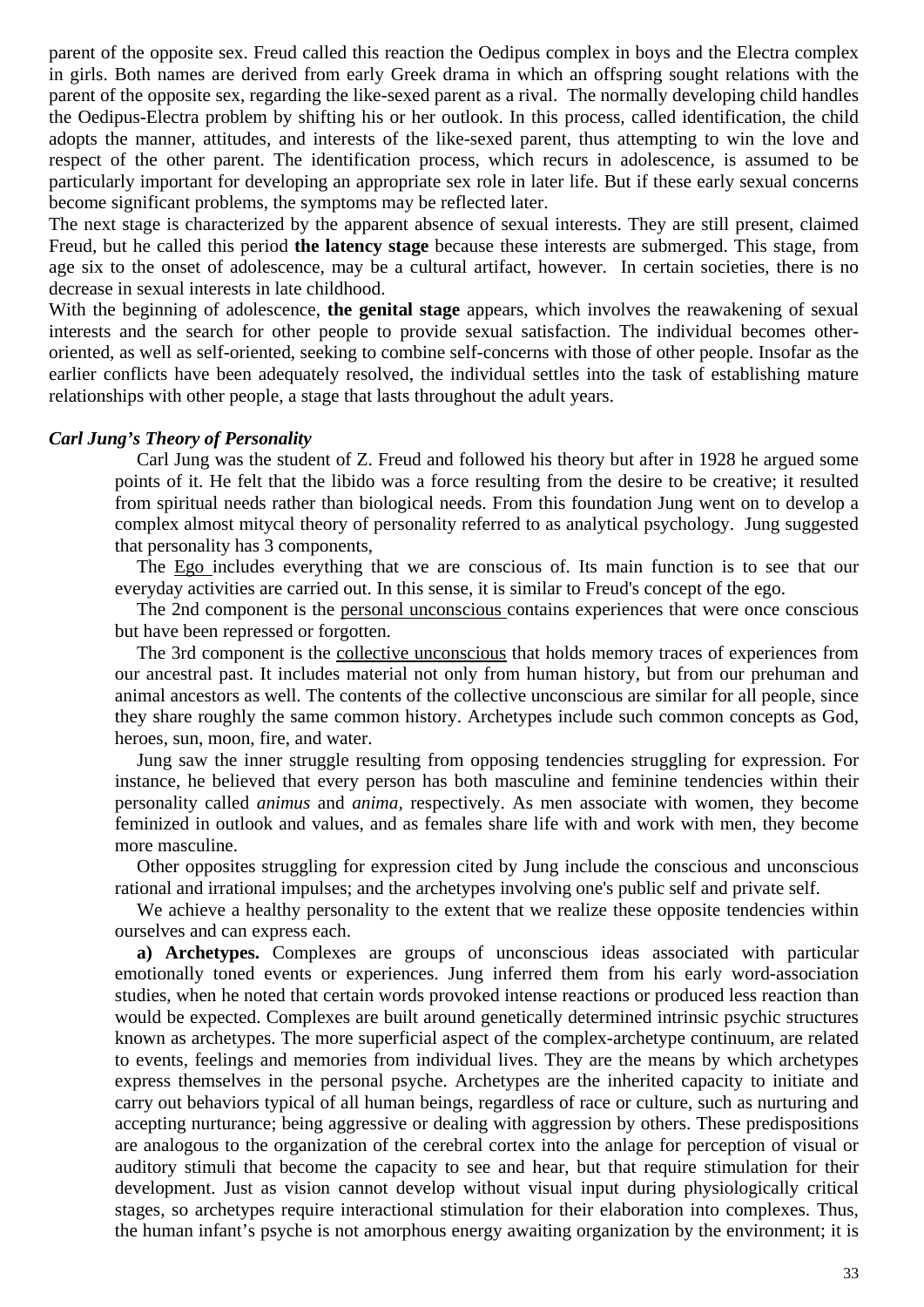parent of the opposite sex. Freud called this reaction the Oedipus complex in boys and the Electra complex in girls. Both names are derived from early Greek drama in which an offspring sought relations with the parent of the opposite sex, regarding the like-sexed parent as a rival. The normally developing child handles the Oedipus-Electra problem by shifting his or her outlook. In this process, called identification, the child adopts the manner, attitudes, and interests of the like-sexed parent, thus attempting to win the love and respect of the other parent. The identification process, which recurs in adolescence, is assumed to be particularly important for developing an appropriate sex role in later life. But if these early sexual concerns become significant problems, the symptoms may be reflected later.

The next stage is characterized by the apparent absence of sexual interests. They are still present, claimed Freud, but he called this period **the latency stage** because these interests are submerged. This stage, from age six to the onset of adolescence, may be a cultural artifact, however. In certain societies, there is no decrease in sexual interests in late childhood.

With the beginning of adolescence, **the genital stage** appears, which involves the reawakening of sexual interests and the search for other people to provide sexual satisfaction. The individual becomes other-oriented, as well as self-oriented, seeking to combine self-concerns with those of other people. Insofar as the earlier conflicts have been adequately resolved, the individual settles into the task of establishing mature relationships with other people, a stage that lasts throughout the adult years.

***Carl Jung's Theory of Personality***

Carl Jung was the student of Z. Freud and followed his theory but after in 1928 he argued some points of it. He felt that the libido was a force resulting from the desire to be creative; it resulted from spiritual needs rather than biological needs. From this foundation Jung went on to develop a complex almost mitycal theory of personality referred to as analytical psychology. Jung suggested that personality has 3 components,

The Ego includes everything that we are conscious of. Its main function is to see that our everyday activities are carried out. In this sense, it is similar to Freud's concept of the ego.

The 2nd component is the personal unconscious contains experiences that were once conscious but have been repressed or forgotten.

The 3rd component is the collective unconscious that holds memory traces of experiences from our ancestral past. It includes material not only from human history, but from our prehuman and animal ancestors as well. The contents of the collective unconscious are similar for all people, since they share roughly the same common history. Archetypes include such common concepts as God, heroes, sun, moon, fire, and water.

Jung saw the inner struggle resulting from opposing tendencies struggling for expression. For instance, he believed that every person has both masculine and feminine tendencies within their personality called *animus* and *anima*, respectively. As men associate with women, they become feminized in outlook and values, and as females share life with and work with men, they become more masculine.

Other opposites struggling for expression cited by Jung include the conscious and unconscious rational and irrational impulses; and the archetypes involving one's public self and private self.

We achieve a healthy personality to the extent that we realize these opposite tendencies within ourselves and can express each.

**a) Archetypes.** Complexes are groups of unconscious ideas associated with particular emotionally toned events or experiences. Jung inferred them from his early word-association studies, when he noted that certain words provoked intense reactions or produced less reaction than would be expected. Complexes are built around genetically determined intrinsic psychic structures known as archetypes. The more superficial aspect of the complex-archetype continuum, are related to events, feelings and memories from individual lives. They are the means by which archetypes express themselves in the personal psyche. Archetypes are the inherited capacity to initiate and carry out behaviors typical of all human beings, regardless of race or culture, such as nurturing and accepting nurturance; being aggressive or dealing with aggression by others. These predispositions are analogous to the organization of the cerebral cortex into the anlage for perception of visual or auditory stimuli that become the capacity to see and hear, but that require stimulation for their development. Just as vision cannot develop without visual input during physiologically critical stages, so archetypes require interactional stimulation for their elaboration into complexes. Thus, the human infant's psyche is not amorphous energy awaiting organization by the environment; it is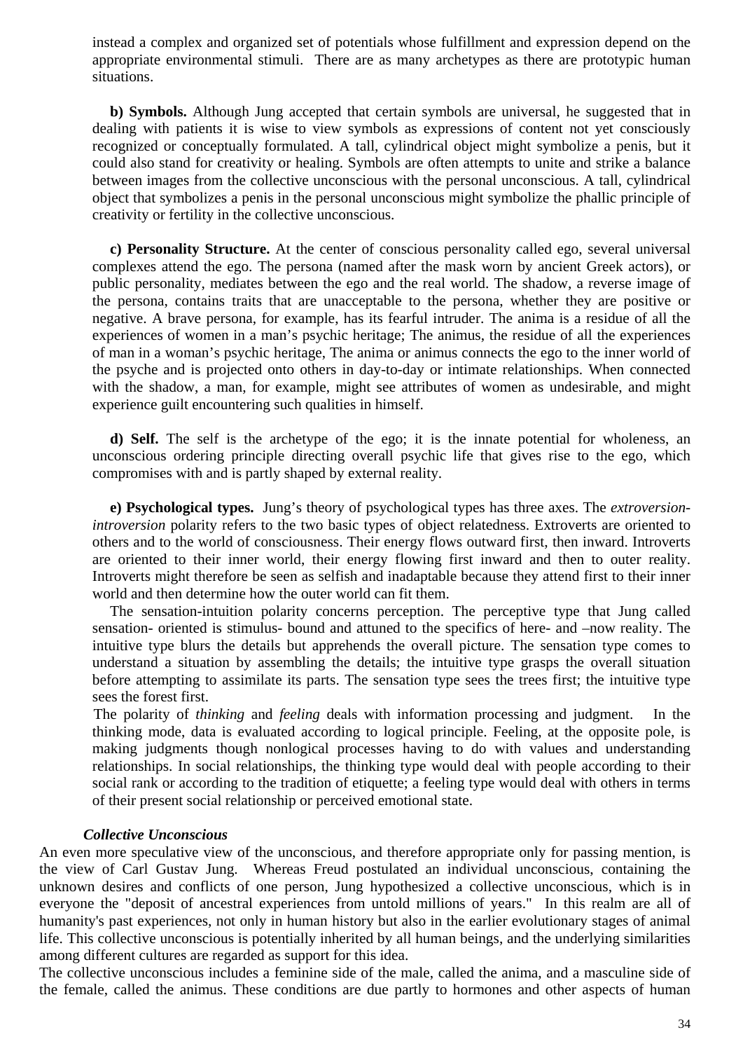instead a complex and organized set of potentials whose fulfillment and expression depend on the appropriate environmental stimuli. There are as many archetypes as there are prototypic human situations.

**b) Symbols.** Although Jung accepted that certain symbols are universal, he suggested that in dealing with patients it is wise to view symbols as expressions of content not yet consciously recognized or conceptually formulated. A tall, cylindrical object might symbolize a penis, but it could also stand for creativity or healing. Symbols are often attempts to unite and strike a balance between images from the collective unconscious with the personal unconscious. A tall, cylindrical object that symbolizes a penis in the personal unconscious might symbolize the phallic principle of creativity or fertility in the collective unconscious.

**c) Personality Structure.** At the center of conscious personality called ego, several universal complexes attend the ego. The persona (named after the mask worn by ancient Greek actors), or public personality, mediates between the ego and the real world. The shadow, a reverse image of the persona, contains traits that are unacceptable to the persona, whether they are positive or negative. A brave persona, for example, has its fearful intruder. The anima is a residue of all the experiences of women in a man's psychic heritage; The animus, the residue of all the experiences of man in a woman's psychic heritage, The anima or animus connects the ego to the inner world of the psyche and is projected onto others in day-to-day or intimate relationships. When connected with the shadow, a man, for example, might see attributes of women as undesirable, and might experience guilt encountering such qualities in himself.

**d) Self.** The self is the archetype of the ego; it is the innate potential for wholeness, an unconscious ordering principle directing overall psychic life that gives rise to the ego, which compromises with and is partly shaped by external reality.

**e) Psychological types.** Jung's theory of psychological types has three axes. The *extroversion-introversion* polarity refers to the two basic types of object relatedness. Extroverts are oriented to others and to the world of consciousness. Their energy flows outward first, then inward. Introverts are oriented to their inner world, their energy flowing first inward and then to outer reality. Introverts might therefore be seen as selfish and inadaptable because they attend first to their inner world and then determine how the outer world can fit them.

The sensation-intuition polarity concerns perception. The perceptive type that Jung called sensation- oriented is stimulus- bound and attuned to the specifics of here- and –now reality. The intuitive type blurs the details but apprehends the overall picture. The sensation type comes to understand a situation by assembling the details; the intuitive type grasps the overall situation before attempting to assimilate its parts. The sensation type sees the trees first; the intuitive type sees the forest first.

The polarity of *thinking* and *feeling* deals with information processing and judgment. In the thinking mode, data is evaluated according to logical principle. Feeling, at the opposite pole, is making judgments though nonlogical processes having to do with values and understanding relationships. In social relationships, the thinking type would deal with people according to their social rank or according to the tradition of etiquette; a feeling type would deal with others in terms of their present social relationship or perceived emotional state.

***Collective Unconscious***

An even more speculative view of the unconscious, and therefore appropriate only for passing mention, is the view of Carl Gustav Jung. Whereas Freud postulated an individual unconscious, containing the unknown desires and conflicts of one person, Jung hypothesized a collective unconscious, which is in everyone the "deposit of ancestral experiences from untold millions of years." In this realm are all of humanity's past experiences, not only in human history but also in the earlier evolutionary stages of animal life. This collective unconscious is potentially inherited by all human beings, and the underlying similarities among different cultures are regarded as support for this idea.

The collective unconscious includes a feminine side of the male, called the anima, and a masculine side of the female, called the animus. These conditions are due partly to hormones and other aspects of human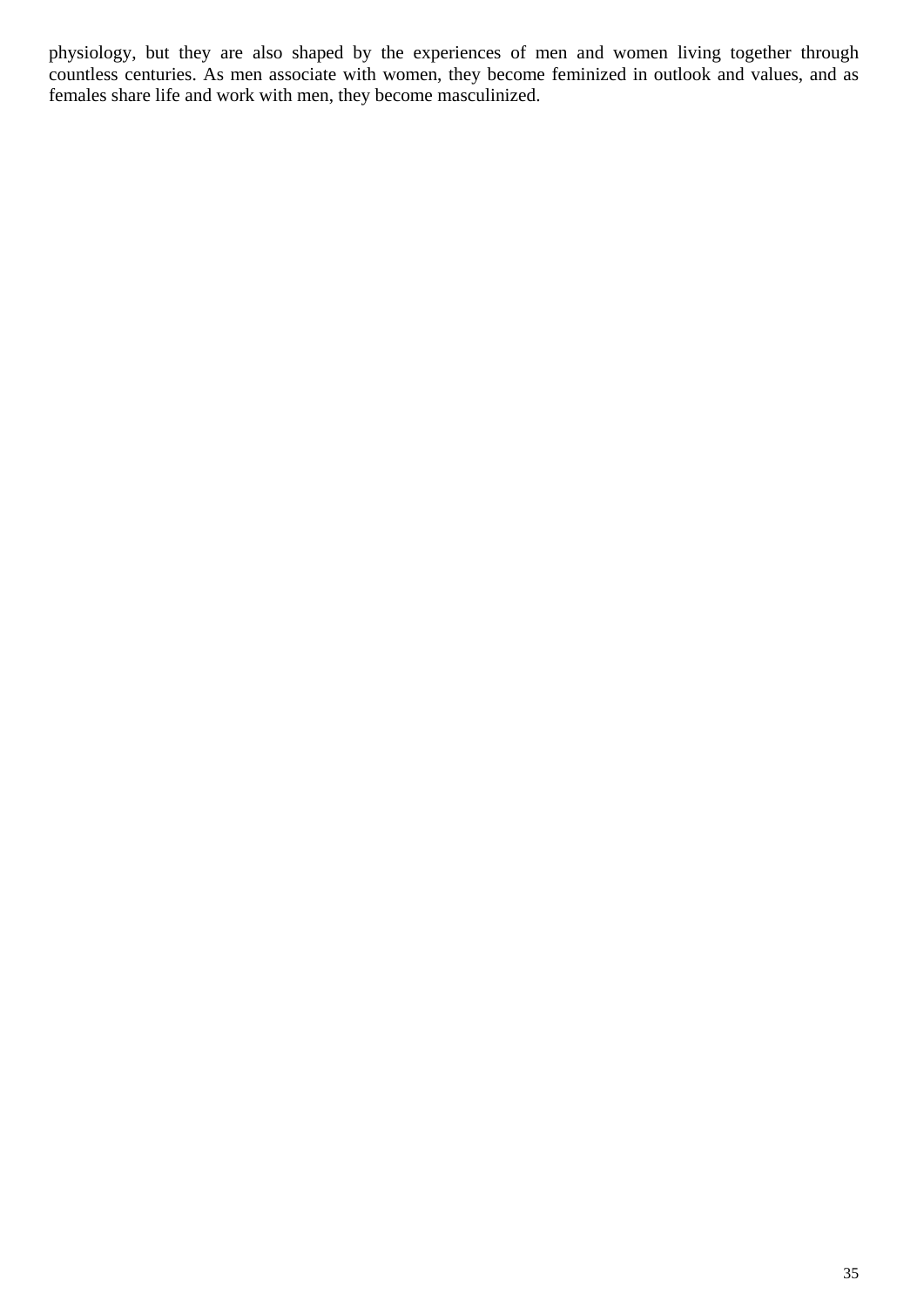physiology, but they are also shaped by the experiences of men and women living together through countless centuries. As men associate with women, they become feminized in outlook and values, and as females share life and work with men, they become masculinized.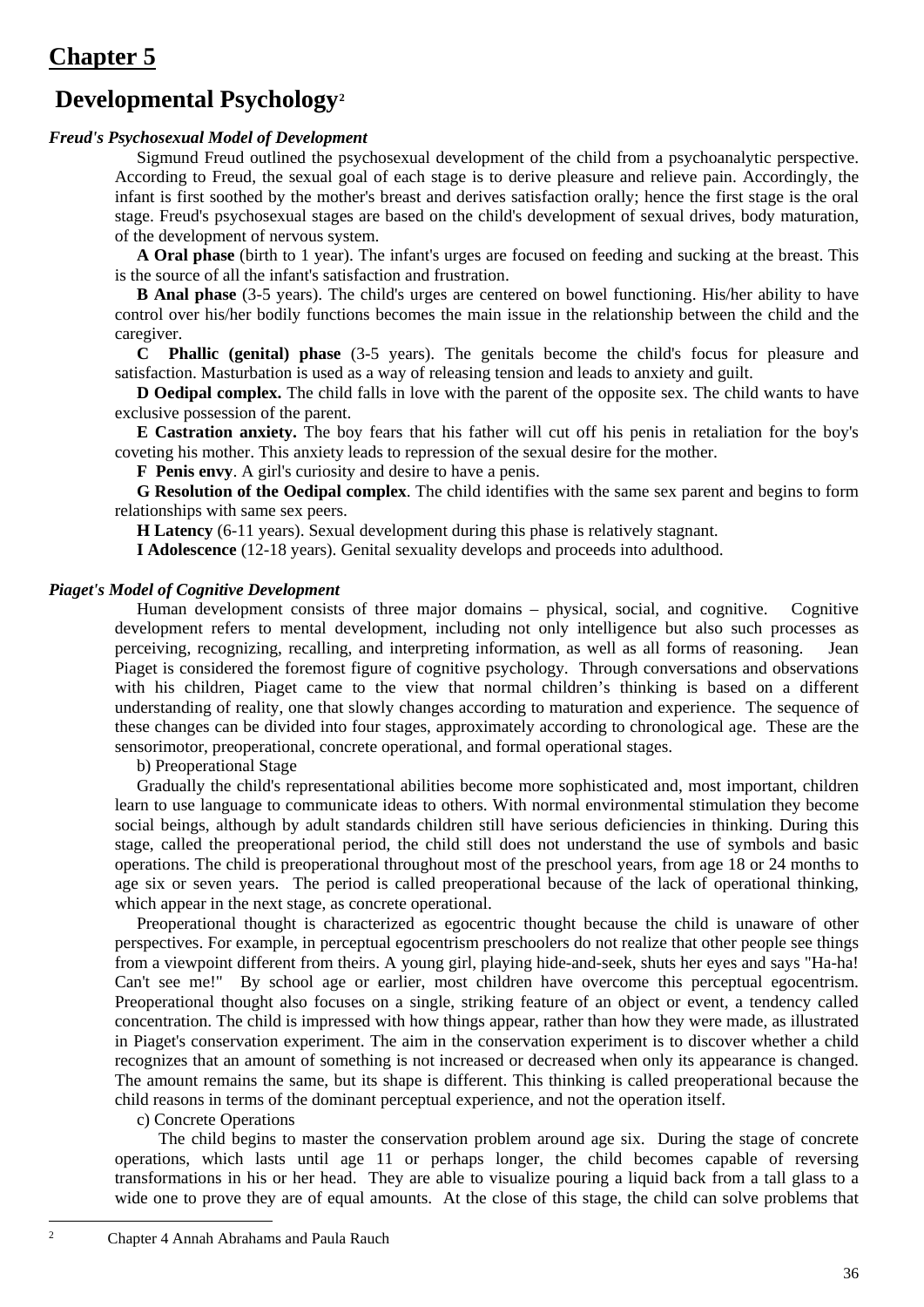# Chapter 5

## Developmental Psychology[2]

***Freud's Psychosexual Model of Development***

Sigmund Freud outlined the psychosexual development of the child from a psychoanalytic perspective. According to Freud, the sexual goal of each stage is to derive pleasure and relieve pain. Accordingly, the infant is first soothed by the mother's breast and derives satisfaction orally; hence the first stage is the oral stage. Freud's psychosexual stages are based on the child's development of sexual drives, body maturation, of the development of nervous system.

**A Oral phase** (birth to 1 year). The infant's urges are focused on feeding and sucking at the breast. This is the source of all the infant's satisfaction and frustration.

**B Anal phase** (3-5 years). The child's urges are centered on bowel functioning. His/her ability to have control over his/her bodily functions becomes the main issue in the relationship between the child and the caregiver.

**C Phallic (genital) phase** (3-5 years). The genitals become the child's focus for pleasure and satisfaction. Masturbation is used as a way of releasing tension and leads to anxiety and guilt.

**D Oedipal complex.** The child falls in love with the parent of the opposite sex. The child wants to have exclusive possession of the parent.

**E Castration anxiety.** The boy fears that his father will cut off his penis in retaliation for the boy's coveting his mother. This anxiety leads to repression of the sexual desire for the mother.

**F Penis envy**. A girl's curiosity and desire to have a penis.

**G Resolution of the Oedipal complex**. The child identifies with the same sex parent and begins to form relationships with same sex peers.

**H Latency** (6-11 years). Sexual development during this phase is relatively stagnant.

**I Adolescence** (12-18 years). Genital sexuality develops and proceeds into adulthood.

***Piaget's Model of Cognitive Development***

Human development consists of three major domains – physical, social, and cognitive. Cognitive development refers to mental development, including not only intelligence but also such processes as perceiving, recognizing, recalling, and interpreting information, as well as all forms of reasoning. Jean Piaget is considered the foremost figure of cognitive psychology. Through conversations and observations with his children, Piaget came to the view that normal children's thinking is based on a different understanding of reality, one that slowly changes according to maturation and experience. The sequence of these changes can be divided into four stages, approximately according to chronological age. These are the sensorimotor, preoperational, concrete operational, and formal operational stages.

b) Preoperational Stage

Gradually the child's representational abilities become more sophisticated and, most important, children learn to use language to communicate ideas to others. With normal environmental stimulation they become social beings, although by adult standards children still have serious deficiencies in thinking. During this stage, called the preoperational period, the child still does not understand the use of symbols and basic operations. The child is preoperational throughout most of the preschool years, from age 18 or 24 months to age six or seven years. The period is called preoperational because of the lack of operational thinking, which appear in the next stage, as concrete operational.

Preoperational thought is characterized as egocentric thought because the child is unaware of other perspectives. For example, in perceptual egocentrism preschoolers do not realize that other people see things from a viewpoint different from theirs. A young girl, playing hide-and-seek, shuts her eyes and says "Ha-ha! Can't see me!" By school age or earlier, most children have overcome this perceptual egocentrism. Preoperational thought also focuses on a single, striking feature of an object or event, a tendency called concentration. The child is impressed with how things appear, rather than how they were made, as illustrated in Piaget's conservation experiment. The aim in the conservation experiment is to discover whether a child recognizes that an amount of something is not increased or decreased when only its appearance is changed. The amount remains the same, but its shape is different. This thinking is called preoperational because the child reasons in terms of the dominant perceptual experience, and not the operation itself.

c) Concrete Operations

The child begins to master the conservation problem around age six. During the stage of concrete operations, which lasts until age 11 or perhaps longer, the child becomes capable of reversing transformations in his or her head. They are able to visualize pouring a liquid back from a tall glass to a wide one to prove they are of equal amounts. At the close of this stage, the child can solve problems that

[2] Chapter 4 Annah Abrahams and Paula Rauch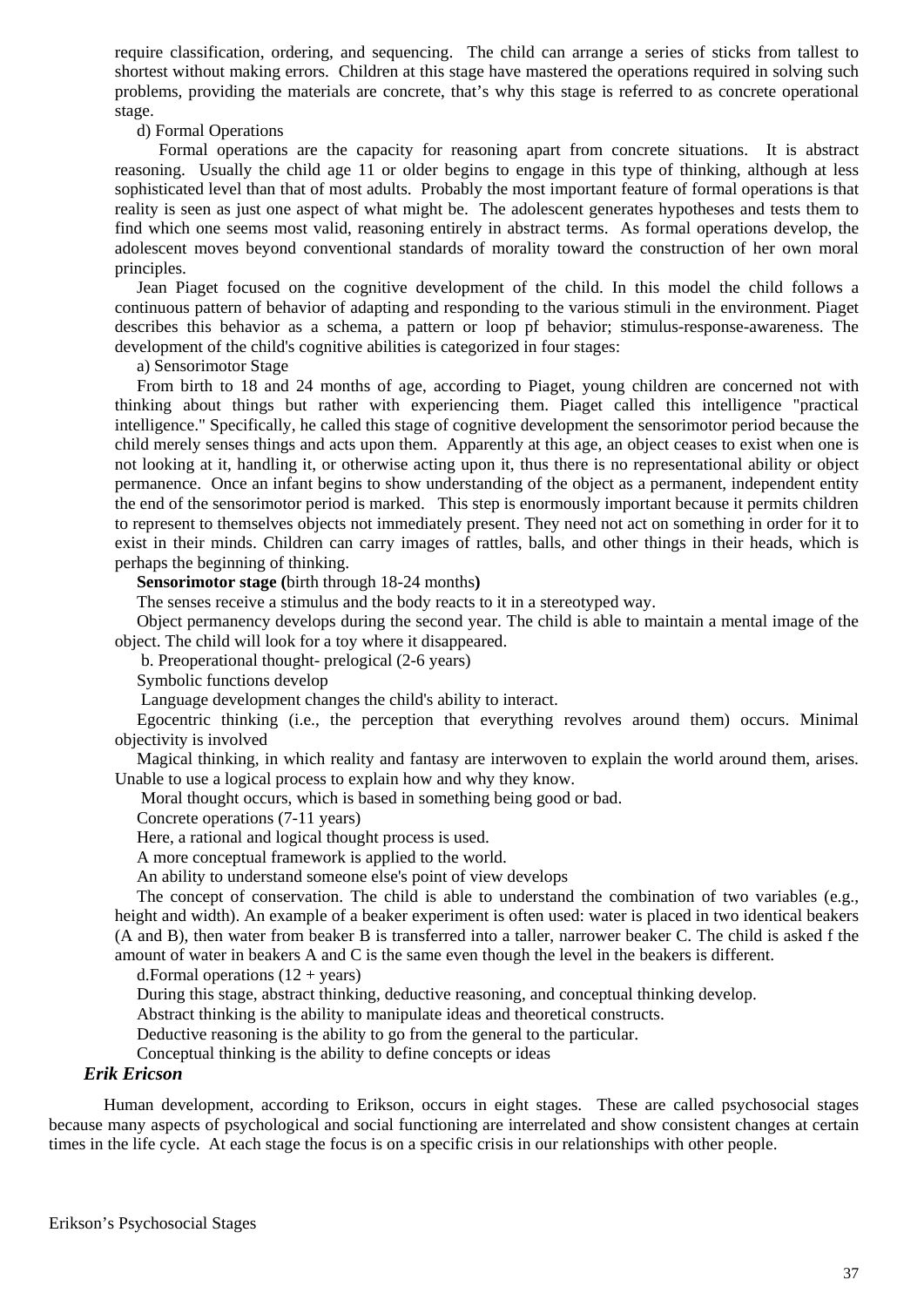require classification, ordering, and sequencing. The child can arrange a series of sticks from tallest to shortest without making errors. Children at this stage have mastered the operations required in solving such problems, providing the materials are concrete, that's why this stage is referred to as concrete operational stage.

d) Formal Operations

Formal operations are the capacity for reasoning apart from concrete situations. It is abstract reasoning. Usually the child age 11 or older begins to engage in this type of thinking, although at less sophisticated level than that of most adults. Probably the most important feature of formal operations is that reality is seen as just one aspect of what might be. The adolescent generates hypotheses and tests them to find which one seems most valid, reasoning entirely in abstract terms. As formal operations develop, the adolescent moves beyond conventional standards of morality toward the construction of her own moral principles.

Jean Piaget focused on the cognitive development of the child. In this model the child follows a continuous pattern of behavior of adapting and responding to the various stimuli in the environment. Piaget describes this behavior as a schema, a pattern or loop pf behavior; stimulus-response-awareness. The development of the child's cognitive abilities is categorized in four stages:

a) Sensorimotor Stage

From birth to 18 and 24 months of age, according to Piaget, young children are concerned not with thinking about things but rather with experiencing them. Piaget called this intelligence "practical intelligence." Specifically, he called this stage of cognitive development the sensorimotor period because the child merely senses things and acts upon them. Apparently at this age, an object ceases to exist when one is not looking at it, handling it, or otherwise acting upon it, thus there is no representational ability or object permanence. Once an infant begins to show understanding of the object as a permanent, independent entity the end of the sensorimotor period is marked. This step is enormously important because it permits children to represent to themselves objects not immediately present. They need not act on something in order for it to exist in their minds. Children can carry images of rattles, balls, and other things in their heads, which is perhaps the beginning of thinking.

**Sensorimotor stage (**birth through 18-24 months**)**

The senses receive a stimulus and the body reacts to it in a stereotyped way.

Object permanency develops during the second year. The child is able to maintain a mental image of the object. The child will look for a toy where it disappeared.

b. Preoperational thought- prelogical (2-6 years)

Symbolic functions develop

Language development changes the child's ability to interact.

Egocentric thinking (i.e., the perception that everything revolves around them) occurs. Minimal objectivity is involved

Magical thinking, in which reality and fantasy are interwoven to explain the world around them, arises. Unable to use a logical process to explain how and why they know.

Moral thought occurs, which is based in something being good or bad.

Concrete operations (7-11 years)

Here, a rational and logical thought process is used.

A more conceptual framework is applied to the world.

An ability to understand someone else's point of view develops

The concept of conservation. The child is able to understand the combination of two variables (e.g., height and width). An example of a beaker experiment is often used: water is placed in two identical beakers (A and B), then water from beaker B is transferred into a taller, narrower beaker C. The child is asked f the amount of water in beakers A and C is the same even though the level in the beakers is different.

d.Formal operations (12 + years)

During this stage, abstract thinking, deductive reasoning, and conceptual thinking develop.

Abstract thinking is the ability to manipulate ideas and theoretical constructs.

Deductive reasoning is the ability to go from the general to the particular.

Conceptual thinking is the ability to define concepts or ideas

***Erik Ericson***

Human development, according to Erikson, occurs in eight stages. These are called psychosocial stages because many aspects of psychological and social functioning are interrelated and show consistent changes at certain times in the life cycle. At each stage the focus is on a specific crisis in our relationships with other people.

Erikson's Psychosocial Stages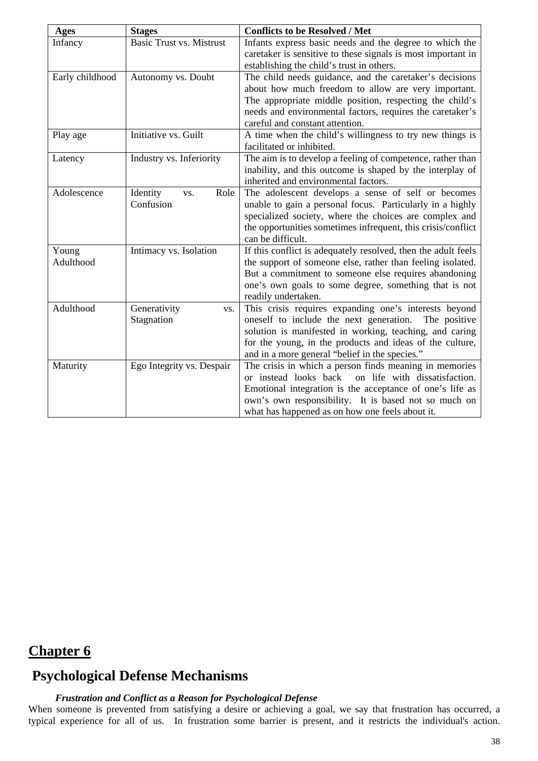| Ages | Stages | Conflicts to be Resolved / Met |
|---|---|---|
| Infancy | Basic Trust vs. Mistrust | Infants express basic needs and the degree to which the caretaker is sensitive to these signals is most important in establishing the child's trust in others. |
| Early childhood | Autonomy vs. Doubt | The child needs guidance, and the caretaker's decisions about how much freedom to allow are very important. The appropriate middle position, respecting the child's needs and environmental factors, requires the caretaker's careful and constant attention. |
| Play age | Initiative vs. Guilt | A time when the child's willingness to try new things is facilitated or inhibited. |
| Latency | Industry vs. Inferiority | The aim is to develop a feeling of competence, rather than inability, and this outcome is shaped by the interplay of inherited and environmental factors. |
| Adolescence | Identity vs. Role Confusion | The adolescent develops a sense of self or becomes unable to gain a personal focus. Particularly in a highly specialized society, where the choices are complex and the opportunities sometimes infrequent, this crisis/conflict can be difficult. |
| Young Adulthood | Intimacy vs. Isolation | If this conflict is adequately resolved, then the adult feels the support of someone else, rather than feeling isolated. But a commitment to someone else requires abandoning one's own goals to some degree, something that is not readily undertaken. |
| Adulthood | Generativity vs. Stagnation | This crisis requires expanding one's interests beyond oneself to include the next generation. The positive solution is manifested in working, teaching, and caring for the young, in the products and ideas of the culture, and in a more general "belief in the species." |
| Maturity | Ego Integrity vs. Despair | The crisis in which a person finds meaning in memories or instead looks back on life with dissatisfaction. Emotional integration is the acceptance of one's life as own's own responsibility. It is based not so much on what has happened as on how one feels about it. |

# Chapter 6

## Psychological Defense Mechanisms

***Frustration and Conflict as a Reason for Psychological Defense***

When someone is prevented from satisfying a desire or achieving a goal, we say that frustration has occurred, a typical experience for all of us. In frustration some barrier is present, and it restricts the individual's action.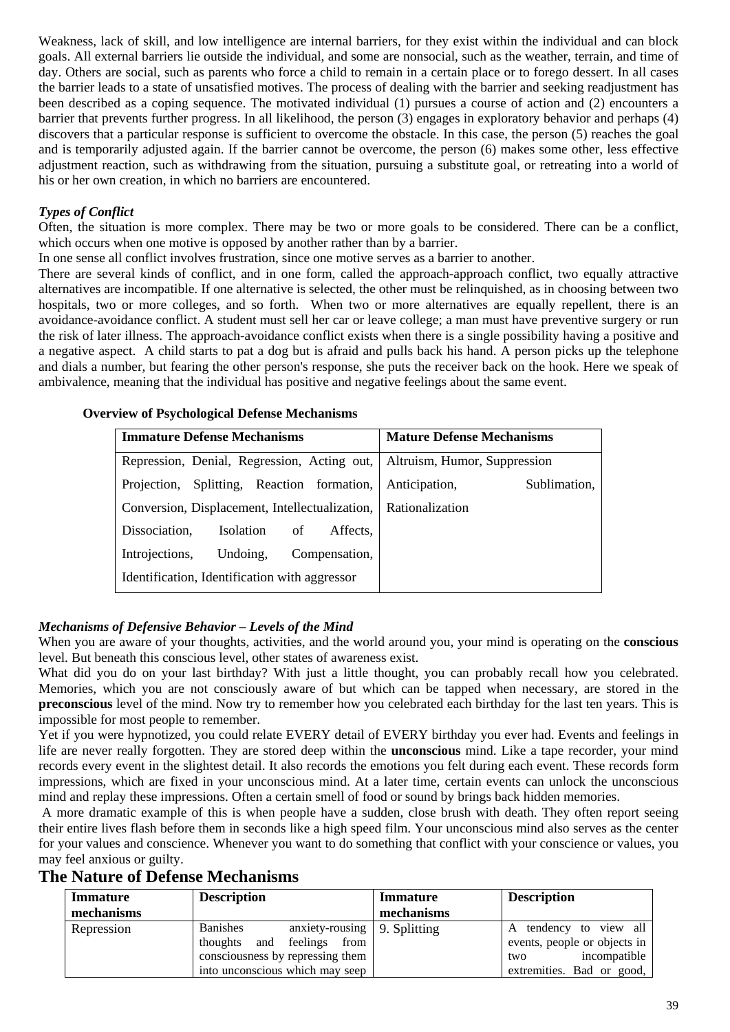Weakness, lack of skill, and low intelligence are internal barriers, for they exist within the individual and can block goals. All external barriers lie outside the individual, and some are nonsocial, such as the weather, terrain, and time of day. Others are social, such as parents who force a child to remain in a certain place or to forego dessert. In all cases the barrier leads to a state of unsatisfied motives. The process of dealing with the barrier and seeking readjustment has been described as a coping sequence. The motivated individual (1) pursues a course of action and (2) encounters a barrier that prevents further progress. In all likelihood, the person (3) engages in exploratory behavior and perhaps (4) discovers that a particular response is sufficient to overcome the obstacle. In this case, the person (5) reaches the goal and is temporarily adjusted again. If the barrier cannot be overcome, the person (6) makes some other, less effective adjustment reaction, such as withdrawing from the situation, pursuing a substitute goal, or retreating into a world of his or her own creation, in which no barriers are encountered.

***Types of Conflict***

Often, the situation is more complex. There may be two or more goals to be considered. There can be a conflict, which occurs when one motive is opposed by another rather than by a barrier.

In one sense all conflict involves frustration, since one motive serves as a barrier to another.

There are several kinds of conflict, and in one form, called the approach-approach conflict, two equally attractive alternatives are incompatible. If one alternative is selected, the other must be relinquished, as in choosing between two hospitals, two or more colleges, and so forth. When two or more alternatives are equally repellent, there is an avoidance-avoidance conflict. A student must sell her car or leave college; a man must have preventive surgery or run the risk of later illness. The approach-avoidance conflict exists when there is a single possibility having a positive and a negative aspect. A child starts to pat a dog but is afraid and pulls back his hand. A person picks up the telephone and dials a number, but fearing the other person's response, she puts the receiver back on the hook. Here we speak of ambivalence, meaning that the individual has positive and negative feelings about the same event.

**Overview of Psychological Defense Mechanisms**

| Immature Defense Mechanisms | Mature Defense Mechanisms |
|---|---|
| Repression, Denial, Regression, Acting out, Projection, Splitting, Reaction formation, Conversion, Displacement, Intellectualization, Dissociation, Isolation of Affects, Introjections, Undoing, Compensation, Identification, Identification with aggressor | Altruism, Humor, Suppression Anticipation, Sublimation, Rationalization |

***Mechanisms of Defensive Behavior – Levels of the Mind***

When you are aware of your thoughts, activities, and the world around you, your mind is operating on the **conscious** level. But beneath this conscious level, other states of awareness exist.

What did you do on your last birthday? With just a little thought, you can probably recall how you celebrated. Memories, which you are not consciously aware of but which can be tapped when necessary, are stored in the **preconscious** level of the mind. Now try to remember how you celebrated each birthday for the last ten years. This is impossible for most people to remember.

Yet if you were hypnotized, you could relate EVERY detail of EVERY birthday you ever had. Events and feelings in life are never really forgotten. They are stored deep within the **unconscious** mind. Like a tape recorder, your mind records every event in the slightest detail. It also records the emotions you felt during each event. These records form impressions, which are fixed in your unconscious mind. At a later time, certain events can unlock the unconscious mind and replay these impressions. Often a certain smell of food or sound by brings back hidden memories.

A more dramatic example of this is when people have a sudden, close brush with death. They often report seeing their entire lives flash before them in seconds like a high speed film. Your unconscious mind also serves as the center for your values and conscience. Whenever you want to do something that conflict with your conscience or values, you may feel anxious or guilty.

## The Nature of Defense Mechanisms

| Immature mechanisms | Description | Immature mechanisms | Description |
|---|---|---|---|
| Repression | Banishes anxiety-rousing thoughts and feelings from consciousness by repressing them into unconscious which may seep | 9. Splitting | A tendency to view all events, people or objects in two incompatible extremities. Bad or good, |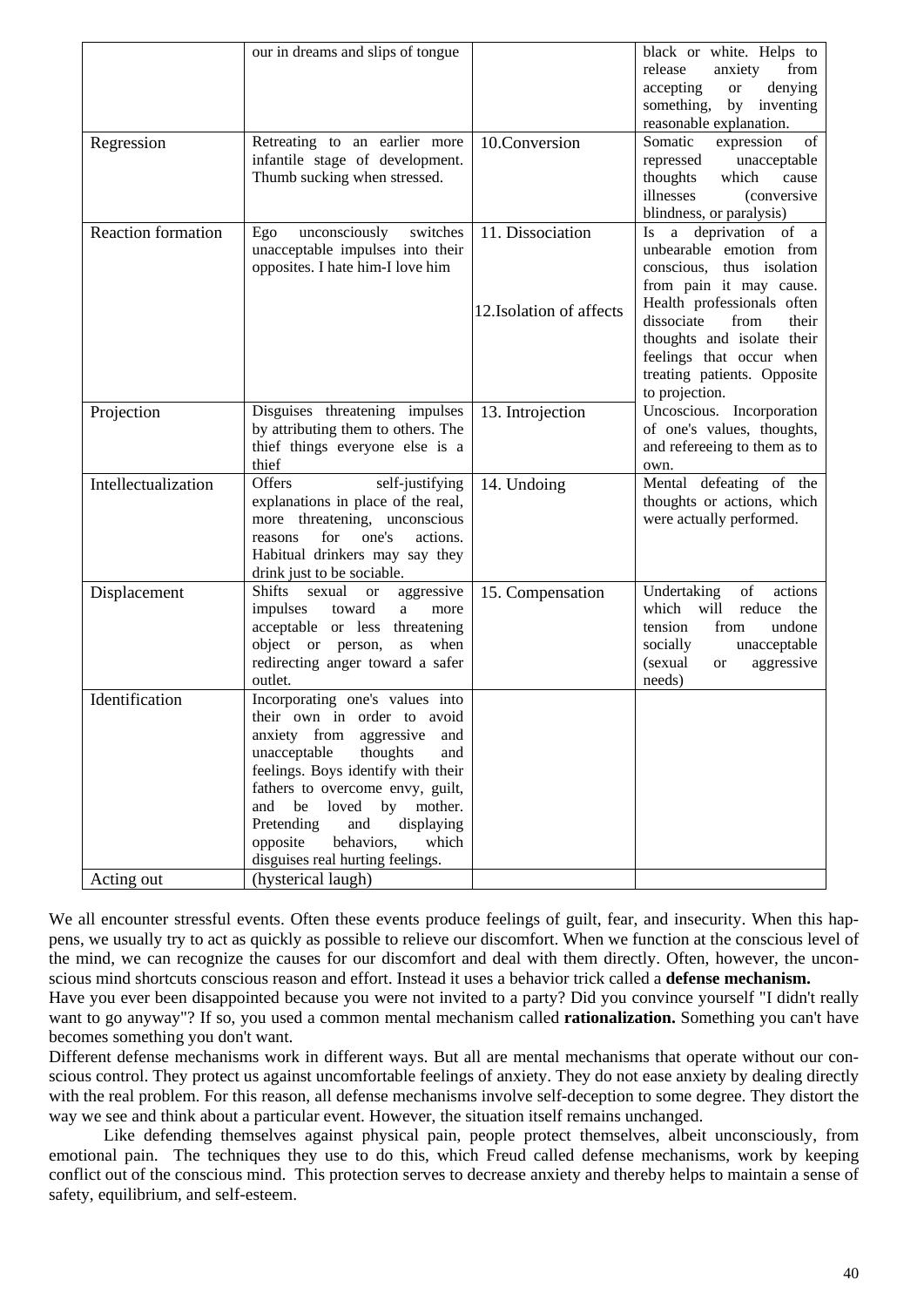|  | our in dreams and slips of tongue |  | black or white. Helps to release anxiety from accepting or denying something, by inventing reasonable explanation. |
|---|---|---|---|
| Regression | Retreating to an earlier more infantile stage of development. Thumb sucking when stressed. | 10.Conversion | Somatic expression of repressed unacceptable thoughts which cause illnesses (conversive blindness, or paralysis) |
| Reaction formation | Ego unconsciously switches unacceptable impulses into their opposites. I hate him-I love him | 11. Dissociation<br><br>12.Isolation of affects | Is a deprivation of a unbearable emotion from conscious, thus isolation from pain it may cause. Health professionals often dissociate from their thoughts and isolate their feelings that occur when treating patients. Opposite to projection. |
| Projection | Disguises threatening impulses by attributing them to others. The thief things everyone else is a thief | 13. Introjection | Uncoscious. Incorporation of one's values, thoughts, and refereeing to them as to own. |
| Intellectualization | Offers self-justifying explanations in place of the real, more threatening, unconscious reasons for one's actions. Habitual drinkers may say they drink just to be sociable. | 14. Undoing | Mental defeating of the thoughts or actions, which were actually performed. |
| Displacement | Shifts sexual or aggressive impulses toward a more acceptable or less threatening object or person, as when redirecting anger toward a safer outlet. | 15. Compensation | Undertaking of actions which will reduce the tension from undone socially unacceptable (sexual or aggressive needs) |
| Identification | Incorporating one's values into their own in order to avoid anxiety from aggressive and unacceptable thoughts and feelings. Boys identify with their fathers to overcome envy, guilt, and be loved by mother. Pretending and displaying opposite behaviors, which disguises real hurting feelings. |  |  |
| Acting out | (hysterical laugh) |  |  |

We all encounter stressful events. Often these events produce feelings of guilt, fear, and insecurity. When this happens, we usually try to act as quickly as possible to relieve our discomfort. When we function at the conscious level of the mind, we can recognize the causes for our discomfort and deal with them directly. Often, however, the unconscious mind shortcuts conscious reason and effort. Instead it uses a behavior trick called a **defense mechanism.**

Have you ever been disappointed because you were not invited to a party? Did you convince yourself "I didn't really want to go anyway"? If so, you used a common mental mechanism called **rationalization.** Something you can't have becomes something you don't want.

Different defense mechanisms work in different ways. But all are mental mechanisms that operate without our conscious control. They protect us against uncomfortable feelings of anxiety. They do not ease anxiety by dealing directly with the real problem. For this reason, all defense mechanisms involve self-deception to some degree. They distort the way we see and think about a particular event. However, the situation itself remains unchanged.

Like defending themselves against physical pain, people protect themselves, albeit unconsciously, from emotional pain. The techniques they use to do this, which Freud called defense mechanisms, work by keeping conflict out of the conscious mind. This protection serves to decrease anxiety and thereby helps to maintain a sense of safety, equilibrium, and self-esteem.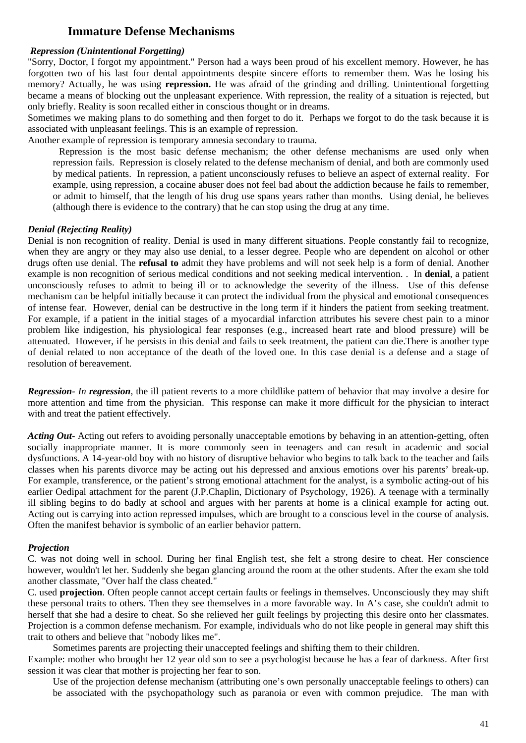## Immature Defense Mechanisms

***Repression (Unintentional Forgetting)***

"Sorry, Doctor, I forgot my appointment." Person had a ways been proud of his excellent memory. However, he has forgotten two of his last four dental appointments despite sincere efforts to remember them. Was he losing his memory? Actually, he was using **repression.** He was afraid of the grinding and drilling. Unintentional forgetting became a means of blocking out the unpleasant experience. With repression, the reality of a situation is rejected, but only briefly. Reality is soon recalled either in conscious thought or in dreams.

Sometimes we making plans to do something and then forget to do it. Perhaps we forgot to do the task because it is associated with unpleasant feelings. This is an example of repression.

Another example of repression is temporary amnesia secondary to trauma.

Repression is the most basic defense mechanism; the other defense mechanisms are used only when repression fails. Repression is closely related to the defense mechanism of denial, and both are commonly used by medical patients. In repression, a patient unconsciously refuses to believe an aspect of external reality. For example, using repression, a cocaine abuser does not feel bad about the addiction because he fails to remember, or admit to himself, that the length of his drug use spans years rather than months. Using denial, he believes (although there is evidence to the contrary) that he can stop using the drug at any time.

***Denial (Rejecting Reality)***

Denial is non recognition of reality. Denial is used in many different situations. People constantly fail to recognize, when they are angry or they may also use denial, to a lesser degree. People who are dependent on alcohol or other drugs often use denial. The **refusal to** admit they have problems and will not seek help is a form of denial. Another example is non recognition of serious medical conditions and not seeking medical intervention. . In **denial**, a patient unconsciously refuses to admit to being ill or to acknowledge the severity of the illness. Use of this defense mechanism can be helpful initially because it can protect the individual from the physical and emotional consequences of intense fear. However, denial can be destructive in the long term if it hinders the patient from seeking treatment. For example, if a patient in the initial stages of a myocardial infarction attributes his severe chest pain to a minor problem like indigestion, his physiological fear responses (e.g., increased heart rate and blood pressure) will be attenuated. However, if he persists in this denial and fails to seek treatment, the patient can die.There is another type of denial related to non acceptance of the death of the loved one. In this case denial is a defense and a stage of resolution of bereavement.

***Regression***- *In **regression***, the ill patient reverts to a more childlike pattern of behavior that may involve a desire for more attention and time from the physician. This response can make it more difficult for the physician to interact with and treat the patient effectively.

***Acting Out***- Acting out refers to avoiding personally unacceptable emotions by behaving in an attention-getting, often socially inappropriate manner. It is more commonly seen in teenagers and can result in academic and social dysfunctions. A 14-year-old boy with no history of disruptive behavior who begins to talk back to the teacher and fails classes when his parents divorce may be acting out his depressed and anxious emotions over his parents' break-up. For example, transference, or the patient's strong emotional attachment for the analyst, is a symbolic acting-out of his earlier Oedipal attachment for the parent (J.P.Chaplin, Dictionary of Psychology, 1926). A teenage with a terminally ill sibling begins to do badly at school and argues with her parents at home is a clinical example for acting out. Acting out is carrying into action repressed impulses, which are brought to a conscious level in the course of analysis. Often the manifest behavior is symbolic of an earlier behavior pattern.

***Projection***

C. was not doing well in school. During her final English test, she felt a strong desire to cheat. Her conscience however, wouldn't let her. Suddenly she began glancing around the room at the other students. After the exam she told another classmate, "Over half the class cheated."

C. used **projection**. Often people cannot accept certain faults or feelings in themselves. Unconsciously they may shift these personal traits to others. Then they see themselves in a more favorable way. In A's case, she couldn't admit to herself that she had a desire to cheat. So she relieved her guilt feelings by projecting this desire onto her classmates. Projection is a common defense mechanism. For example, individuals who do not like people in general may shift this trait to others and believe that "nobody likes me".

Sometimes parents are projecting their unaccepted feelings and shifting them to their children.

Example: mother who brought her 12 year old son to see a psychologist because he has a fear of darkness. After first session it was clear that mother is projecting her fear to son.

Use of the projection defense mechanism (attributing one's own personally unacceptable feelings to others) can be associated with the psychopathology such as paranoia or even with common prejudice. The man with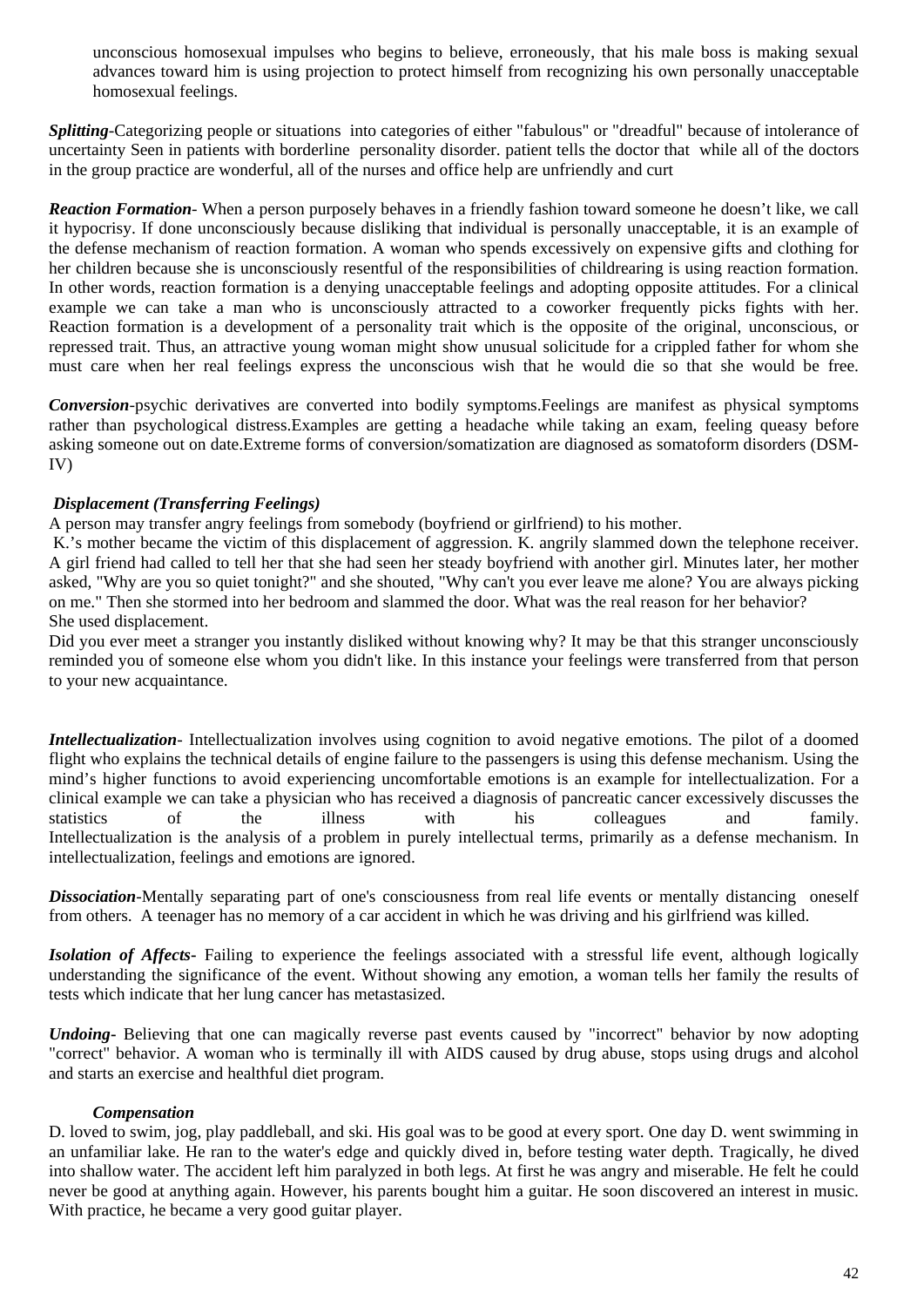unconscious homosexual impulses who begins to believe, erroneously, that his male boss is making sexual advances toward him is using projection to protect himself from recognizing his own personally unacceptable homosexual feelings.

***Splitting***-Categorizing people or situations into categories of either "fabulous" or "dreadful" because of intolerance of uncertainty Seen in patients with borderline personality disorder. patient tells the doctor that while all of the doctors in the group practice are wonderful, all of the nurses and office help are unfriendly and curt

***Reaction Formation***- When a person purposely behaves in a friendly fashion toward someone he doesn't like, we call it hypocrisy. If done unconsciously because disliking that individual is personally unacceptable, it is an example of the defense mechanism of reaction formation. A woman who spends excessively on expensive gifts and clothing for her children because she is unconsciously resentful of the responsibilities of childrearing is using reaction formation. In other words, reaction formation is a denying unacceptable feelings and adopting opposite attitudes. For a clinical example we can take a man who is unconsciously attracted to a coworker frequently picks fights with her. Reaction formation is a development of a personality trait which is the opposite of the original, unconscious, or repressed trait. Thus, an attractive young woman might show unusual solicitude for a crippled father for whom she must care when her real feelings express the unconscious wish that he would die so that she would be free.

***Conversion***-psychic derivatives are converted into bodily symptoms.Feelings are manifest as physical symptoms rather than psychological distress.Examples are getting a headache while taking an exam, feeling queasy before asking someone out on date.Extreme forms of conversion/somatization are diagnosed as somatoform disorders (DSM-IV)

***Displacement (Transferring Feelings)***

A person may transfer angry feelings from somebody (boyfriend or girlfriend) to his mother.

K.'s mother became the victim of this displacement of aggression. K. angrily slammed down the telephone receiver. A girl friend had called to tell her that she had seen her steady boyfriend with another girl. Minutes later, her mother asked, "Why are you so quiet tonight?" and she shouted, "Why can't you ever leave me alone? You are always picking on me." Then she stormed into her bedroom and slammed the door. What was the real reason for her behavior?
She used displacement.

Did you ever meet a stranger you instantly disliked without knowing why? It may be that this stranger unconsciously reminded you of someone else whom you didn't like. In this instance your feelings were transferred from that person to your new acquaintance.

***Intellectualization***- Intellectualization involves using cognition to avoid negative emotions. The pilot of a doomed flight who explains the technical details of engine failure to the passengers is using this defense mechanism. Using the mind's higher functions to avoid experiencing uncomfortable emotions is an example for intellectualization. For a clinical example we can take a physician who has received a diagnosis of pancreatic cancer excessively discusses the statistics of the illness with his colleagues and family. Intellectualization is the analysis of a problem in purely intellectual terms, primarily as a defense mechanism. In intellectualization, feelings and emotions are ignored.

***Dissociation***-Mentally separating part of one's consciousness from real life events or mentally distancing oneself from others. A teenager has no memory of a car accident in which he was driving and his girlfriend was killed.

***Isolation of Affects***- Failing to experience the feelings associated with a stressful life event, although logically understanding the significance of the event. Without showing any emotion, a woman tells her family the results of tests which indicate that her lung cancer has metastasized.

***Undoing***- Believing that one can magically reverse past events caused by "incorrect" behavior by now adopting "correct" behavior. A woman who is terminally ill with AIDS caused by drug abuse, stops using drugs and alcohol and starts an exercise and healthful diet program.

***Compensation***

D. loved to swim, jog, play paddleball, and ski. His goal was to be good at every sport. One day D. went swimming in an unfamiliar lake. He ran to the water's edge and quickly dived in, before testing water depth. Tragically, he dived into shallow water. The accident left him paralyzed in both legs. At first he was angry and miserable. He felt he could never be good at anything again. However, his parents bought him a guitar. He soon discovered an interest in music. With practice, he became a very good guitar player.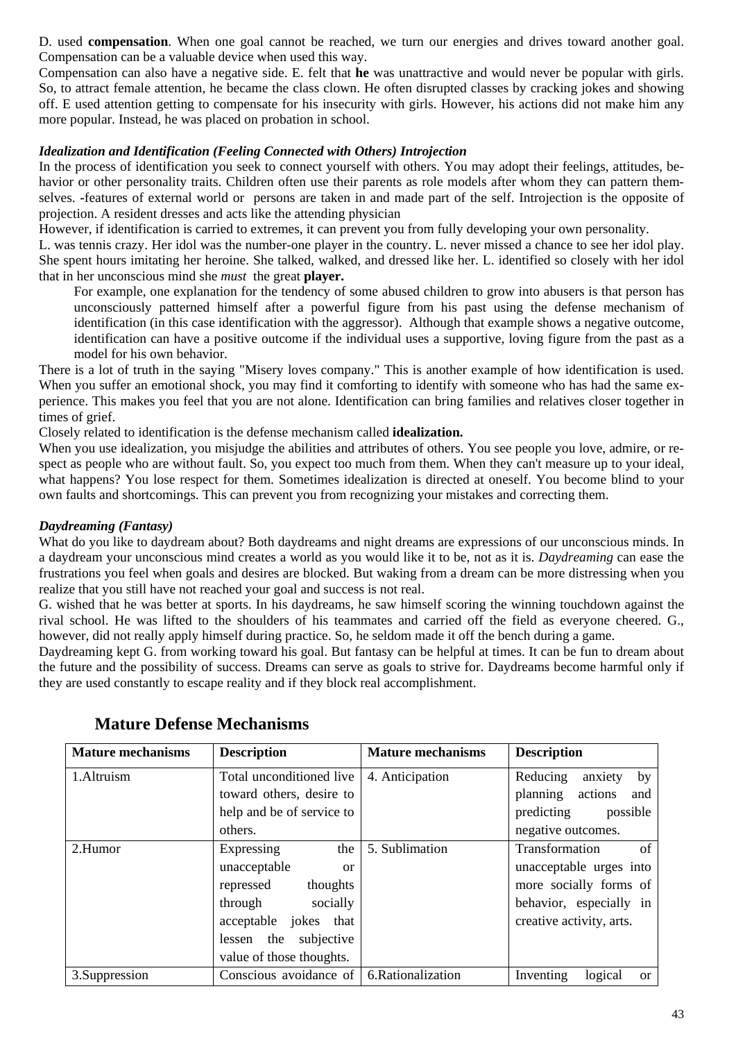D. used **compensation**. When one goal cannot be reached, we turn our energies and drives toward another goal. Compensation can be a valuable device when used this way.

Compensation can also have a negative side. E. felt that **he** was unattractive and would never be popular with girls. So, to attract female attention, he became the class clown. He often disrupted classes by cracking jokes and showing off. E used attention getting to compensate for his insecurity with girls. However, his actions did not make him any more popular. Instead, he was placed on probation in school.

***Idealization and Identification (Feeling Connected with Others) Introjection***

In the process of identification you seek to connect yourself with others. You may adopt their feelings, attitudes, behavior or other personality traits. Children often use their parents as role models after whom they can pattern themselves. -features of external world or persons are taken in and made part of the self. Introjection is the opposite of projection. A resident dresses and acts like the attending physician

However, if identification is carried to extremes, it can prevent you from fully developing your own personality.

L. was tennis crazy. Her idol was the number-one player in the country. L. never missed a chance to see her idol play. She spent hours imitating her heroine. She talked, walked, and dressed like her. L. identified so closely with her idol that in her unconscious mind she *must* the great **player.**

> For example, one explanation for the tendency of some abused children to grow into abusers is that person has unconsciously patterned himself after a powerful figure from his past using the defense mechanism of identification (in this case identification with the aggressor). Although that example shows a negative outcome, identification can have a positive outcome if the individual uses a supportive, loving figure from the past as a model for his own behavior.

There is a lot of truth in the saying "Misery loves company." This is another example of how identification is used. When you suffer an emotional shock, you may find it comforting to identify with someone who has had the same experience. This makes you feel that you are not alone. Identification can bring families and relatives closer together in times of grief.

Closely related to identification is the defense mechanism called **idealization.**

When you use idealization, you misjudge the abilities and attributes of others. You see people you love, admire, or respect as people who are without fault. So, you expect too much from them. When they can't measure up to your ideal, what happens? You lose respect for them. Sometimes idealization is directed at oneself. You become blind to your own faults and shortcomings. This can prevent you from recognizing your mistakes and correcting them.

***Daydreaming (Fantasy)***

What do you like to daydream about? Both daydreams and night dreams are expressions of our unconscious minds. In a daydream your unconscious mind creates a world as you would like it to be, not as it is. *Daydreaming* can ease the frustrations you feel when goals and desires are blocked. But waking from a dream can be more distressing when you realize that you still have not reached your goal and success is not real.

G. wished that he was better at sports. In his daydreams, he saw himself scoring the winning touchdown against the rival school. He was lifted to the shoulders of his teammates and carried off the field as everyone cheered. G., however, did not really apply himself during practice. So, he seldom made it off the bench during a game.

Daydreaming kept G. from working toward his goal. But fantasy can be helpful at times. It can be fun to dream about the future and the possibility of success. Dreams can serve as goals to strive for. Daydreams become harmful only if they are used constantly to escape reality and if they block real accomplishment.

## Mature Defense Mechanisms

| Mature mechanisms | Description | Mature mechanisms | Description |
|---|---|---|---|
| 1.Altruism | Total unconditioned live toward others, desire to help and be of service to others. | 4. Anticipation | Reducing anxiety by planning actions and predicting possible negative outcomes. |
| 2.Humor | Expressing the unacceptable or repressed thoughts through socially acceptable jokes that lessen the subjective value of those thoughts. | 5. Sublimation | Transformation of unacceptable urges into more socially forms of behavior, especially in creative activity, arts. |
| 3.Suppression | Conscious avoidance of | 6.Rationalization | Inventing logical or |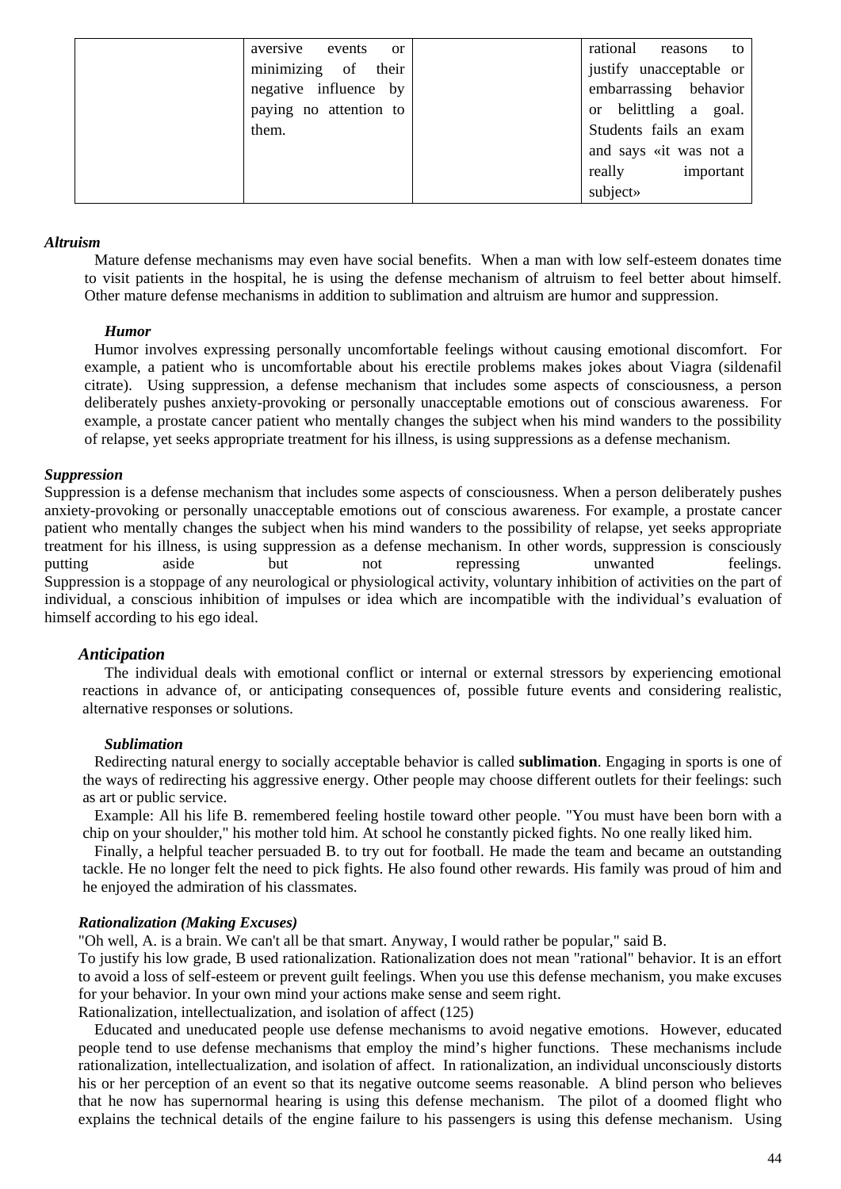|  | aversive events or minimizing of their negative influence by paying no attention to them. |  | rational reasons to justify unacceptable or embarrassing behavior or belittling a goal. Students fails an exam and says «it was not a really important subject» |
|---|---|---|---|

***Altruism***

Mature defense mechanisms may even have social benefits. When a man with low self-esteem donates time to visit patients in the hospital, he is using the defense mechanism of altruism to feel better about himself. Other mature defense mechanisms in addition to sublimation and altruism are humor and suppression.

***Humor***

Humor involves expressing personally uncomfortable feelings without causing emotional discomfort. For example, a patient who is uncomfortable about his erectile problems makes jokes about Viagra (sildenafil citrate). Using suppression, a defense mechanism that includes some aspects of consciousness, a person deliberately pushes anxiety-provoking or personally unacceptable emotions out of conscious awareness. For example, a prostate cancer patient who mentally changes the subject when his mind wanders to the possibility of relapse, yet seeks appropriate treatment for his illness, is using suppressions as a defense mechanism.

***Suppression***

Suppression is a defense mechanism that includes some aspects of consciousness. When a person deliberately pushes anxiety-provoking or personally unacceptable emotions out of conscious awareness. For example, a prostate cancer patient who mentally changes the subject when his mind wanders to the possibility of relapse, yet seeks appropriate treatment for his illness, is using suppression as a defense mechanism. In other words, suppression is consciously putting aside but not repressing unwanted feelings.
Suppression is a stoppage of any neurological or physiological activity, voluntary inhibition of activities on the part of individual, a conscious inhibition of impulses or idea which are incompatible with the individual's evaluation of himself according to his ego ideal.

***Anticipation***

The individual deals with emotional conflict or internal or external stressors by experiencing emotional reactions in advance of, or anticipating consequences of, possible future events and considering realistic, alternative responses or solutions.

***Sublimation***

Redirecting natural energy to socially acceptable behavior is called **sublimation**. Engaging in sports is one of the ways of redirecting his aggressive energy. Other people may choose different outlets for their feelings: such as art or public service.

Example: All his life B. remembered feeling hostile toward other people. "You must have been born with a chip on your shoulder," his mother told him. At school he constantly picked fights. No one really liked him.

Finally, a helpful teacher persuaded B. to try out for football. He made the team and became an outstanding tackle. He no longer felt the need to pick fights. He also found other rewards. His family was proud of him and he enjoyed the admiration of his classmates.

***Rationalization (Making Excuses)***

"Oh well, A. is a brain. We can't all be that smart. Anyway, I would rather be popular," said B.
To justify his low grade, B used rationalization. Rationalization does not mean "rational" behavior. It is an effort to avoid a loss of self-esteem or prevent guilt feelings. When you use this defense mechanism, you make excuses for your behavior. In your own mind your actions make sense and seem right.
Rationalization, intellectualization, and isolation of affect (125)

Educated and uneducated people use defense mechanisms to avoid negative emotions. However, educated people tend to use defense mechanisms that employ the mind's higher functions. These mechanisms include rationalization, intellectualization, and isolation of affect. In rationalization, an individual unconsciously distorts his or her perception of an event so that its negative outcome seems reasonable. A blind person who believes that he now has supernormal hearing is using this defense mechanism. The pilot of a doomed flight who explains the technical details of the engine failure to his passengers is using this defense mechanism. Using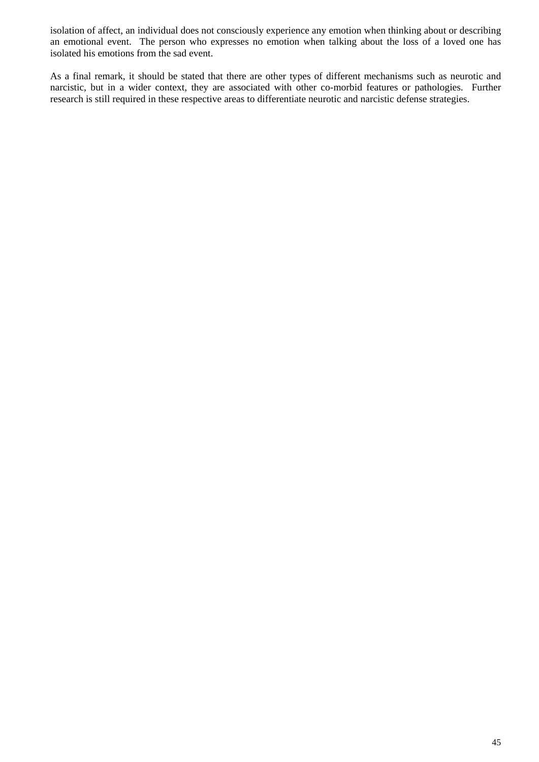isolation of affect, an individual does not consciously experience any emotion when thinking about or describing an emotional event. The person who expresses no emotion when talking about the loss of a loved one has isolated his emotions from the sad event.

As a final remark, it should be stated that there are other types of different mechanisms such as neurotic and narcistic, but in a wider context, they are associated with other co-morbid features or pathologies. Further research is still required in these respective areas to differentiate neurotic and narcistic defense strategies.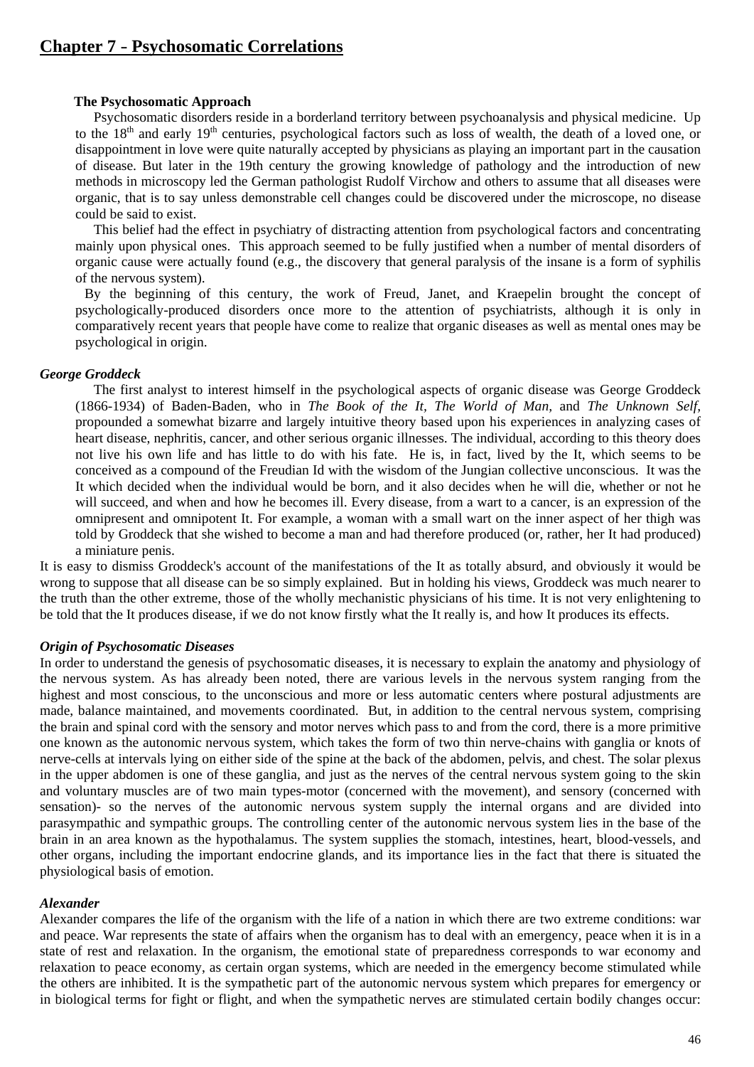## Chapter 7 - Psychosomatic Correlations

**The Psychosomatic Approach**

Psychosomatic disorders reside in a borderland territory between psychoanalysis and physical medicine. Up to the 18th and early 19th centuries, psychological factors such as loss of wealth, the death of a loved one, or disappointment in love were quite naturally accepted by physicians as playing an important part in the causation of disease. But later in the 19th century the growing knowledge of pathology and the introduction of new methods in microscopy led the German pathologist Rudolf Virchow and others to assume that all diseases were organic, that is to say unless demonstrable cell changes could be discovered under the microscope, no disease could be said to exist.

This belief had the effect in psychiatry of distracting attention from psychological factors and concentrating mainly upon physical ones. This approach seemed to be fully justified when a number of mental disorders of organic cause were actually found (e.g., the discovery that general paralysis of the insane is a form of syphilis of the nervous system).

By the beginning of this century, the work of Freud, Janet, and Kraepelin brought the concept of psychologically-produced disorders once more to the attention of psychiatrists, although it is only in comparatively recent years that people have come to realize that organic diseases as well as mental ones may be psychological in origin.

***George Groddeck***

The first analyst to interest himself in the psychological aspects of organic disease was George Groddeck (1866-1934) of Baden-Baden, who in *The Book of the It, The World of Man,* and *The Unknown Self,* propounded a somewhat bizarre and largely intuitive theory based upon his experiences in analyzing cases of heart disease, nephritis, cancer, and other serious organic illnesses. The individual, according to this theory does not live his own life and has little to do with his fate. He is, in fact, lived by the It, which seems to be conceived as a compound of the Freudian Id with the wisdom of the Jungian collective unconscious. It was the It which decided when the individual would be born, and it also decides when he will die, whether or not he will succeed, and when and how he becomes ill. Every disease, from a wart to a cancer, is an expression of the omnipresent and omnipotent It. For example, a woman with a small wart on the inner aspect of her thigh was told by Groddeck that she wished to become a man and had therefore produced (or, rather, her It had produced) a miniature penis.

It is easy to dismiss Groddeck's account of the manifestations of the It as totally absurd, and obviously it would be wrong to suppose that all disease can be so simply explained. But in holding his views, Groddeck was much nearer to the truth than the other extreme, those of the wholly mechanistic physicians of his time. It is not very enlightening to be told that the It produces disease, if we do not know firstly what the It really is, and how It produces its effects.

***Origin of Psychosomatic Diseases***

In order to understand the genesis of psychosomatic diseases, it is necessary to explain the anatomy and physiology of the nervous system. As has already been noted, there are various levels in the nervous system ranging from the highest and most conscious, to the unconscious and more or less automatic centers where postural adjustments are made, balance maintained, and movements coordinated. But, in addition to the central nervous system, comprising the brain and spinal cord with the sensory and motor nerves which pass to and from the cord, there is a more primitive one known as the autonomic nervous system, which takes the form of two thin nerve-chains with ganglia or knots of nerve-cells at intervals lying on either side of the spine at the back of the abdomen, pelvis, and chest. The solar plexus in the upper abdomen is one of these ganglia, and just as the nerves of the central nervous system going to the skin and voluntary muscles are of two main types-motor (concerned with the movement), and sensory (concerned with sensation)- so the nerves of the autonomic nervous system supply the internal organs and are divided into parasympathic and sympathic groups. The controlling center of the autonomic nervous system lies in the base of the brain in an area known as the hypothalamus. The system supplies the stomach, intestines, heart, blood-vessels, and other organs, including the important endocrine glands, and its importance lies in the fact that there is situated the physiological basis of emotion.

***Alexander***

Alexander compares the life of the organism with the life of a nation in which there are two extreme conditions: war and peace. War represents the state of affairs when the organism has to deal with an emergency, peace when it is in a state of rest and relaxation. In the organism, the emotional state of preparedness corresponds to war economy and relaxation to peace economy, as certain organ systems, which are needed in the emergency become stimulated while the others are inhibited. It is the sympathetic part of the autonomic nervous system which prepares for emergency or in biological terms for fight or flight, and when the sympathetic nerves are stimulated certain bodily changes occur: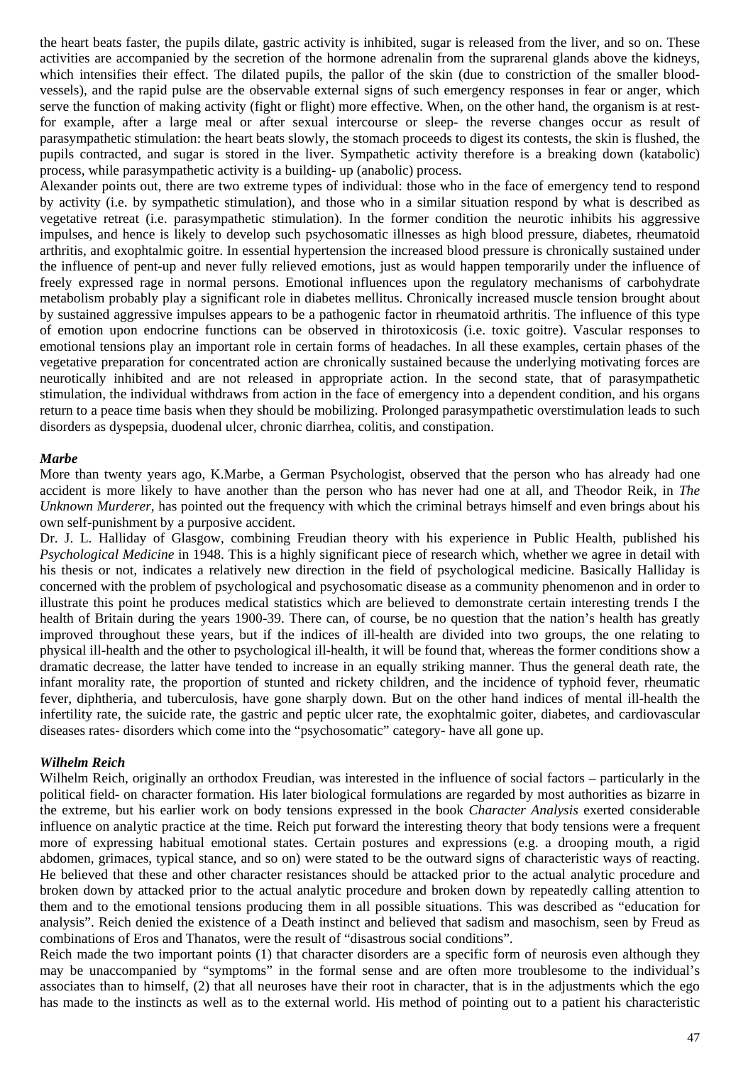the heart beats faster, the pupils dilate, gastric activity is inhibited, sugar is released from the liver, and so on. These activities are accompanied by the secretion of the hormone adrenalin from the suprarenal glands above the kidneys, which intensifies their effect. The dilated pupils, the pallor of the skin (due to constriction of the smaller blood-vessels), and the rapid pulse are the observable external signs of such emergency responses in fear or anger, which serve the function of making activity (fight or flight) more effective. When, on the other hand, the organism is at rest- for example, after a large meal or after sexual intercourse or sleep- the reverse changes occur as result of parasympathetic stimulation: the heart beats slowly, the stomach proceeds to digest its contests, the skin is flushed, the pupils contracted, and sugar is stored in the liver. Sympathetic activity therefore is a breaking down (katabolic) process, while parasympathetic activity is a building- up (anabolic) process.

Alexander points out, there are two extreme types of individual: those who in the face of emergency tend to respond by activity (i.e. by sympathetic stimulation), and those who in a similar situation respond by what is described as vegetative retreat (i.e. parasympathetic stimulation). In the former condition the neurotic inhibits his aggressive impulses, and hence is likely to develop such psychosomatic illnesses as high blood pressure, diabetes, rheumatoid arthritis, and exophtalmic goitre. In essential hypertension the increased blood pressure is chronically sustained under the influence of pent-up and never fully relieved emotions, just as would happen temporarily under the influence of freely expressed rage in normal persons. Emotional influences upon the regulatory mechanisms of carbohydrate metabolism probably play a significant role in diabetes mellitus. Chronically increased muscle tension brought about by sustained aggressive impulses appears to be a pathogenic factor in rheumatoid arthritis. The influence of this type of emotion upon endocrine functions can be observed in thirotoxicosis (i.e. toxic goitre). Vascular responses to emotional tensions play an important role in certain forms of headaches. In all these examples, certain phases of the vegetative preparation for concentrated action are chronically sustained because the underlying motivating forces are neurotically inhibited and are not released in appropriate action. In the second state, that of parasympathetic stimulation, the individual withdraws from action in the face of emergency into a dependent condition, and his organs return to a peace time basis when they should be mobilizing. Prolonged parasympathetic overstimulation leads to such disorders as dyspepsia, duodenal ulcer, chronic diarrhea, colitis, and constipation.

***Marbe***

More than twenty years ago, K.Marbe, a German Psychologist, observed that the person who has already had one accident is more likely to have another than the person who has never had one at all, and Theodor Reik, in *The Unknown Murderer,* has pointed out the frequency with which the criminal betrays himself and even brings about his own self-punishment by a purposive accident.

Dr. J. L. Halliday of Glasgow, combining Freudian theory with his experience in Public Health, published his *Psychological Medicine* in 1948. This is a highly significant piece of research which, whether we agree in detail with his thesis or not, indicates a relatively new direction in the field of psychological medicine. Basically Halliday is concerned with the problem of psychological and psychosomatic disease as a community phenomenon and in order to illustrate this point he produces medical statistics which are believed to demonstrate certain interesting trends I the health of Britain during the years 1900-39. There can, of course, be no question that the nation's health has greatly improved throughout these years, but if the indices of ill-health are divided into two groups, the one relating to physical ill-health and the other to psychological ill-health, it will be found that, whereas the former conditions show a dramatic decrease, the latter have tended to increase in an equally striking manner. Thus the general death rate, the infant morality rate, the proportion of stunted and rickety children, and the incidence of typhoid fever, rheumatic fever, diphtheria, and tuberculosis, have gone sharply down. But on the other hand indices of mental ill-health the infertility rate, the suicide rate, the gastric and peptic ulcer rate, the exophtalmic goiter, diabetes, and cardiovascular diseases rates- disorders which come into the "psychosomatic" category- have all gone up.

***Wilhelm Reich***

Wilhelm Reich, originally an orthodox Freudian, was interested in the influence of social factors – particularly in the political field- on character formation. His later biological formulations are regarded by most authorities as bizarre in the extreme, but his earlier work on body tensions expressed in the book *Character Analysis* exerted considerable influence on analytic practice at the time. Reich put forward the interesting theory that body tensions were a frequent more of expressing habitual emotional states. Certain postures and expressions (e.g. a drooping mouth, a rigid abdomen, grimaces, typical stance, and so on) were stated to be the outward signs of characteristic ways of reacting. He believed that these and other character resistances should be attacked prior to the actual analytic procedure and broken down by attacked prior to the actual analytic procedure and broken down by repeatedly calling attention to them and to the emotional tensions producing them in all possible situations. This was described as "education for analysis". Reich denied the existence of a Death instinct and believed that sadism and masochism, seen by Freud as combinations of Eros and Thanatos, were the result of "disastrous social conditions".

Reich made the two important points (1) that character disorders are a specific form of neurosis even although they may be unaccompanied by "symptoms" in the formal sense and are often more troublesome to the individual's associates than to himself, (2) that all neuroses have their root in character, that is in the adjustments which the ego has made to the instincts as well as to the external world. His method of pointing out to a patient his characteristic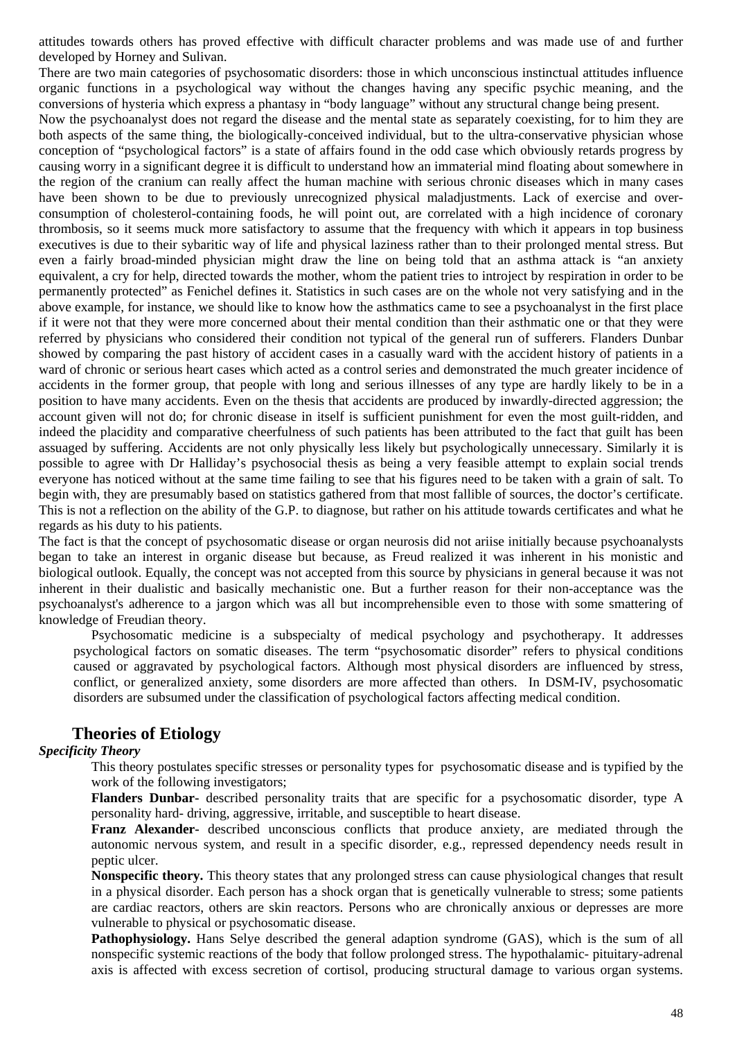attitudes towards others has proved effective with difficult character problems and was made use of and further developed by Horney and Sulivan.

There are two main categories of psychosomatic disorders: those in which unconscious instinctual attitudes influence organic functions in a psychological way without the changes having any specific psychic meaning, and the conversions of hysteria which express a phantasy in "body language" without any structural change being present.

Now the psychoanalyst does not regard the disease and the mental state as separately coexisting, for to him they are both aspects of the same thing, the biologically-conceived individual, but to the ultra-conservative physician whose conception of "psychological factors" is a state of affairs found in the odd case which obviously retards progress by causing worry in a significant degree it is difficult to understand how an immaterial mind floating about somewhere in the region of the cranium can really affect the human machine with serious chronic diseases which in many cases have been shown to be due to previously unrecognized physical maladjustments. Lack of exercise and over-consumption of cholesterol-containing foods, he will point out, are correlated with a high incidence of coronary thrombosis, so it seems muck more satisfactory to assume that the frequency with which it appears in top business executives is due to their sybaritic way of life and physical laziness rather than to their prolonged mental stress. But even a fairly broad-minded physician might draw the line on being told that an asthma attack is "an anxiety equivalent, a cry for help, directed towards the mother, whom the patient tries to introject by respiration in order to be permanently protected" as Fenichel defines it. Statistics in such cases are on the whole not very satisfying and in the above example, for instance, we should like to know how the asthmatics came to see a psychoanalyst in the first place if it were not that they were more concerned about their mental condition than their asthmatic one or that they were referred by physicians who considered their condition not typical of the general run of sufferers. Flanders Dunbar showed by comparing the past history of accident cases in a casually ward with the accident history of patients in a ward of chronic or serious heart cases which acted as a control series and demonstrated the much greater incidence of accidents in the former group, that people with long and serious illnesses of any type are hardly likely to be in a position to have many accidents. Even on the thesis that accidents are produced by inwardly-directed aggression; the account given will not do; for chronic disease in itself is sufficient punishment for even the most guilt-ridden, and indeed the placidity and comparative cheerfulness of such patients has been attributed to the fact that guilt has been assuaged by suffering. Accidents are not only physically less likely but psychologically unnecessary. Similarly it is possible to agree with Dr Halliday's psychosocial thesis as being a very feasible attempt to explain social trends everyone has noticed without at the same time failing to see that his figures need to be taken with a grain of salt. To begin with, they are presumably based on statistics gathered from that most fallible of sources, the doctor's certificate. This is not a reflection on the ability of the G.P. to diagnose, but rather on his attitude towards certificates and what he regards as his duty to his patients.

The fact is that the concept of psychosomatic disease or organ neurosis did not ariise initially because psychoanalysts began to take an interest in organic disease but because, as Freud realized it was inherent in his monistic and biological outlook. Equally, the concept was not accepted from this source by physicians in general because it was not inherent in their dualistic and basically mechanistic one. But a further reason for their non-acceptance was the psychoanalyst's adherence to a jargon which was all but incomprehensible even to those with some smattering of knowledge of Freudian theory.

Psychosomatic medicine is a subspecialty of medical psychology and psychotherapy. It addresses psychological factors on somatic diseases. The term "psychosomatic disorder" refers to physical conditions caused or aggravated by psychological factors. Although most physical disorders are influenced by stress, conflict, or generalized anxiety, some disorders are more affected than others. In DSM-IV, psychosomatic disorders are subsumed under the classification of psychological factors affecting medical condition.

## Theories of Etiology

***Specificity Theory***

This theory postulates specific stresses or personality types for psychosomatic disease and is typified by the work of the following investigators;

**Flanders Dunbar**- described personality traits that are specific for a psychosomatic disorder, type A personality hard- driving, aggressive, irritable, and susceptible to heart disease.

**Franz Alexander**- described unconscious conflicts that produce anxiety, are mediated through the autonomic nervous system, and result in a specific disorder, e.g., repressed dependency needs result in peptic ulcer.

**Nonspecific theory.** This theory states that any prolonged stress can cause physiological changes that result in a physical disorder. Each person has a shock organ that is genetically vulnerable to stress; some patients are cardiac reactors, others are skin reactors. Persons who are chronically anxious or depresses are more vulnerable to physical or psychosomatic disease.

**Pathophysiology.** Hans Selye described the general adaption syndrome (GAS), which is the sum of all nonspecific systemic reactions of the body that follow prolonged stress. The hypothalamic- pituitary-adrenal axis is affected with excess secretion of cortisol, producing structural damage to various organ systems.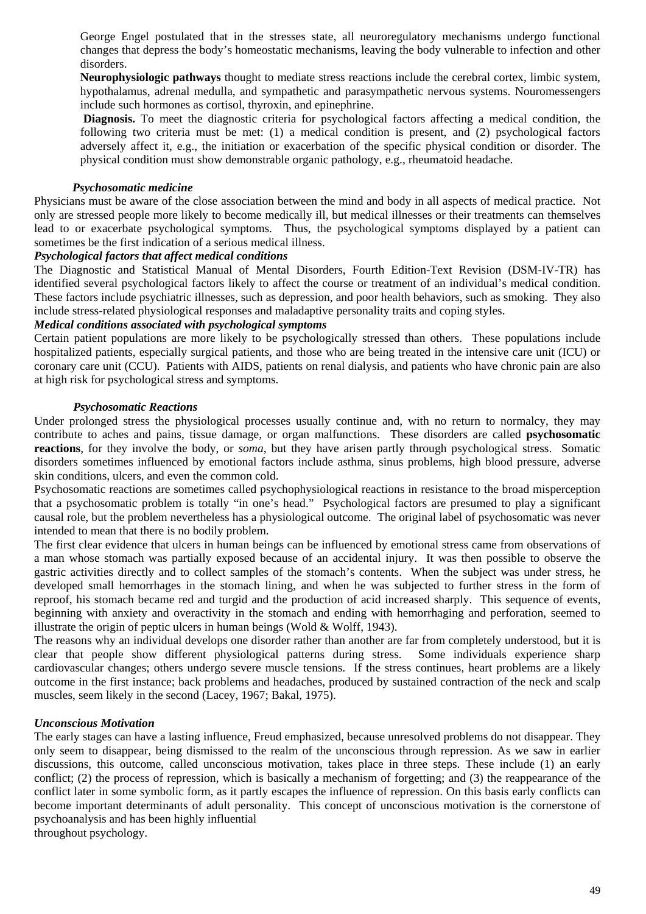George Engel postulated that in the stresses state, all neuroregulatory mechanisms undergo functional changes that depress the body's homeostatic mechanisms, leaving the body vulnerable to infection and other disorders.

**Neurophysiologic pathways** thought to mediate stress reactions include the cerebral cortex, limbic system, hypothalamus, adrenal medulla, and sympathetic and parasympathetic nervous systems. Nouromessengers include such hormones as cortisol, thyroxin, and epinephrine.

**Diagnosis.** To meet the diagnostic criteria for psychological factors affecting a medical condition, the following two criteria must be met: (1) a medical condition is present, and (2) psychological factors adversely affect it, e.g., the initiation or exacerbation of the specific physical condition or disorder. The physical condition must show demonstrable organic pathology, e.g., rheumatoid headache.

***Psychosomatic medicine***

Physicians must be aware of the close association between the mind and body in all aspects of medical practice. Not only are stressed people more likely to become medically ill, but medical illnesses or their treatments can themselves lead to or exacerbate psychological symptoms. Thus, the psychological symptoms displayed by a patient can sometimes be the first indication of a serious medical illness.

***Psychological factors that affect medical conditions***

The Diagnostic and Statistical Manual of Mental Disorders, Fourth Edition-Text Revision (DSM-IV-TR) has identified several psychological factors likely to affect the course or treatment of an individual's medical condition. These factors include psychiatric illnesses, such as depression, and poor health behaviors, such as smoking. They also include stress-related physiological responses and maladaptive personality traits and coping styles.

***Medical conditions associated with psychological symptoms***

Certain patient populations are more likely to be psychologically stressed than others. These populations include hospitalized patients, especially surgical patients, and those who are being treated in the intensive care unit (ICU) or coronary care unit (CCU). Patients with AIDS, patients on renal dialysis, and patients who have chronic pain are also at high risk for psychological stress and symptoms.

***Psychosomatic Reactions***

Under prolonged stress the physiological processes usually continue and, with no return to normalcy, they may contribute to aches and pains, tissue damage, or organ malfunctions. These disorders are called **psychosomatic reactions**, for they involve the body, or *soma*, but they have arisen partly through psychological stress. Somatic disorders sometimes influenced by emotional factors include asthma, sinus problems, high blood pressure, adverse skin conditions, ulcers, and even the common cold.

Psychosomatic reactions are sometimes called psychophysiological reactions in resistance to the broad misperception that a psychosomatic problem is totally "in one's head." Psychological factors are presumed to play a significant causal role, but the problem nevertheless has a physiological outcome. The original label of psychosomatic was never intended to mean that there is no bodily problem.

The first clear evidence that ulcers in human beings can be influenced by emotional stress came from observations of a man whose stomach was partially exposed because of an accidental injury. It was then possible to observe the gastric activities directly and to collect samples of the stomach's contents. When the subject was under stress, he developed small hemorrhages in the stomach lining, and when he was subjected to further stress in the form of reproof, his stomach became red and turgid and the production of acid increased sharply. This sequence of events, beginning with anxiety and overactivity in the stomach and ending with hemorrhaging and perforation, seemed to illustrate the origin of peptic ulcers in human beings (Wold & Wolff, 1943).

The reasons why an individual develops one disorder rather than another are far from completely understood, but it is clear that people show different physiological patterns during stress. Some individuals experience sharp cardiovascular changes; others undergo severe muscle tensions. If the stress continues, heart problems are a likely outcome in the first instance; back problems and headaches, produced by sustained contraction of the neck and scalp muscles, seem likely in the second (Lacey, 1967; Bakal, 1975).

***Unconscious Motivation***

The early stages can have a lasting influence, Freud emphasized, because unresolved problems do not disappear. They only seem to disappear, being dismissed to the realm of the unconscious through repression. As we saw in earlier discussions, this outcome, called unconscious motivation, takes place in three steps. These include (1) an early conflict; (2) the process of repression, which is basically a mechanism of forgetting; and (3) the reappearance of the conflict later in some symbolic form, as it partly escapes the influence of repression. On this basis early conflicts can become important determinants of adult personality. This concept of unconscious motivation is the cornerstone of psychoanalysis and has been highly influential throughout psychology.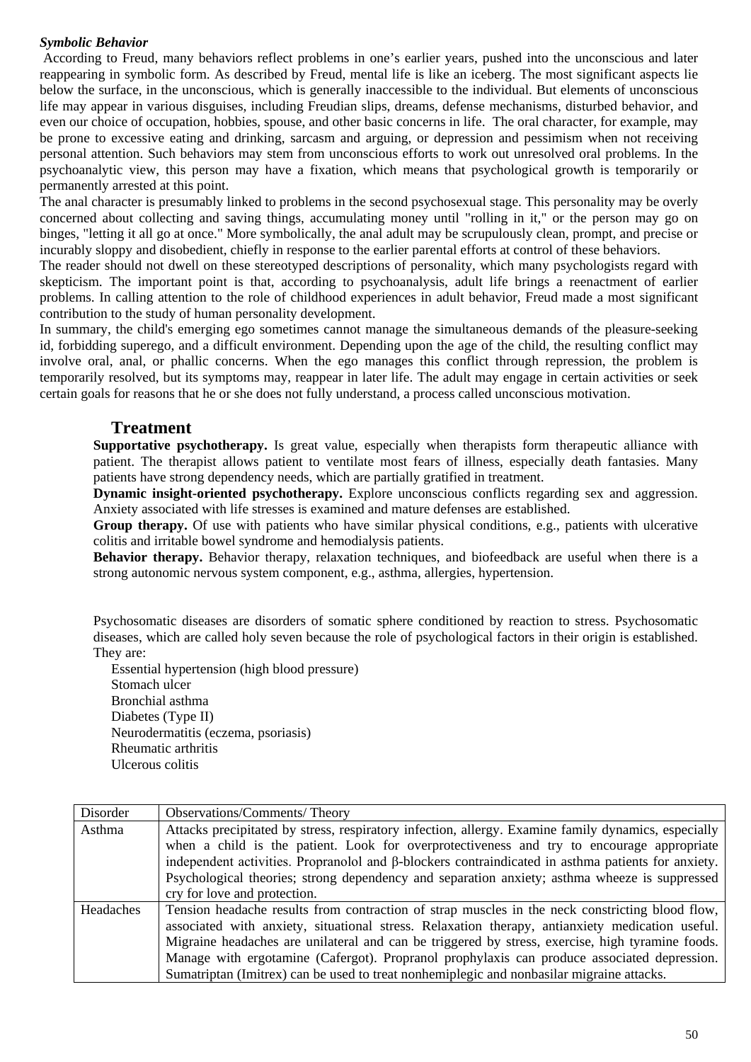***Symbolic Behavior***

According to Freud, many behaviors reflect problems in one's earlier years, pushed into the unconscious and later reappearing in symbolic form. As described by Freud, mental life is like an iceberg. The most significant aspects lie below the surface, in the unconscious, which is generally inaccessible to the individual. But elements of unconscious life may appear in various disguises, including Freudian slips, dreams, defense mechanisms, disturbed behavior, and even our choice of occupation, hobbies, spouse, and other basic concerns in life. The oral character, for example, may be prone to excessive eating and drinking, sarcasm and arguing, or depression and pessimism when not receiving personal attention. Such behaviors may stem from unconscious efforts to work out unresolved oral problems. In the psychoanalytic view, this person may have a fixation, which means that psychological growth is temporarily or permanently arrested at this point.

The anal character is presumably linked to problems in the second psychosexual stage. This personality may be overly concerned about collecting and saving things, accumulating money until "rolling in it," or the person may go on binges, "letting it all go at once." More symbolically, the anal adult may be scrupulously clean, prompt, and precise or incurably sloppy and disobedient, chiefly in response to the earlier parental efforts at control of these behaviors.

The reader should not dwell on these stereotyped descriptions of personality, which many psychologists regard with skepticism. The important point is that, according to psychoanalysis, adult life brings a reenactment of earlier problems. In calling attention to the role of childhood experiences in adult behavior, Freud made a most significant contribution to the study of human personality development.

In summary, the child's emerging ego sometimes cannot manage the simultaneous demands of the pleasure-seeking id, forbidding superego, and a difficult environment. Depending upon the age of the child, the resulting conflict may involve oral, anal, or phallic concerns. When the ego manages this conflict through repression, the problem is temporarily resolved, but its symptoms may, reappear in later life. The adult may engage in certain activities or seek certain goals for reasons that he or she does not fully understand, a process called unconscious motivation.

## Treatment

**Supportative psychotherapy.** Is great value, especially when therapists form therapeutic alliance with patient. The therapist allows patient to ventilate most fears of illness, especially death fantasies. Many patients have strong dependency needs, which are partially gratified in treatment.

**Dynamic insight-oriented psychotherapy.** Explore unconscious conflicts regarding sex and aggression. Anxiety associated with life stresses is examined and mature defenses are established.

**Group therapy.** Of use with patients who have similar physical conditions, e.g., patients with ulcerative colitis and irritable bowel syndrome and hemodialysis patients.

**Behavior therapy.** Behavior therapy, relaxation techniques, and biofeedback are useful when there is a strong autonomic nervous system component, e.g., asthma, allergies, hypertension.

Psychosomatic diseases are disorders of somatic sphere conditioned by reaction to stress. Psychosomatic diseases, which are called holy seven because the role of psychological factors in their origin is established. They are:

Essential hypertension (high blood pressure)
Stomach ulcer
Bronchial asthma
Diabetes (Type II)
Neurodermatitis (eczema, psoriasis)
Rheumatic arthritis
Ulcerous colitis

| Disorder | Observations/Comments/ Theory |
|---|---|
| Asthma | Attacks precipitated by stress, respiratory infection, allergy. Examine family dynamics, especially when a child is the patient. Look for overprotectiveness and try to encourage appropriate independent activities. Propranolol and β-blockers contraindicated in asthma patients for anxiety. Psychological theories; strong dependency and separation anxiety; asthma wheeze is suppressed cry for love and protection. |
| Headaches | Tension headache results from contraction of strap muscles in the neck constricting blood flow, associated with anxiety, situational stress. Relaxation therapy, antianxiety medication useful. Migraine headaches are unilateral and can be triggered by stress, exercise, high tyramine foods. Manage with ergotamine (Cafergot). Propranol prophylaxis can produce associated depression. Sumatriptan (Imitrex) can be used to treat nonhemiplegic and nonbasilar migraine attacks. |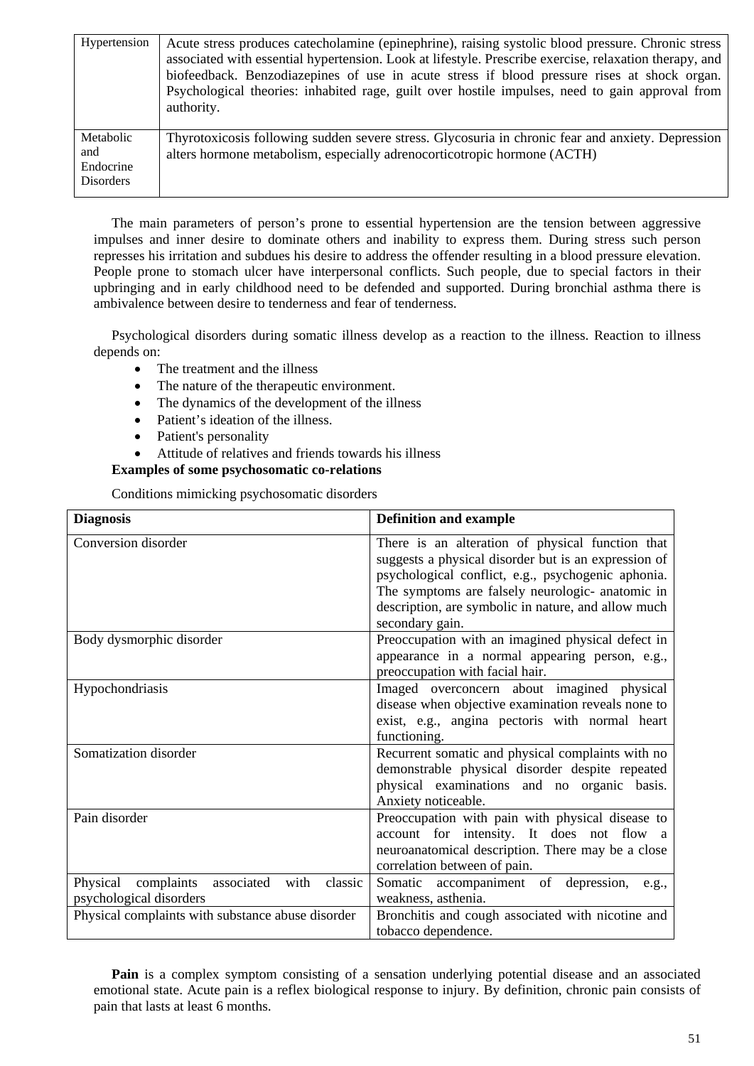| | |
|---|---|
| Hypertension | Acute stress produces catecholamine (epinephrine), raising systolic blood pressure. Chronic stress associated with essential hypertension. Look at lifestyle. Prescribe exercise, relaxation therapy, and biofeedback. Benzodiazepines of use in acute stress if blood pressure rises at shock organ. Psychological theories: inhabited rage, guilt over hostile impulses, need to gain approval from authority. |
| Metabolic and Endocrine Disorders | Thyrotoxicosis following sudden severe stress. Glycosuria in chronic fear and anxiety. Depression alters hormone metabolism, especially adrenocorticotropic hormone (ACTH) |

The main parameters of person's prone to essential hypertension are the tension between aggressive impulses and inner desire to dominate others and inability to express them. During stress such person represses his irritation and subdues his desire to address the offender resulting in a blood pressure elevation. People prone to stomach ulcer have interpersonal conflicts. Such people, due to special factors in their upbringing and in early childhood need to be defended and supported. During bronchial asthma there is ambivalence between desire to tenderness and fear of tenderness.

Psychological disorders during somatic illness develop as a reaction to the illness. Reaction to illness depends on:

- The treatment and the illness
- The nature of the therapeutic environment.
- The dynamics of the development of the illness
- Patient's ideation of the illness.
- Patient's personality
- Attitude of relatives and friends towards his illness

**Examples of some psychosomatic co-relations**

Conditions mimicking psychosomatic disorders

| **Diagnosis** | **Definition and example** |
|---|---|
| Conversion disorder | There is an alteration of physical function that suggests a physical disorder but is an expression of psychological conflict, e.g., psychogenic aphonia. The symptoms are falsely neurologic- anatomic in description, are symbolic in nature, and allow much secondary gain. |
| Body dysmorphic disorder | Preoccupation with an imagined physical defect in appearance in a normal appearing person, e.g., preoccupation with facial hair. |
| Hypochondriasis | Imaged overconcern about imagined physical disease when objective examination reveals none to exist, e.g., angina pectoris with normal heart functioning. |
| Somatization disorder | Recurrent somatic and physical complaints with no demonstrable physical disorder despite repeated physical examinations and no organic basis. Anxiety noticeable. |
| Pain disorder | Preoccupation with pain with physical disease to account for intensity. It does not flow a neuroanatomical description. There may be a close correlation between of pain. |
| Physical complaints associated with classic psychological disorders | Somatic accompaniment of depression, e.g., weakness, asthenia. |
| Physical complaints with substance abuse disorder | Bronchitis and cough associated with nicotine and tobacco dependence. |

**Pain** is a complex symptom consisting of a sensation underlying potential disease and an associated emotional state. Acute pain is a reflex biological response to injury. By definition, chronic pain consists of pain that lasts at least 6 months.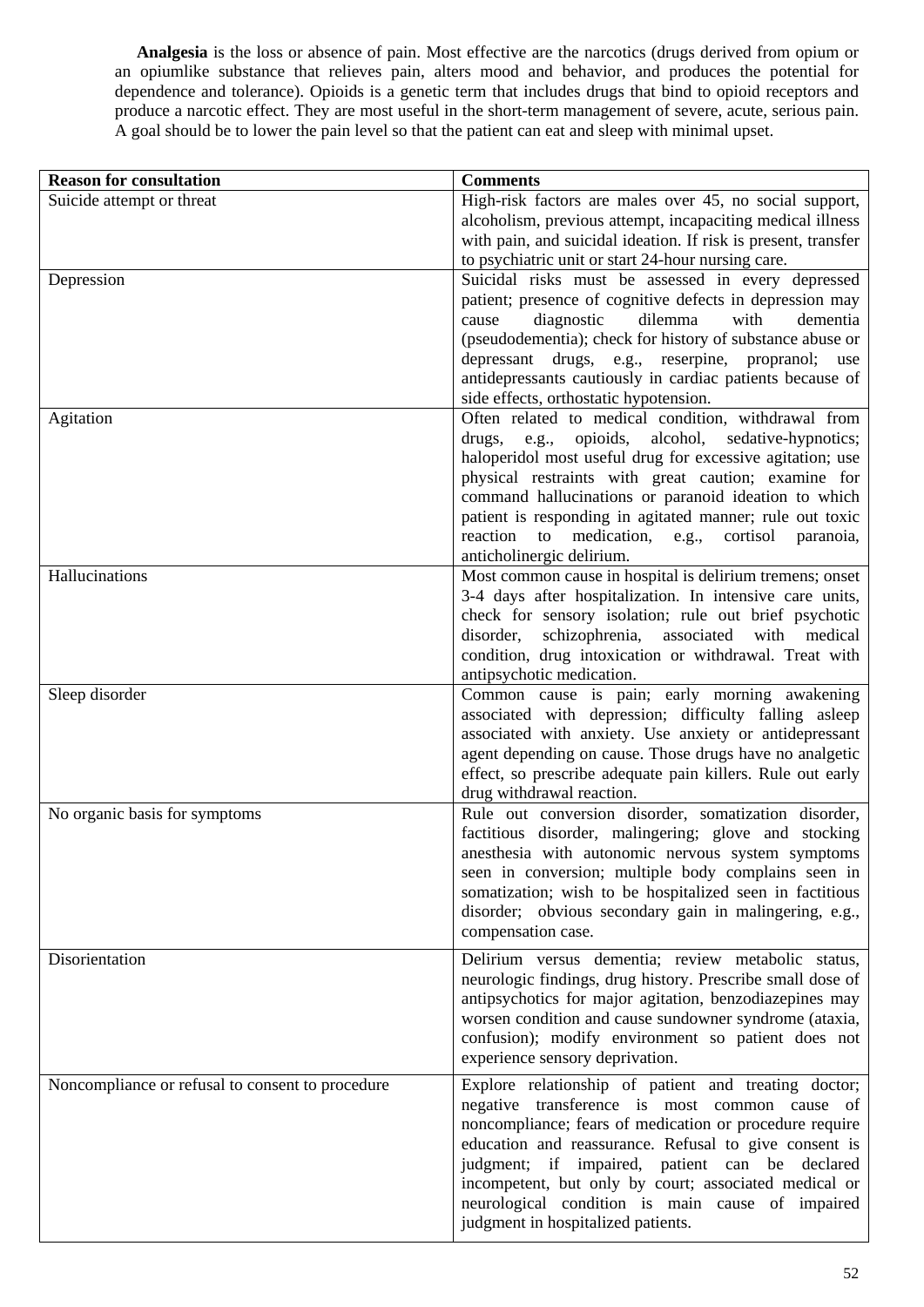**Analgesia** is the loss or absence of pain. Most effective are the narcotics (drugs derived from opium or an opiumlike substance that relieves pain, alters mood and behavior, and produces the potential for dependence and tolerance). Opioids is a genetic term that includes drugs that bind to opioid receptors and produce a narcotic effect. They are most useful in the short-term management of severe, acute, serious pain. A goal should be to lower the pain level so that the patient can eat and sleep with minimal upset.

| **Reason for consultation** | **Comments** |
|---|---|
| Suicide attempt or threat | High-risk factors are males over 45, no social support, alcoholism, previous attempt, incapaciting medical illness with pain, and suicidal ideation. If risk is present, transfer to psychiatric unit or start 24-hour nursing care. |
| Depression | Suicidal risks must be assessed in every depressed patient; presence of cognitive defects in depression may cause diagnostic dilemma with dementia (pseudodementia); check for history of substance abuse or depressant drugs, e.g., reserpine, propranol; use antidepressants cautiously in cardiac patients because of side effects, orthostatic hypotension. |
| Agitation | Often related to medical condition, withdrawal from drugs, e.g., opioids, alcohol, sedative-hypnotics; haloperidol most useful drug for excessive agitation; use physical restraints with great caution; examine for command hallucinations or paranoid ideation to which patient is responding in agitated manner; rule out toxic reaction to medication, e.g., cortisol paranoia, anticholinergic delirium. |
| Hallucinations | Most common cause in hospital is delirium tremens; onset 3-4 days after hospitalization. In intensive care units, check for sensory isolation; rule out brief psychotic disorder, schizophrenia, associated with medical condition, drug intoxication or withdrawal. Treat with antipsychotic medication. |
| Sleep disorder | Common cause is pain; early morning awakening associated with depression; difficulty falling asleep associated with anxiety. Use anxiety or antidepressant agent depending on cause. Those drugs have no analgetic effect, so prescribe adequate pain killers. Rule out early drug withdrawal reaction. |
| No organic basis for symptoms | Rule out conversion disorder, somatization disorder, factitious disorder, malingering; glove and stocking anesthesia with autonomic nervous system symptoms seen in conversion; multiple body complains seen in somatization; wish to be hospitalized seen in factitious disorder; obvious secondary gain in malingering, e.g., compensation case. |
| Disorientation | Delirium versus dementia; review metabolic status, neurologic findings, drug history. Prescribe small dose of antipsychotics for major agitation, benzodiazepines may worsen condition and cause sundowner syndrome (ataxia, confusion); modify environment so patient does not experience sensory deprivation. |
| Noncompliance or refusal to consent to procedure | Explore relationship of patient and treating doctor; negative transference is most common cause of noncompliance; fears of medication or procedure require education and reassurance. Refusal to give consent is judgment; if impaired, patient can be declared incompetent, but only by court; associated medical or neurological condition is main cause of impaired judgment in hospitalized patients. |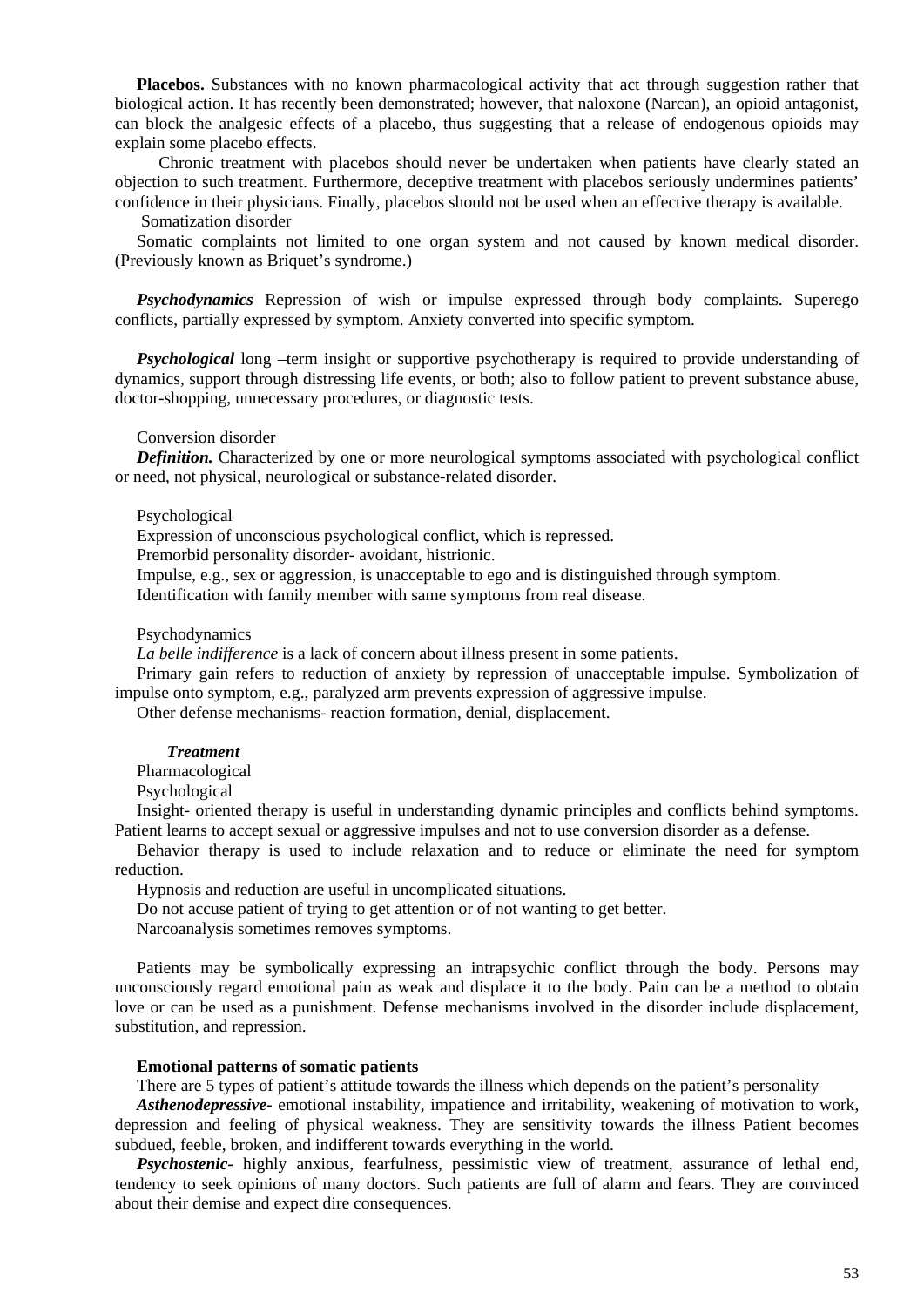**Placebos.** Substances with no known pharmacological activity that act through suggestion rather that biological action. It has recently been demonstrated; however, that naloxone (Narcan), an opioid antagonist, can block the analgesic effects of a placebo, thus suggesting that a release of endogenous opioids may explain some placebo effects.

Chronic treatment with placebos should never be undertaken when patients have clearly stated an objection to such treatment. Furthermore, deceptive treatment with placebos seriously undermines patients' confidence in their physicians. Finally, placebos should not be used when an effective therapy is available.

Somatization disorder

Somatic complaints not limited to one organ system and not caused by known medical disorder. (Previously known as Briquet's syndrome.)

***Psychodynamics*** Repression of wish or impulse expressed through body complaints. Superego conflicts, partially expressed by symptom. Anxiety converted into specific symptom.

***Psychological*** long –term insight or supportive psychotherapy is required to provide understanding of dynamics, support through distressing life events, or both; also to follow patient to prevent substance abuse, doctor-shopping, unnecessary procedures, or diagnostic tests.

Conversion disorder

***Definition.*** Characterized by one or more neurological symptoms associated with psychological conflict or need, not physical, neurological or substance-related disorder.

Psychological

Expression of unconscious psychological conflict, which is repressed.

Premorbid personality disorder- avoidant, histrionic.

Impulse, e.g., sex or aggression, is unacceptable to ego and is distinguished through symptom.

Identification with family member with same symptoms from real disease.

Psychodynamics

*La belle indifference* is a lack of concern about illness present in some patients.

Primary gain refers to reduction of anxiety by repression of unacceptable impulse. Symbolization of impulse onto symptom, e.g., paralyzed arm prevents expression of aggressive impulse.

Other defense mechanisms- reaction formation, denial, displacement.

***Treatment***

Pharmacological

Psychological

Insight- oriented therapy is useful in understanding dynamic principles and conflicts behind symptoms. Patient learns to accept sexual or aggressive impulses and not to use conversion disorder as a defense.

Behavior therapy is used to include relaxation and to reduce or eliminate the need for symptom reduction.

Hypnosis and reduction are useful in uncomplicated situations.

Do not accuse patient of trying to get attention or of not wanting to get better.

Narcoanalysis sometimes removes symptoms.

Patients may be symbolically expressing an intrapsychic conflict through the body. Persons may unconsciously regard emotional pain as weak and displace it to the body. Pain can be a method to obtain love or can be used as a punishment. Defense mechanisms involved in the disorder include displacement, substitution, and repression.

**Emotional patterns of somatic patients**

There are 5 types of patient's attitude towards the illness which depends on the patient's personality

***Asthenodepressive-*** emotional instability, impatience and irritability, weakening of motivation to work, depression and feeling of physical weakness. They are sensitivity towards the illness Patient becomes subdued, feeble, broken, and indifferent towards everything in the world.

***Psychostenic-*** highly anxious, fearfulness, pessimistic view of treatment, assurance of lethal end, tendency to seek opinions of many doctors. Such patients are full of alarm and fears. They are convinced about their demise and expect dire consequences.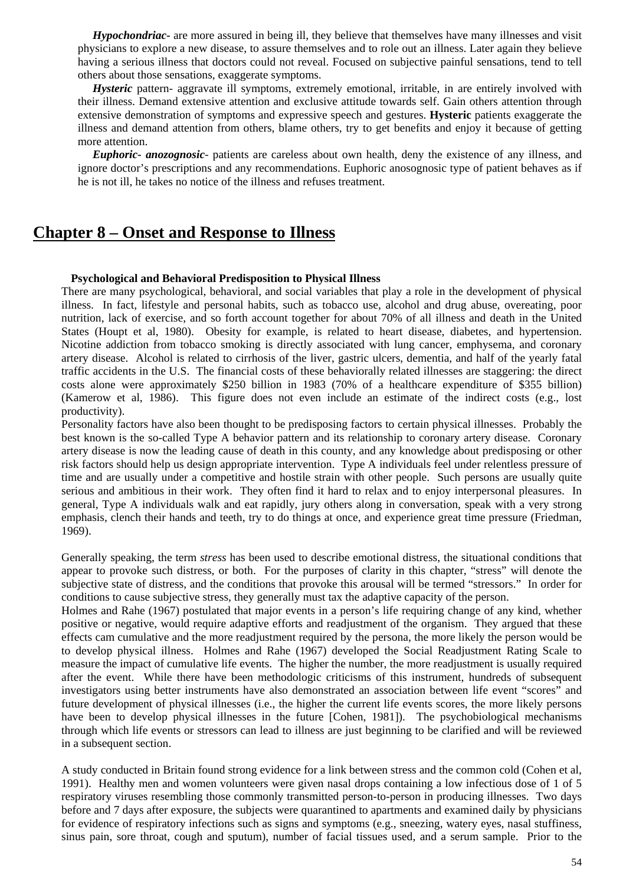***Hypochondriac***- are more assured in being ill, they believe that themselves have many illnesses and visit physicians to explore a new disease, to assure themselves and to role out an illness. Later again they believe having a serious illness that doctors could not reveal. Focused on subjective painful sensations, tend to tell others about those sensations, exaggerate symptoms.

***Hysteric*** pattern- aggravate ill symptoms, extremely emotional, irritable, in are entirely involved with their illness. Demand extensive attention and exclusive attitude towards self. Gain others attention through extensive demonstration of symptoms and expressive speech and gestures. **Hysteric** patients exaggerate the illness and demand attention from others, blame others, try to get benefits and enjoy it because of getting more attention.

***Euphoric- anozognosic***- patients are careless about own health, deny the existence of any illness, and ignore doctor's prescriptions and any recommendations. Euphoric anosognosic type of patient behaves as if he is not ill, he takes no notice of the illness and refuses treatment.

# Chapter 8 – Onset and Response to Illness

### Psychological and Behavioral Predisposition to Physical Illness

There are many psychological, behavioral, and social variables that play a role in the development of physical illness. In fact, lifestyle and personal habits, such as tobacco use, alcohol and drug abuse, overeating, poor nutrition, lack of exercise, and so forth account together for about 70% of all illness and death in the United States (Houpt et al, 1980). Obesity for example, is related to heart disease, diabetes, and hypertension. Nicotine addiction from tobacco smoking is directly associated with lung cancer, emphysema, and coronary artery disease. Alcohol is related to cirrhosis of the liver, gastric ulcers, dementia, and half of the yearly fatal traffic accidents in the U.S. The financial costs of these behaviorally related illnesses are staggering: the direct costs alone were approximately $250 billion in 1983 (70% of a healthcare expenditure of $355 billion) (Kamerow et al, 1986). This figure does not even include an estimate of the indirect costs (e.g., lost productivity).

Personality factors have also been thought to be predisposing factors to certain physical illnesses. Probably the best known is the so-called Type A behavior pattern and its relationship to coronary artery disease. Coronary artery disease is now the leading cause of death in this county, and any knowledge about predisposing or other risk factors should help us design appropriate intervention. Type A individuals feel under relentless pressure of time and are usually under a competitive and hostile strain with other people. Such persons are usually quite serious and ambitious in their work. They often find it hard to relax and to enjoy interpersonal pleasures. In general, Type A individuals walk and eat rapidly, jury others along in conversation, speak with a very strong emphasis, clench their hands and teeth, try to do things at once, and experience great time pressure (Friedman, 1969).

Generally speaking, the term *stress* has been used to describe emotional distress, the situational conditions that appear to provoke such distress, or both. For the purposes of clarity in this chapter, "stress" will denote the subjective state of distress, and the conditions that provoke this arousal will be termed "stressors." In order for conditions to cause subjective stress, they generally must tax the adaptive capacity of the person.

Holmes and Rahe (1967) postulated that major events in a person's life requiring change of any kind, whether positive or negative, would require adaptive efforts and readjustment of the organism. They argued that these effects cam cumulative and the more readjustment required by the persona, the more likely the person would be to develop physical illness. Holmes and Rahe (1967) developed the Social Readjustment Rating Scale to measure the impact of cumulative life events. The higher the number, the more readjustment is usually required after the event. While there have been methodologic criticisms of this instrument, hundreds of subsequent investigators using better instruments have also demonstrated an association between life event "scores" and future development of physical illnesses (i.e., the higher the current life events scores, the more likely persons have been to develop physical illnesses in the future [Cohen, 1981]). The psychobiological mechanisms through which life events or stressors can lead to illness are just beginning to be clarified and will be reviewed in a subsequent section.

A study conducted in Britain found strong evidence for a link between stress and the common cold (Cohen et al, 1991). Healthy men and women volunteers were given nasal drops containing a low infectious dose of 1 of 5 respiratory viruses resembling those commonly transmitted person-to-person in producing illnesses. Two days before and 7 days after exposure, the subjects were quarantined to apartments and examined daily by physicians for evidence of respiratory infections such as signs and symptoms (e.g., sneezing, watery eyes, nasal stuffiness, sinus pain, sore throat, cough and sputum), number of facial tissues used, and a serum sample. Prior to the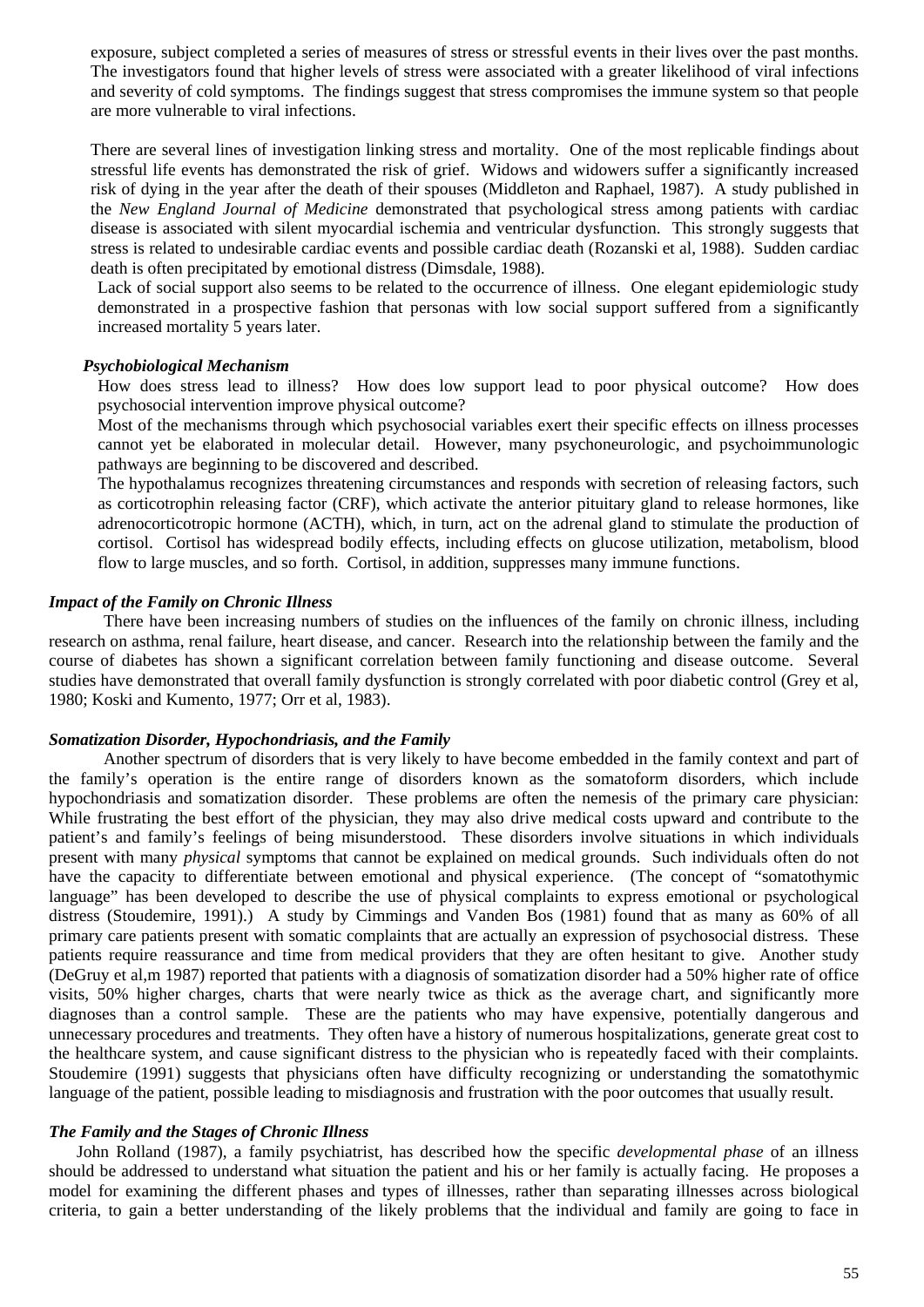exposure, subject completed a series of measures of stress or stressful events in their lives over the past months. The investigators found that higher levels of stress were associated with a greater likelihood of viral infections and severity of cold symptoms. The findings suggest that stress compromises the immune system so that people are more vulnerable to viral infections.

There are several lines of investigation linking stress and mortality. One of the most replicable findings about stressful life events has demonstrated the risk of grief. Widows and widowers suffer a significantly increased risk of dying in the year after the death of their spouses (Middleton and Raphael, 1987). A study published in the *New England Journal of Medicine* demonstrated that psychological stress among patients with cardiac disease is associated with silent myocardial ischemia and ventricular dysfunction. This strongly suggests that stress is related to undesirable cardiac events and possible cardiac death (Rozanski et al, 1988). Sudden cardiac death is often precipitated by emotional distress (Dimsdale, 1988).

Lack of social support also seems to be related to the occurrence of illness. One elegant epidemiologic study demonstrated in a prospective fashion that personas with low social support suffered from a significantly increased mortality 5 years later.

***Psychobiological Mechanism***

How does stress lead to illness? How does low support lead to poor physical outcome? How does psychosocial intervention improve physical outcome?

Most of the mechanisms through which psychosocial variables exert their specific effects on illness processes cannot yet be elaborated in molecular detail. However, many psychoneurologic, and psychoimmunologic pathways are beginning to be discovered and described.

The hypothalamus recognizes threatening circumstances and responds with secretion of releasing factors, such as corticotrophin releasing factor (CRF), which activate the anterior pituitary gland to release hormones, like adrenocorticotropic hormone (ACTH), which, in turn, act on the adrenal gland to stimulate the production of cortisol. Cortisol has widespread bodily effects, including effects on glucose utilization, metabolism, blood flow to large muscles, and so forth. Cortisol, in addition, suppresses many immune functions.

***Impact of the Family on Chronic Illness***

There have been increasing numbers of studies on the influences of the family on chronic illness, including research on asthma, renal failure, heart disease, and cancer. Research into the relationship between the family and the course of diabetes has shown a significant correlation between family functioning and disease outcome. Several studies have demonstrated that overall family dysfunction is strongly correlated with poor diabetic control (Grey et al, 1980; Koski and Kumento, 1977; Orr et al, 1983).

***Somatization Disorder, Hypochondriasis, and the Family***

Another spectrum of disorders that is very likely to have become embedded in the family context and part of the family's operation is the entire range of disorders known as the somatoform disorders, which include hypochondriasis and somatization disorder. These problems are often the nemesis of the primary care physician: While frustrating the best effort of the physician, they may also drive medical costs upward and contribute to the patient's and family's feelings of being misunderstood. These disorders involve situations in which individuals present with many *physical* symptoms that cannot be explained on medical grounds. Such individuals often do not have the capacity to differentiate between emotional and physical experience. (The concept of "somatothymic language" has been developed to describe the use of physical complaints to express emotional or psychological distress (Stoudemire, 1991).) A study by Cimmings and Vanden Bos (1981) found that as many as 60% of all primary care patients present with somatic complaints that are actually an expression of psychosocial distress. These patients require reassurance and time from medical providers that they are often hesitant to give. Another study (DeGruy et al,m 1987) reported that patients with a diagnosis of somatization disorder had a 50% higher rate of office visits, 50% higher charges, charts that were nearly twice as thick as the average chart, and significantly more diagnoses than a control sample. These are the patients who may have expensive, potentially dangerous and unnecessary procedures and treatments. They often have a history of numerous hospitalizations, generate great cost to the healthcare system, and cause significant distress to the physician who is repeatedly faced with their complaints. Stoudemire (1991) suggests that physicians often have difficulty recognizing or understanding the somatothymic language of the patient, possible leading to misdiagnosis and frustration with the poor outcomes that usually result.

***The Family and the Stages of Chronic Illness***

John Rolland (1987), a family psychiatrist, has described how the specific *developmental phase* of an illness should be addressed to understand what situation the patient and his or her family is actually facing. He proposes a model for examining the different phases and types of illnesses, rather than separating illnesses across biological criteria, to gain a better understanding of the likely problems that the individual and family are going to face in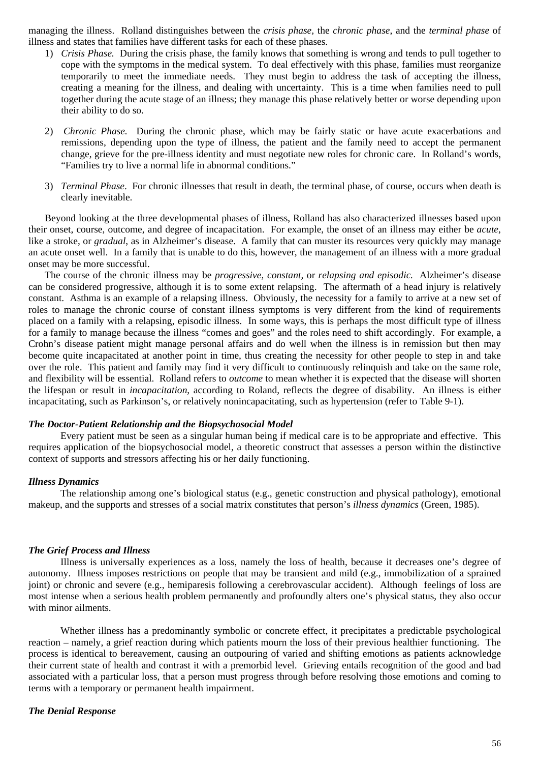managing the illness. Rolland distinguishes between the *crisis phase*, the *chronic phase*, and the *terminal phase* of illness and states that families have different tasks for each of these phases.

1) *Crisis Phase.* During the crisis phase, the family knows that something is wrong and tends to pull together to cope with the symptoms in the medical system. To deal effectively with this phase, families must reorganize temporarily to meet the immediate needs. They must begin to address the task of accepting the illness, creating a meaning for the illness, and dealing with uncertainty. This is a time when families need to pull together during the acute stage of an illness; they manage this phase relatively better or worse depending upon their ability to do so.

2) *Chronic Phase.* During the chronic phase, which may be fairly static or have acute exacerbations and remissions, depending upon the type of illness, the patient and the family need to accept the permanent change, grieve for the pre-illness identity and must negotiate new roles for chronic care. In Rolland's words, "Families try to live a normal life in abnormal conditions."

3) *Terminal Phase*. For chronic illnesses that result in death, the terminal phase, of course, occurs when death is clearly inevitable.

Beyond looking at the three developmental phases of illness, Rolland has also characterized illnesses based upon their onset, course, outcome, and degree of incapacitation. For example, the onset of an illness may either be *acute*, like a stroke, or *gradual*, as in Alzheimer's disease. A family that can muster its resources very quickly may manage an acute onset well. In a family that is unable to do this, however, the management of an illness with a more gradual onset may be more successful.

The course of the chronic illness may be *progressive*, *constant*, or *relapsing and episodic.* Alzheimer's disease can be considered progressive, although it is to some extent relapsing. The aftermath of a head injury is relatively constant. Asthma is an example of a relapsing illness. Obviously, the necessity for a family to arrive at a new set of roles to manage the chronic course of constant illness symptoms is very different from the kind of requirements placed on a family with a relapsing, episodic illness. In some ways, this is perhaps the most difficult type of illness for a family to manage because the illness "comes and goes" and the roles need to shift accordingly. For example, a Crohn's disease patient might manage personal affairs and do well when the illness is in remission but then may become quite incapacitated at another point in time, thus creating the necessity for other people to step in and take over the role. This patient and family may find it very difficult to continuously relinquish and take on the same role, and flexibility will be essential. Rolland refers to *outcome* to mean whether it is expected that the disease will shorten the lifespan or result in *incapacitation*, according to Roland, reflects the degree of disability. An illness is either incapacitating, such as Parkinson's, or relatively nonincapacitating, such as hypertension (refer to Table 9-1).

### *The Doctor-Patient Relationship and the Biopsychosocial Model*

Every patient must be seen as a singular human being if medical care is to be appropriate and effective. This requires application of the biopsychosocial model, a theoretic construct that assesses a person within the distinctive context of supports and stressors affecting his or her daily functioning.

### *Illness Dynamics*

The relationship among one's biological status (e.g., genetic construction and physical pathology), emotional makeup, and the supports and stresses of a social matrix constitutes that person's *illness dynamics* (Green, 1985).

### *The Grief Process and Illness*

Illness is universally experiences as a loss, namely the loss of health, because it decreases one's degree of autonomy. Illness imposes restrictions on people that may be transient and mild (e.g., immobilization of a sprained joint) or chronic and severe (e.g., hemiparesis following a cerebrovascular accident). Although feelings of loss are most intense when a serious health problem permanently and profoundly alters one's physical status, they also occur with minor ailments.

Whether illness has a predominantly symbolic or concrete effect, it precipitates a predictable psychological reaction – namely, a grief reaction during which patients mourn the loss of their previous healthier functioning. The process is identical to bereavement, causing an outpouring of varied and shifting emotions as patients acknowledge their current state of health and contrast it with a premorbid level. Grieving entails recognition of the good and bad associated with a particular loss, that a person must progress through before resolving those emotions and coming to terms with a temporary or permanent health impairment.

### *The Denial Response*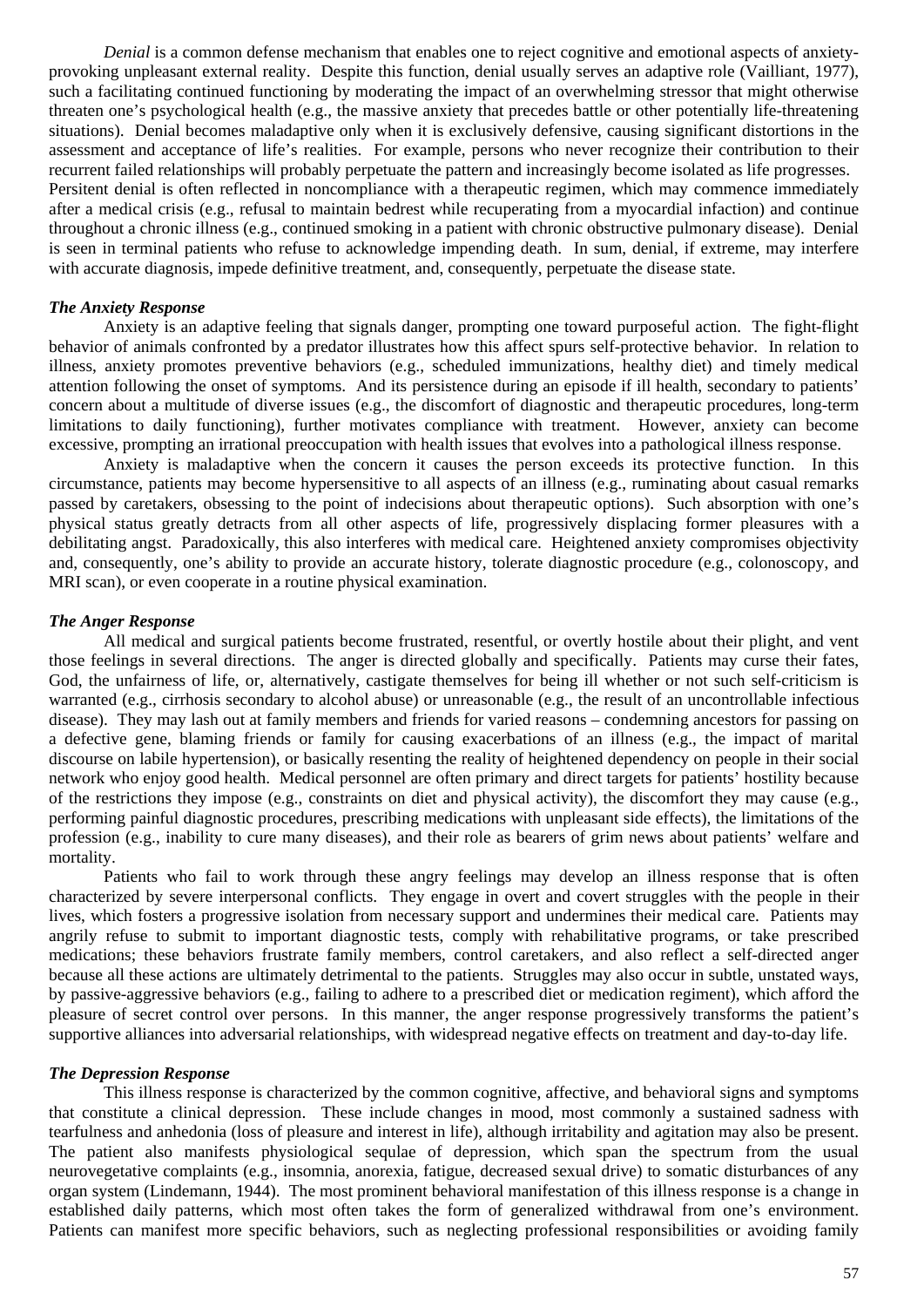*Denial* is a common defense mechanism that enables one to reject cognitive and emotional aspects of anxiety-provoking unpleasant external reality. Despite this function, denial usually serves an adaptive role (Vailliant, 1977), such a facilitating continued functioning by moderating the impact of an overwhelming stressor that might otherwise threaten one's psychological health (e.g., the massive anxiety that precedes battle or other potentially life-threatening situations). Denial becomes maladaptive only when it is exclusively defensive, causing significant distortions in the assessment and acceptance of life's realities. For example, persons who never recognize their contribution to their recurrent failed relationships will probably perpetuate the pattern and increasingly become isolated as life progresses. Persitent denial is often reflected in noncompliance with a therapeutic regimen, which may commence immediately after a medical crisis (e.g., refusal to maintain bedrest while recuperating from a myocardial infaction) and continue throughout a chronic illness (e.g., continued smoking in a patient with chronic obstructive pulmonary disease). Denial is seen in terminal patients who refuse to acknowledge impending death. In sum, denial, if extreme, may interfere with accurate diagnosis, impede definitive treatment, and, consequently, perpetuate the disease state.

***The Anxiety Response***

Anxiety is an adaptive feeling that signals danger, prompting one toward purposeful action. The fight-flight behavior of animals confronted by a predator illustrates how this affect spurs self-protective behavior. In relation to illness, anxiety promotes preventive behaviors (e.g., scheduled immunizations, healthy diet) and timely medical attention following the onset of symptoms. And its persistence during an episode if ill health, secondary to patients' concern about a multitude of diverse issues (e.g., the discomfort of diagnostic and therapeutic procedures, long-term limitations to daily functioning), further motivates compliance with treatment. However, anxiety can become excessive, prompting an irrational preoccupation with health issues that evolves into a pathological illness response.

Anxiety is maladaptive when the concern it causes the person exceeds its protective function. In this circumstance, patients may become hypersensitive to all aspects of an illness (e.g., ruminating about casual remarks passed by caretakers, obsessing to the point of indecisions about therapeutic options). Such absorption with one's physical status greatly detracts from all other aspects of life, progressively displacing former pleasures with a debilitating angst. Paradoxically, this also interferes with medical care. Heightened anxiety compromises objectivity and, consequently, one's ability to provide an accurate history, tolerate diagnostic procedure (e.g., colonoscopy, and MRI scan), or even cooperate in a routine physical examination.

***The Anger Response***

All medical and surgical patients become frustrated, resentful, or overtly hostile about their plight, and vent those feelings in several directions. The anger is directed globally and specifically. Patients may curse their fates, God, the unfairness of life, or, alternatively, castigate themselves for being ill whether or not such self-criticism is warranted (e.g., cirrhosis secondary to alcohol abuse) or unreasonable (e.g., the result of an uncontrollable infectious disease). They may lash out at family members and friends for varied reasons – condemning ancestors for passing on a defective gene, blaming friends or family for causing exacerbations of an illness (e.g., the impact of marital discourse on labile hypertension), or basically resenting the reality of heightened dependency on people in their social network who enjoy good health. Medical personnel are often primary and direct targets for patients' hostility because of the restrictions they impose (e.g., constraints on diet and physical activity), the discomfort they may cause (e.g., performing painful diagnostic procedures, prescribing medications with unpleasant side effects), the limitations of the profession (e.g., inability to cure many diseases), and their role as bearers of grim news about patients' welfare and mortality.

Patients who fail to work through these angry feelings may develop an illness response that is often characterized by severe interpersonal conflicts. They engage in overt and covert struggles with the people in their lives, which fosters a progressive isolation from necessary support and undermines their medical care. Patients may angrily refuse to submit to important diagnostic tests, comply with rehabilitative programs, or take prescribed medications; these behaviors frustrate family members, control caretakers, and also reflect a self-directed anger because all these actions are ultimately detrimental to the patients. Struggles may also occur in subtle, unstated ways, by passive-aggressive behaviors (e.g., failing to adhere to a prescribed diet or medication regiment), which afford the pleasure of secret control over persons. In this manner, the anger response progressively transforms the patient's supportive alliances into adversarial relationships, with widespread negative effects on treatment and day-to-day life.

***The Depression Response***

This illness response is characterized by the common cognitive, affective, and behavioral signs and symptoms that constitute a clinical depression. These include changes in mood, most commonly a sustained sadness with tearfulness and anhedonia (loss of pleasure and interest in life), although irritability and agitation may also be present. The patient also manifests physiological sequlae of depression, which span the spectrum from the usual neurovegetative complaints (e.g., insomnia, anorexia, fatigue, decreased sexual drive) to somatic disturbances of any organ system (Lindemann, 1944). The most prominent behavioral manifestation of this illness response is a change in established daily patterns, which most often takes the form of generalized withdrawal from one's environment. Patients can manifest more specific behaviors, such as neglecting professional responsibilities or avoiding family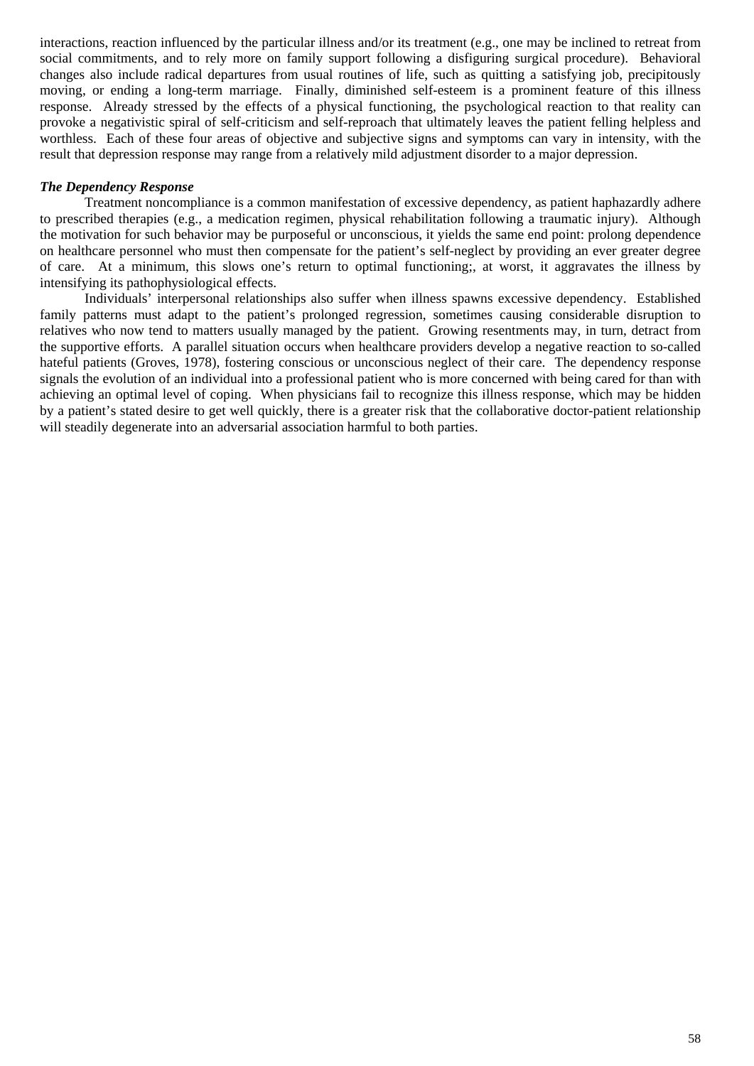interactions, reaction influenced by the particular illness and/or its treatment (e.g., one may be inclined to retreat from social commitments, and to rely more on family support following a disfiguring surgical procedure). Behavioral changes also include radical departures from usual routines of life, such as quitting a satisfying job, precipitously moving, or ending a long-term marriage. Finally, diminished self-esteem is a prominent feature of this illness response. Already stressed by the effects of a physical functioning, the psychological reaction to that reality can provoke a negativistic spiral of self-criticism and self-reproach that ultimately leaves the patient felling helpless and worthless. Each of these four areas of objective and subjective signs and symptoms can vary in intensity, with the result that depression response may range from a relatively mild adjustment disorder to a major depression.

***The Dependency Response***

Treatment noncompliance is a common manifestation of excessive dependency, as patient haphazardly adhere to prescribed therapies (e.g., a medication regimen, physical rehabilitation following a traumatic injury). Although the motivation for such behavior may be purposeful or unconscious, it yields the same end point: prolong dependence on healthcare personnel who must then compensate for the patient's self-neglect by providing an ever greater degree of care. At a minimum, this slows one's return to optimal functioning;, at worst, it aggravates the illness by intensifying its pathophysiological effects.

Individuals' interpersonal relationships also suffer when illness spawns excessive dependency. Established family patterns must adapt to the patient's prolonged regression, sometimes causing considerable disruption to relatives who now tend to matters usually managed by the patient. Growing resentments may, in turn, detract from the supportive efforts. A parallel situation occurs when healthcare providers develop a negative reaction to so-called hateful patients (Groves, 1978), fostering conscious or unconscious neglect of their care. The dependency response signals the evolution of an individual into a professional patient who is more concerned with being cared for than with achieving an optimal level of coping. When physicians fail to recognize this illness response, which may be hidden by a patient's stated desire to get well quickly, there is a greater risk that the collaborative doctor-patient relationship will steadily degenerate into an adversarial association harmful to both parties.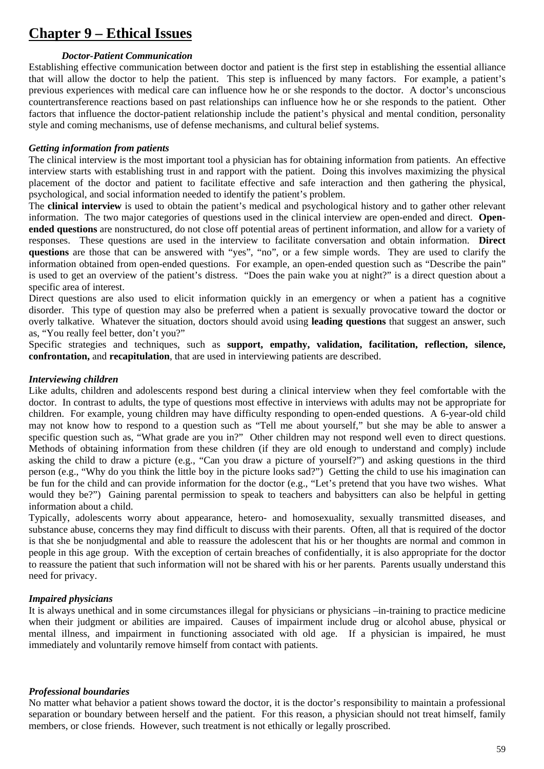# Chapter 9 – Ethical Issues

***Doctor-Patient Communication***

Establishing effective communication between doctor and patient is the first step in establishing the essential alliance that will allow the doctor to help the patient. This step is influenced by many factors. For example, a patient's previous experiences with medical care can influence how he or she responds to the doctor. A doctor's unconscious countertransference reactions based on past relationships can influence how he or she responds to the patient. Other factors that influence the doctor-patient relationship include the patient's physical and mental condition, personality style and coming mechanisms, use of defense mechanisms, and cultural belief systems.

***Getting information from patients***

The clinical interview is the most important tool a physician has for obtaining information from patients. An effective interview starts with establishing trust in and rapport with the patient. Doing this involves maximizing the physical placement of the doctor and patient to facilitate effective and safe interaction and then gathering the physical, psychological, and social information needed to identify the patient's problem.

The **clinical interview** is used to obtain the patient's medical and psychological history and to gather other relevant information. The two major categories of questions used in the clinical interview are open-ended and direct. **Open-ended questions** are nonstructured, do not close off potential areas of pertinent information, and allow for a variety of responses. These questions are used in the interview to facilitate conversation and obtain information. **Direct questions** are those that can be answered with "yes", "no", or a few simple words. They are used to clarify the information obtained from open-ended questions. For example, an open-ended question such as "Describe the pain" is used to get an overview of the patient's distress. "Does the pain wake you at night?" is a direct question about a specific area of interest.

Direct questions are also used to elicit information quickly in an emergency or when a patient has a cognitive disorder. This type of question may also be preferred when a patient is sexually provocative toward the doctor or overly talkative. Whatever the situation, doctors should avoid using **leading questions** that suggest an answer, such as, "You really feel better, don't you?"

Specific strategies and techniques, such as **support, empathy, validation, facilitation, reflection, silence, confrontation,** and **recapitulation**, that are used in interviewing patients are described.

***Interviewing children***

Like adults, children and adolescents respond best during a clinical interview when they feel comfortable with the doctor. In contrast to adults, the type of questions most effective in interviews with adults may not be appropriate for children. For example, young children may have difficulty responding to open-ended questions. A 6-year-old child may not know how to respond to a question such as "Tell me about yourself," but she may be able to answer a specific question such as, "What grade are you in?" Other children may not respond well even to direct questions. Methods of obtaining information from these children (if they are old enough to understand and comply) include asking the child to draw a picture (e.g., "Can you draw a picture of yourself?") and asking questions in the third person (e.g., "Why do you think the little boy in the picture looks sad?") Getting the child to use his imagination can be fun for the child and can provide information for the doctor (e.g., "Let's pretend that you have two wishes. What would they be?") Gaining parental permission to speak to teachers and babysitters can also be helpful in getting information about a child.

Typically, adolescents worry about appearance, hetero- and homosexuality, sexually transmitted diseases, and substance abuse, concerns they may find difficult to discuss with their parents. Often, all that is required of the doctor is that she be nonjudgmental and able to reassure the adolescent that his or her thoughts are normal and common in people in this age group. With the exception of certain breaches of confidentially, it is also appropriate for the doctor to reassure the patient that such information will not be shared with his or her parents. Parents usually understand this need for privacy.

***Impaired physicians***

It is always unethical and in some circumstances illegal for physicians or physicians –in-training to practice medicine when their judgment or abilities are impaired. Causes of impairment include drug or alcohol abuse, physical or mental illness, and impairment in functioning associated with old age. If a physician is impaired, he must immediately and voluntarily remove himself from contact with patients.

***Professional boundaries***

No matter what behavior a patient shows toward the doctor, it is the doctor's responsibility to maintain a professional separation or boundary between herself and the patient. For this reason, a physician should not treat himself, family members, or close friends. However, such treatment is not ethically or legally proscribed.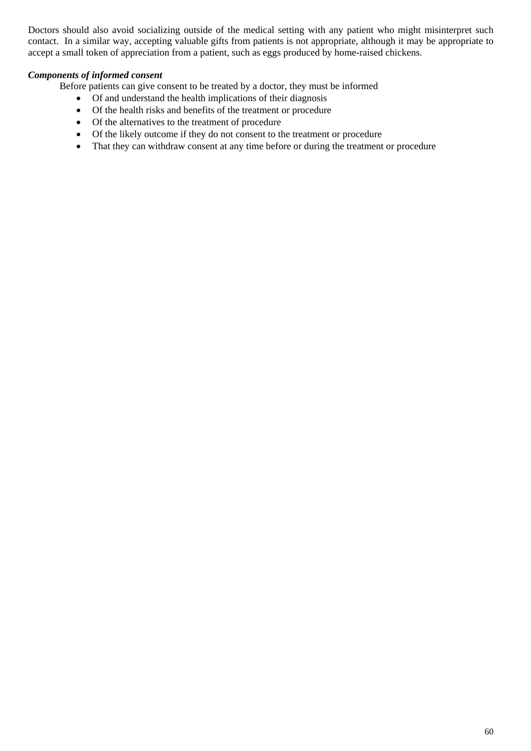Doctors should also avoid socializing outside of the medical setting with any patient who might misinterpret such contact. In a similar way, accepting valuable gifts from patients is not appropriate, although it may be appropriate to accept a small token of appreciation from a patient, such as eggs produced by home-raised chickens.

***Components of informed consent***

Before patients can give consent to be treated by a doctor, they must be informed

- Of and understand the health implications of their diagnosis
- Of the health risks and benefits of the treatment or procedure
- Of the alternatives to the treatment of procedure
- Of the likely outcome if they do not consent to the treatment or procedure
- That they can withdraw consent at any time before or during the treatment or procedure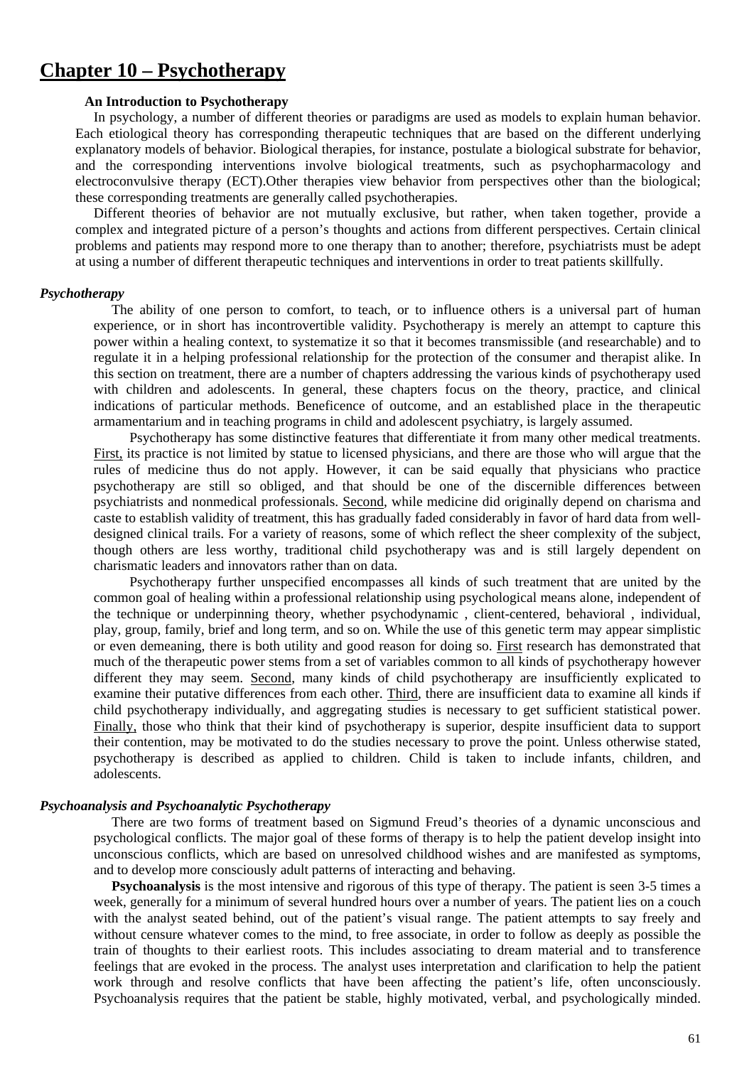# Chapter 10 – Psychotherapy

**An Introduction to Psychotherapy**

In psychology, a number of different theories or paradigms are used as models to explain human behavior. Each etiological theory has corresponding therapeutic techniques that are based on the different underlying explanatory models of behavior. Biological therapies, for instance, postulate a biological substrate for behavior, and the corresponding interventions involve biological treatments, such as psychopharmacology and electroconvulsive therapy (ECT).Other therapies view behavior from perspectives other than the biological; these corresponding treatments are generally called psychotherapies.

Different theories of behavior are not mutually exclusive, but rather, when taken together, provide a complex and integrated picture of a person's thoughts and actions from different perspectives. Certain clinical problems and patients may respond more to one therapy than to another; therefore, psychiatrists must be adept at using a number of different therapeutic techniques and interventions in order to treat patients skillfully.

### *Psychotherapy*

The ability of one person to comfort, to teach, or to influence others is a universal part of human experience, or in short has incontrovertible validity. Psychotherapy is merely an attempt to capture this power within a healing context, to systematize it so that it becomes transmissible (and researchable) and to regulate it in a helping professional relationship for the protection of the consumer and therapist alike. In this section on treatment, there are a number of chapters addressing the various kinds of psychotherapy used with children and adolescents. In general, these chapters focus on the theory, practice, and clinical indications of particular methods. Beneficence of outcome, and an established place in the therapeutic armamentarium and in teaching programs in child and adolescent psychiatry, is largely assumed.

Psychotherapy has some distinctive features that differentiate it from many other medical treatments. First, its practice is not limited by statue to licensed physicians, and there are those who will argue that the rules of medicine thus do not apply. However, it can be said equally that physicians who practice psychotherapy are still so obliged, and that should be one of the discernible differences between psychiatrists and nonmedical professionals. Second, while medicine did originally depend on charisma and caste to establish validity of treatment, this has gradually faded considerably in favor of hard data from well-designed clinical trails. For a variety of reasons, some of which reflect the sheer complexity of the subject, though others are less worthy, traditional child psychotherapy was and is still largely dependent on charismatic leaders and innovators rather than on data.

Psychotherapy further unspecified encompasses all kinds of such treatment that are united by the common goal of healing within a professional relationship using psychological means alone, independent of the technique or underpinning theory, whether psychodynamic , client-centered, behavioral , individual, play, group, family, brief and long term, and so on. While the use of this genetic term may appear simplistic or even demeaning, there is both utility and good reason for doing so. First research has demonstrated that much of the therapeutic power stems from a set of variables common to all kinds of psychotherapy however different they may seem. Second, many kinds of child psychotherapy are insufficiently explicated to examine their putative differences from each other. Third, there are insufficient data to examine all kinds if child psychotherapy individually, and aggregating studies is necessary to get sufficient statistical power. Finally, those who think that their kind of psychotherapy is superior, despite insufficient data to support their contention, may be motivated to do the studies necessary to prove the point. Unless otherwise stated, psychotherapy is described as applied to children. Child is taken to include infants, children, and adolescents.

### *Psychoanalysis and Psychoanalytic Psychotherapy*

There are two forms of treatment based on Sigmund Freud's theories of a dynamic unconscious and psychological conflicts. The major goal of these forms of therapy is to help the patient develop insight into unconscious conflicts, which are based on unresolved childhood wishes and are manifested as symptoms, and to develop more consciously adult patterns of interacting and behaving.

**Psychoanalysis** is the most intensive and rigorous of this type of therapy. The patient is seen 3-5 times a week, generally for a minimum of several hundred hours over a number of years. The patient lies on a couch with the analyst seated behind, out of the patient's visual range. The patient attempts to say freely and without censure whatever comes to the mind, to free associate, in order to follow as deeply as possible the train of thoughts to their earliest roots. This includes associating to dream material and to transference feelings that are evoked in the process. The analyst uses interpretation and clarification to help the patient work through and resolve conflicts that have been affecting the patient's life, often unconsciously. Psychoanalysis requires that the patient be stable, highly motivated, verbal, and psychologically minded.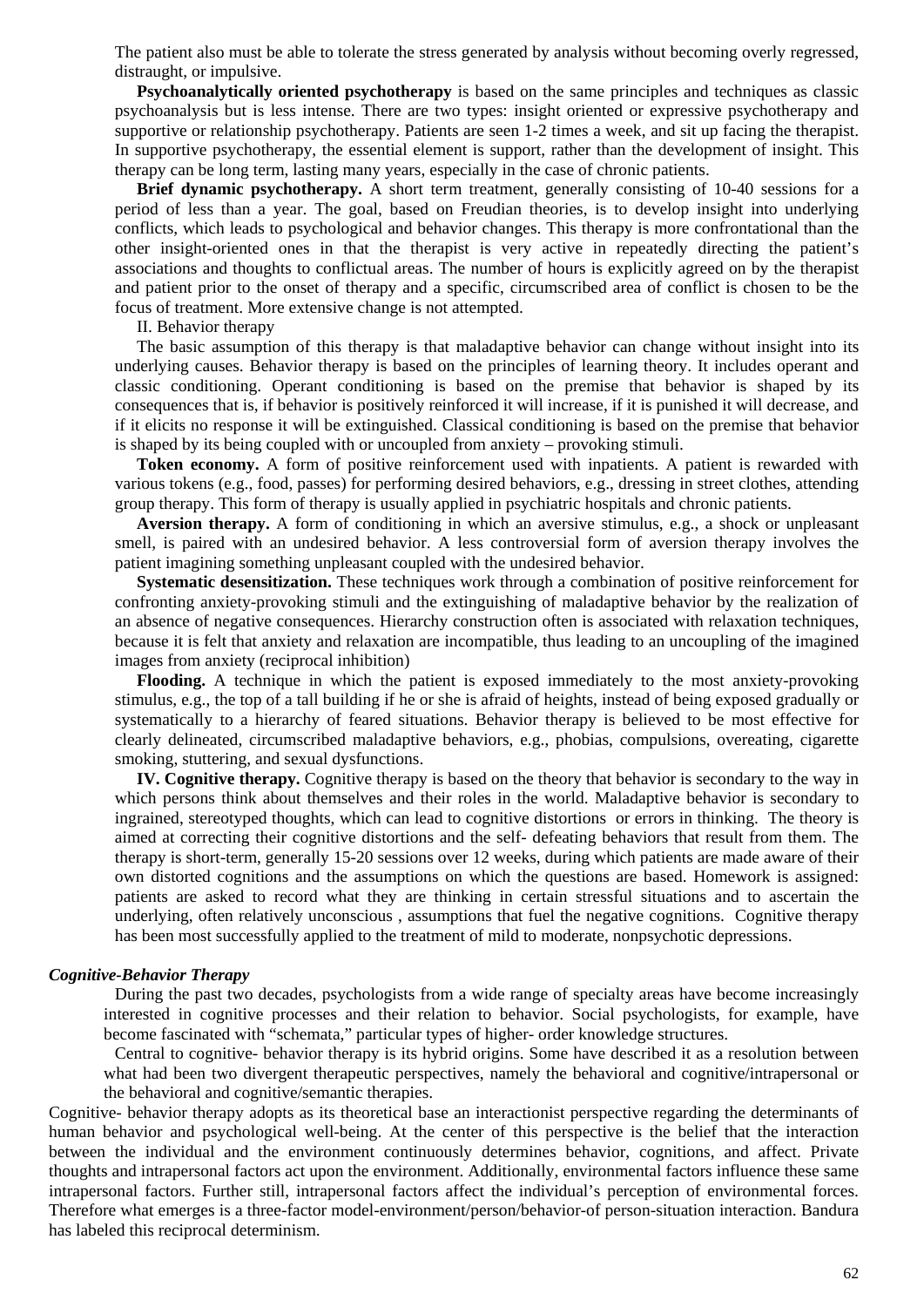The patient also must be able to tolerate the stress generated by analysis without becoming overly regressed, distraught, or impulsive.

**Psychoanalytically oriented psychotherapy** is based on the same principles and techniques as classic psychoanalysis but is less intense. There are two types: insight oriented or expressive psychotherapy and supportive or relationship psychotherapy. Patients are seen 1-2 times a week, and sit up facing the therapist. In supportive psychotherapy, the essential element is support, rather than the development of insight. This therapy can be long term, lasting many years, especially in the case of chronic patients.

**Brief dynamic psychotherapy.** A short term treatment, generally consisting of 10-40 sessions for a period of less than a year. The goal, based on Freudian theories, is to develop insight into underlying conflicts, which leads to psychological and behavior changes. This therapy is more confrontational than the other insight-oriented ones in that the therapist is very active in repeatedly directing the patient's associations and thoughts to conflictual areas. The number of hours is explicitly agreed on by the therapist and patient prior to the onset of therapy and a specific, circumscribed area of conflict is chosen to be the focus of treatment. More extensive change is not attempted.

II. Behavior therapy

The basic assumption of this therapy is that maladaptive behavior can change without insight into its underlying causes. Behavior therapy is based on the principles of learning theory. It includes operant and classic conditioning. Operant conditioning is based on the premise that behavior is shaped by its consequences that is, if behavior is positively reinforced it will increase, if it is punished it will decrease, and if it elicits no response it will be extinguished. Classical conditioning is based on the premise that behavior is shaped by its being coupled with or uncoupled from anxiety – provoking stimuli.

**Token economy.** A form of positive reinforcement used with inpatients. A patient is rewarded with various tokens (e.g., food, passes) for performing desired behaviors, e.g., dressing in street clothes, attending group therapy. This form of therapy is usually applied in psychiatric hospitals and chronic patients.

**Aversion therapy.** A form of conditioning in which an aversive stimulus, e.g., a shock or unpleasant smell, is paired with an undesired behavior. A less controversial form of aversion therapy involves the patient imagining something unpleasant coupled with the undesired behavior.

**Systematic desensitization.** These techniques work through a combination of positive reinforcement for confronting anxiety-provoking stimuli and the extinguishing of maladaptive behavior by the realization of an absence of negative consequences. Hierarchy construction often is associated with relaxation techniques, because it is felt that anxiety and relaxation are incompatible, thus leading to an uncoupling of the imagined images from anxiety (reciprocal inhibition)

**Flooding.** A technique in which the patient is exposed immediately to the most anxiety-provoking stimulus, e.g., the top of a tall building if he or she is afraid of heights, instead of being exposed gradually or systematically to a hierarchy of feared situations. Behavior therapy is believed to be most effective for clearly delineated, circumscribed maladaptive behaviors, e.g., phobias, compulsions, overeating, cigarette smoking, stuttering, and sexual dysfunctions.

**IV. Cognitive therapy.** Cognitive therapy is based on the theory that behavior is secondary to the way in which persons think about themselves and their roles in the world. Maladaptive behavior is secondary to ingrained, stereotyped thoughts, which can lead to cognitive distortions or errors in thinking. The theory is aimed at correcting their cognitive distortions and the self- defeating behaviors that result from them. The therapy is short-term, generally 15-20 sessions over 12 weeks, during which patients are made aware of their own distorted cognitions and the assumptions on which the questions are based. Homework is assigned: patients are asked to record what they are thinking in certain stressful situations and to ascertain the underlying, often relatively unconscious , assumptions that fuel the negative cognitions. Cognitive therapy has been most successfully applied to the treatment of mild to moderate, nonpsychotic depressions.

***Cognitive-Behavior Therapy***

During the past two decades, psychologists from a wide range of specialty areas have become increasingly interested in cognitive processes and their relation to behavior. Social psychologists, for example, have become fascinated with "schemata," particular types of higher- order knowledge structures.

Central to cognitive- behavior therapy is its hybrid origins. Some have described it as a resolution between what had been two divergent therapeutic perspectives, namely the behavioral and cognitive/intrapersonal or the behavioral and cognitive/semantic therapies.

Cognitive- behavior therapy adopts as its theoretical base an interactionist perspective regarding the determinants of human behavior and psychological well-being. At the center of this perspective is the belief that the interaction between the individual and the environment continuously determines behavior, cognitions, and affect. Private thoughts and intrapersonal factors act upon the environment. Additionally, environmental factors influence these same intrapersonal factors. Further still, intrapersonal factors affect the individual's perception of environmental forces. Therefore what emerges is a three-factor model-environment/person/behavior-of person-situation interaction. Bandura has labeled this reciprocal determinism.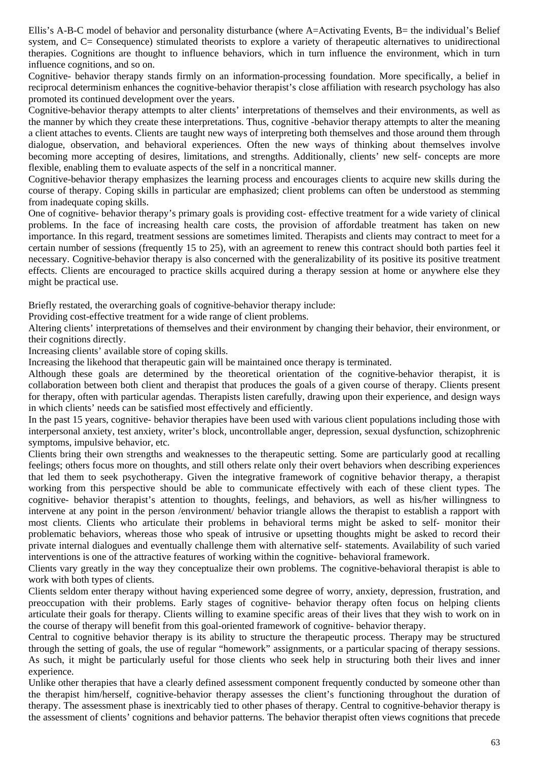Ellis's A-B-C model of behavior and personality disturbance (where A=Activating Events, B= the individual's Belief system, and C= Consequence) stimulated theorists to explore a variety of therapeutic alternatives to unidirectional therapies. Cognitions are thought to influence behaviors, which in turn influence the environment, which in turn influence cognitions, and so on.

Cognitive- behavior therapy stands firmly on an information-processing foundation. More specifically, a belief in reciprocal determinism enhances the cognitive-behavior therapist's close affiliation with research psychology has also promoted its continued development over the years.

Cognitive-behavior therapy attempts to alter clients' interpretations of themselves and their environments, as well as the manner by which they create these interpretations. Thus, cognitive -behavior therapy attempts to alter the meaning a client attaches to events. Clients are taught new ways of interpreting both themselves and those around them through dialogue, observation, and behavioral experiences. Often the new ways of thinking about themselves involve becoming more accepting of desires, limitations, and strengths. Additionally, clients' new self- concepts are more flexible, enabling them to evaluate aspects of the self in a noncritical manner.

Cognitive-behavior therapy emphasizes the learning process and encourages clients to acquire new skills during the course of therapy. Coping skills in particular are emphasized; client problems can often be understood as stemming from inadequate coping skills.

One of cognitive- behavior therapy's primary goals is providing cost- effective treatment for a wide variety of clinical problems. In the face of increasing health care costs, the provision of affordable treatment has taken on new importance. In this regard, treatment sessions are sometimes limited. Therapists and clients may contract to meet for a certain number of sessions (frequently 15 to 25), with an agreement to renew this contract should both parties feel it necessary. Cognitive-behavior therapy is also concerned with the generalizability of its positive its positive treatment effects. Clients are encouraged to practice skills acquired during a therapy session at home or anywhere else they might be practical use.

Briefly restated, the overarching goals of cognitive-behavior therapy include:

Providing cost-effective treatment for a wide range of client problems.

Altering clients' interpretations of themselves and their environment by changing their behavior, their environment, or their cognitions directly.

Increasing clients' available store of coping skills.

Increasing the likehood that therapeutic gain will be maintained once therapy is terminated.

Although these goals are determined by the theoretical orientation of the cognitive-behavior therapist, it is collaboration between both client and therapist that produces the goals of a given course of therapy. Clients present for therapy, often with particular agendas. Therapists listen carefully, drawing upon their experience, and design ways in which clients' needs can be satisfied most effectively and efficiently.

In the past 15 years, cognitive- behavior therapies have been used with various client populations including those with interpersonal anxiety, test anxiety, writer's block, uncontrollable anger, depression, sexual dysfunction, schizophrenic symptoms, impulsive behavior, etc.

Clients bring their own strengths and weaknesses to the therapeutic setting. Some are particularly good at recalling feelings; others focus more on thoughts, and still others relate only their overt behaviors when describing experiences that led them to seek psychotherapy. Given the integrative framework of cognitive behavior therapy, a therapist working from this perspective should be able to communicate effectively with each of these client types. The cognitive- behavior therapist's attention to thoughts, feelings, and behaviors, as well as his/her willingness to intervene at any point in the person /environment/ behavior triangle allows the therapist to establish a rapport with most clients. Clients who articulate their problems in behavioral terms might be asked to self- monitor their problematic behaviors, whereas those who speak of intrusive or upsetting thoughts might be asked to record their private internal dialogues and eventually challenge them with alternative self- statements. Availability of such varied interventions is one of the attractive features of working within the cognitive- behavioral framework.

Clients vary greatly in the way they conceptualize their own problems. The cognitive-behavioral therapist is able to work with both types of clients.

Clients seldom enter therapy without having experienced some degree of worry, anxiety, depression, frustration, and preoccupation with their problems. Early stages of cognitive- behavior therapy often focus on helping clients articulate their goals for therapy. Clients willing to examine specific areas of their lives that they wish to work on in the course of therapy will benefit from this goal-oriented framework of cognitive- behavior therapy.

Central to cognitive behavior therapy is its ability to structure the therapeutic process. Therapy may be structured through the setting of goals, the use of regular "homework" assignments, or a particular spacing of therapy sessions. As such, it might be particularly useful for those clients who seek help in structuring both their lives and inner experience.

Unlike other therapies that have a clearly defined assessment component frequently conducted by someone other than the therapist him/herself, cognitive-behavior therapy assesses the client's functioning throughout the duration of therapy. The assessment phase is inextricably tied to other phases of therapy. Central to cognitive-behavior therapy is the assessment of clients' cognitions and behavior patterns. The behavior therapist often views cognitions that precede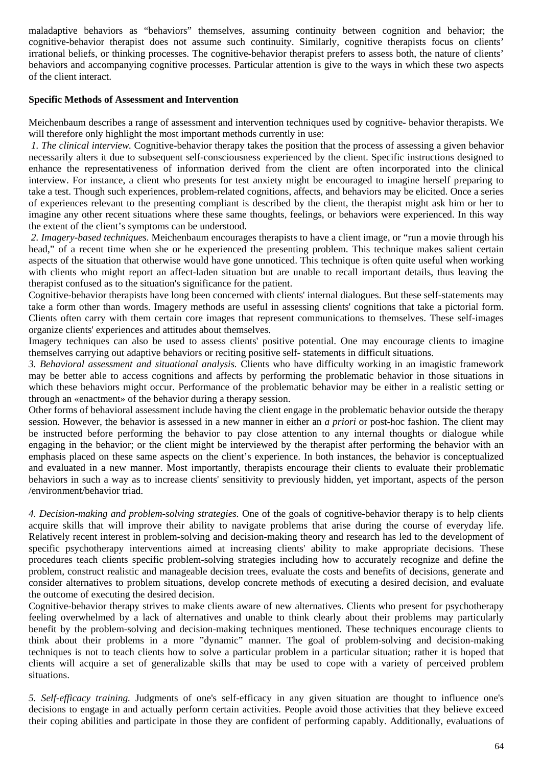maladaptive behaviors as “behaviors” themselves, assuming continuity between cognition and behavior; the cognitive-behavior therapist does not assume such continuity. Similarly, cognitive therapists focus on clients’ irrational beliefs, or thinking processes. The cognitive-behavior therapist prefers to assess both, the nature of clients’ behaviors and accompanying cognitive processes. Particular attention is give to the ways in which these two aspects of the client interact.

**Specific Methods of Assessment and Intervention**

Meichenbaum describes a range of assessment and intervention techniques used by cognitive- behavior therapists. We will therefore only highlight the most important methods currently in use:

*1. The clinical interview.* Cognitive-behavior therapy takes the position that the process of assessing a given behavior necessarily alters it due to subsequent self-consciousness experienced by the client. Specific instructions designed to enhance the representativeness of information derived from the client are often incorporated into the clinical interview. For instance, a client who presents for test anxiety might be encouraged to imagine herself preparing to take a test. Though such experiences, problem-related cognitions, affects, and behaviors may be elicited. Once a series of experiences relevant to the presenting compliant is described by the client, the therapist might ask him or her to imagine any other recent situations where these same thoughts, feelings, or behaviors were experienced. In this way the extent of the client’s symptoms can be understood.

*2. Imagery-based techniques.* Meichenbaum encourages therapists to have a client image, or “run a movie through his head,” of a recent time when she or he experienced the presenting problem. This technique makes salient certain aspects of the situation that otherwise would have gone unnoticed. This technique is often quite useful when working with clients who might report an affect-laden situation but are unable to recall important details, thus leaving the therapist confused as to the situation's significance for the patient.

Cognitive-behavior therapists have long been concerned with clients' internal dialogues. But these self-statements may take a form other than words. Imagery methods are useful in assessing clients' cognitions that take a pictorial form. Clients often carry with them certain core images that represent communications to themselves. These self-images organize clients' experiences and attitudes about themselves.

Imagery techniques can also be used to assess clients' positive potential. One may encourage clients to imagine themselves carrying out adaptive behaviors or reciting positive self- statements in difficult situations.

*3. Behavioral assessment and situational analysis.* Clients who have difficulty working in an imagistic framework may be better able to access cognitions and affects by performing the problematic behavior in those situations in which these behaviors might occur. Performance of the problematic behavior may be either in a realistic setting or through an «enactment» of the behavior during a therapy session.

Other forms of behavioral assessment include having the client engage in the problematic behavior outside the therapy session. However, the behavior is assessed in a new manner in either an *a priori* or post-hoc fashion. The client may be instructed before performing the behavior to pay close attention to any internal thoughts or dialogue while engaging in the behavior; or the client might be interviewed by the therapist after performing the behavior with an emphasis placed on these same aspects on the client’s experience. In both instances, the behavior is conceptualized and evaluated in a new manner. Most importantly, therapists encourage their clients to evaluate their problematic behaviors in such a way as to increase clients' sensitivity to previously hidden, yet important, aspects of the person /environment/behavior triad.

*4. Decision-making and problem-solving strategies.* One of the goals of cognitive-behavior therapy is to help clients acquire skills that will improve their ability to navigate problems that arise during the course of everyday life. Relatively recent interest in problem-solving and decision-making theory and research has led to the development of specific psychotherapy interventions aimed at increasing clients' ability to make appropriate decisions. These procedures teach clients specific problem-solving strategies including how to accurately recognize and define the problem, construct realistic and manageable decision trees, evaluate the costs and benefits of decisions, generate and consider alternatives to problem situations, develop concrete methods of executing a desired decision, and evaluate the outcome of executing the desired decision.

Cognitive-behavior therapy strives to make clients aware of new alternatives. Clients who present for psychotherapy feeling overwhelmed by a lack of alternatives and unable to think clearly about their problems may particularly benefit by the problem-solving and decision-making techniques mentioned. These techniques encourage clients to think about their problems in a more ”dynamic” manner. The goal of problem-solving and decision-making techniques is not to teach clients how to solve a particular problem in a particular situation; rather it is hoped that clients will acquire a set of generalizable skills that may be used to cope with a variety of perceived problem situations.

*5. Self-efficacy training.* Judgments of one's self-efficacy in any given situation are thought to influence one's decisions to engage in and actually perform certain activities. People avoid those activities that they believe exceed their coping abilities and participate in those they are confident of performing capably. Additionally, evaluations of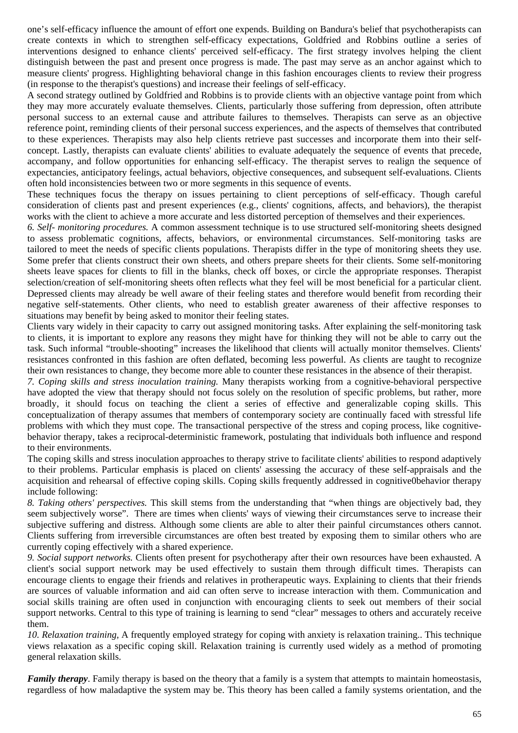one's self-efficacy influence the amount of effort one expends. Building on Bandura's belief that psychotherapists can create contexts in which to strengthen self-efficacy expectations, Goldfried and Robbins outline a series of interventions designed to enhance clients' perceived self-efficacy. The first strategy involves helping the client distinguish between the past and present once progress is made. The past may serve as an anchor against which to measure clients' progress. Highlighting behavioral change in this fashion encourages clients to review their progress (in response to the therapist's questions) and increase their feelings of self-efficacy.

A second strategy outlined by Goldfried and Robbins is to provide clients with an objective vantage point from which they may more accurately evaluate themselves. Clients, particularly those suffering from depression, often attribute personal success to an external cause and attribute failures to themselves. Therapists can serve as an objective reference point, reminding clients of their personal success experiences, and the aspects of themselves that contributed to these experiences. Therapists may also help clients retrieve past successes and incorporate them into their self-concept. Lastly, therapists can evaluate clients' abilities to evaluate adequately the sequence of events that precede, accompany, and follow opportunities for enhancing self-efficacy. The therapist serves to realign the sequence of expectancies, anticipatory feelings, actual behaviors, objective consequences, and subsequent self-evaluations. Clients often hold inconsistencies between two or more segments in this sequence of events.

These techniques focus the therapy on issues pertaining to client perceptions of self-efficacy. Though careful consideration of clients past and present experiences (e.g., clients' cognitions, affects, and behaviors), the therapist works with the client to achieve a more accurate and less distorted perception of themselves and their experiences.

*6. Self- monitoring procedures.* A common assessment technique is to use structured self-monitoring sheets designed to assess problematic cognitions, affects, behaviors, or environmental circumstances. Self-monitoring tasks are tailored to meet the needs of specific clients populations. Therapists differ in the type of monitoring sheets they use. Some prefer that clients construct their own sheets, and others prepare sheets for their clients. Some self-monitoring sheets leave spaces for clients to fill in the blanks, check off boxes, or circle the appropriate responses. Therapist selection/creation of self-monitoring sheets often reflects what they feel will be most beneficial for a particular client. Depressed clients may already be well aware of their feeling states and therefore would benefit from recording their negative self-statements. Other clients, who need to establish greater awareness of their affective responses to situations may benefit by being asked to monitor their feeling states.

Clients vary widely in their capacity to carry out assigned monitoring tasks. After explaining the self-monitoring task to clients, it is important to explore any reasons they might have for thinking they will not be able to carry out the task. Such informal "trouble-shooting" increases the likelihood that clients will actually monitor themselves. Clients' resistances confronted in this fashion are often deflated, becoming less powerful. As clients are taught to recognize their own resistances to change, they become more able to counter these resistances in the absence of their therapist.

*7. Coping skills and stress inoculation training.* Many therapists working from a cognitive-behavioral perspective have adopted the view that therapy should not focus solely on the resolution of specific problems, but rather, more broadly, it should focus on teaching the client a series of effective and generalizable coping skills. This conceptualization of therapy assumes that members of contemporary society are continually faced with stressful life problems with which they must cope. The transactional perspective of the stress and coping process, like cognitive-behavior therapy, takes a reciprocal-deterministic framework, postulating that individuals both influence and respond to their environments.

The coping skills and stress inoculation approaches to therapy strive to facilitate clients' abilities to respond adaptively to their problems. Particular emphasis is placed on clients' assessing the accuracy of these self-appraisals and the acquisition and rehearsal of effective coping skills. Coping skills frequently addressed in cognitive0behavior therapy include following:

*8. Taking others' perspectives.* This skill stems from the understanding that "when things are objectively bad, they seem subjectively worse". There are times when clients' ways of viewing their circumstances serve to increase their subjective suffering and distress. Although some clients are able to alter their painful circumstances others cannot. Clients suffering from irreversible circumstances are often best treated by exposing them to similar others who are currently coping effectively with a shared experience.

*9. Social support networks.* Clients often present for psychotherapy after their own resources have been exhausted. A client's social support network may be used effectively to sustain them through difficult times. Therapists can encourage clients to engage their friends and relatives in protherapeutic ways. Explaining to clients that their friends are sources of valuable information and aid can often serve to increase interaction with them. Communication and social skills training are often used in conjunction with encouraging clients to seek out members of their social support networks. Central to this type of training is learning to send "clear" messages to others and accurately receive them.

*10. Relaxation training,* A frequently employed strategy for coping with anxiety is relaxation training.. This technique views relaxation as a specific coping skill. Relaxation training is currently used widely as a method of promoting general relaxation skills.

***Family therapy***. Family therapy is based on the theory that a family is a system that attempts to maintain homeostasis, regardless of how maladaptive the system may be. This theory has been called a family systems orientation, and the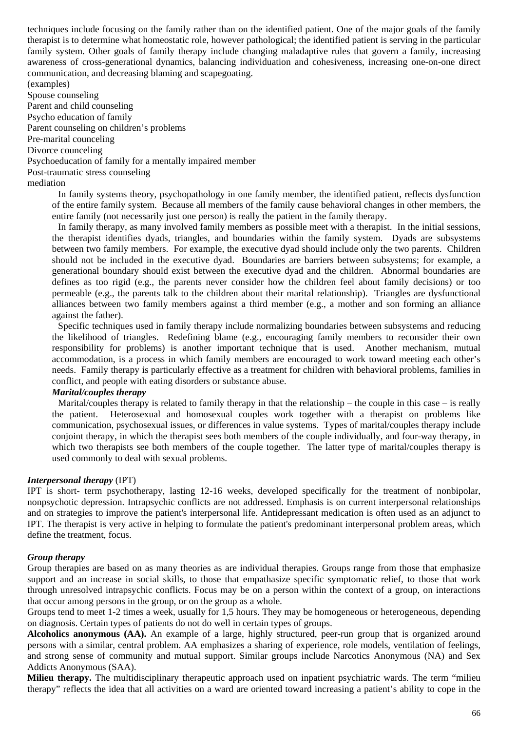techniques include focusing on the family rather than on the identified patient. One of the major goals of the family therapist is to determine what homeostatic role, however pathological; the identified patient is serving in the particular family system. Other goals of family therapy include changing maladaptive rules that govern a family, increasing awareness of cross-generational dynamics, balancing individuation and cohesiveness, increasing one-on-one direct communication, and decreasing blaming and scapegoating.

(examples)

Spouse counseling

Parent and child counseling

Psycho education of family

Parent counseling on children's problems

Pre-marital counceling

Divorce counceling

Psychoeducation of family for a mentally impaired member

Post-traumatic stress counseling

mediation

In family systems theory, psychopathology in one family member, the identified patient, reflects dysfunction of the entire family system. Because all members of the family cause behavioral changes in other members, the entire family (not necessarily just one person) is really the patient in the family therapy.

In family therapy, as many involved family members as possible meet with a therapist. In the initial sessions, the therapist identifies dyads, triangles, and boundaries within the family system. Dyads are subsystems between two family members. For example, the executive dyad should include only the two parents. Children should not be included in the executive dyad. Boundaries are barriers between subsystems; for example, a generational boundary should exist between the executive dyad and the children. Abnormal boundaries are defines as too rigid (e.g., the parents never consider how the children feel about family decisions) or too permeable (e.g., the parents talk to the children about their marital relationship). Triangles are dysfunctional alliances between two family members against a third member (e.g., a mother and son forming an alliance against the father).

Specific techniques used in family therapy include normalizing boundaries between subsystems and reducing the likelihood of triangles. Redefining blame (e.g., encouraging family members to reconsider their own responsibility for problems) is another important technique that is used. Another mechanism, mutual accommodation, is a process in which family members are encouraged to work toward meeting each other's needs. Family therapy is particularly effective as a treatment for children with behavioral problems, families in conflict, and people with eating disorders or substance abuse.

***Marital/couples therapy***

Marital/couples therapy is related to family therapy in that the relationship – the couple in this case – is really the patient. Heterosexual and homosexual couples work together with a therapist on problems like communication, psychosexual issues, or differences in value systems. Types of marital/couples therapy include conjoint therapy, in which the therapist sees both members of the couple individually, and four-way therapy, in which two therapists see both members of the couple together. The latter type of marital/couples therapy is used commonly to deal with sexual problems.

***Interpersonal therapy*** (IPT)

IPT is short- term psychotherapy, lasting 12-16 weeks, developed specifically for the treatment of nonbipolar, nonpsychotic depression. Intrapsychic conflicts are not addressed. Emphasis is on current interpersonal relationships and on strategies to improve the patient's interpersonal life. Antidepressant medication is often used as an adjunct to IPT. The therapist is very active in helping to formulate the patient's predominant interpersonal problem areas, which define the treatment, focus.

***Group therapy***

Group therapies are based on as many theories as are individual therapies. Groups range from those that emphasize support and an increase in social skills, to those that empathasize specific symptomatic relief, to those that work through unresolved intrapsychic conflicts. Focus may be on a person within the context of a group, on interactions that occur among persons in the group, or on the group as a whole.

Groups tend to meet 1-2 times a week, usually for 1,5 hours. They may be homogeneous or heterogeneous, depending on diagnosis. Certain types of patients do not do well in certain types of groups.

**Alcoholics anonymous (AA).** An example of a large, highly structured, peer-run group that is organized around persons with a similar, central problem. AA emphasizes a sharing of experience, role models, ventilation of feelings, and strong sense of community and mutual support. Similar groups include Narcotics Anonymous (NA) and Sex Addicts Anonymous (SAA).

**Milieu therapy.** The multidisciplinary therapeutic approach used on inpatient psychiatric wards. The term "milieu therapy" reflects the idea that all activities on a ward are oriented toward increasing a patient's ability to cope in the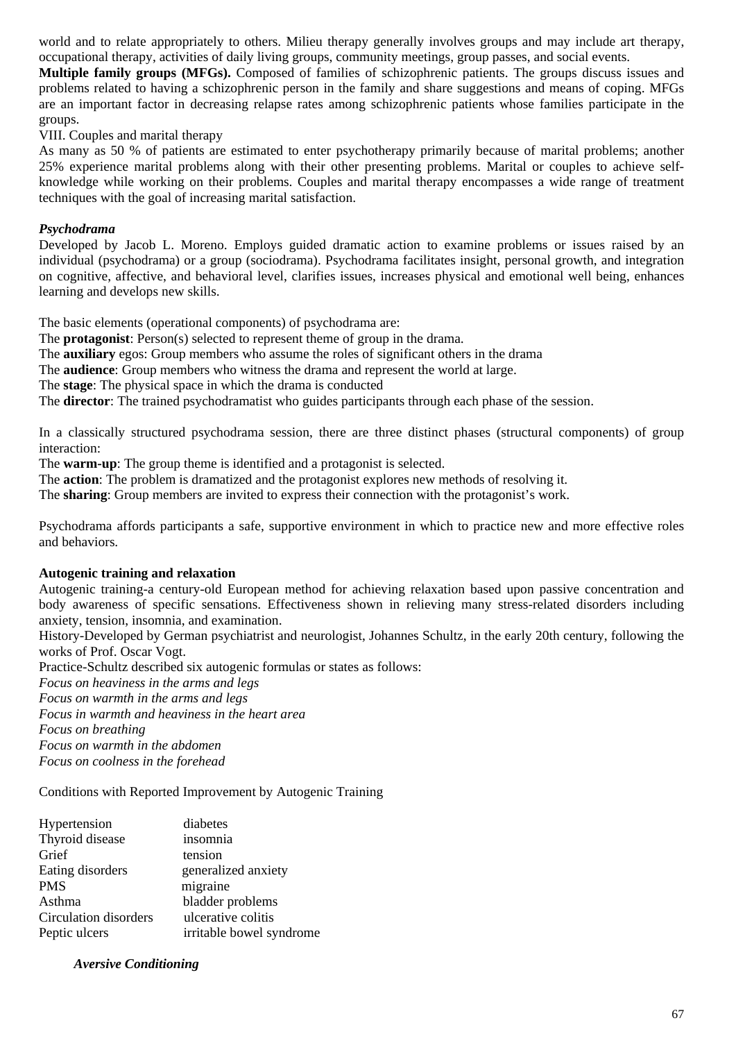world and to relate appropriately to others. Milieu therapy generally involves groups and may include art therapy, occupational therapy, activities of daily living groups, community meetings, group passes, and social events.

**Multiple family groups (MFGs).** Composed of families of schizophrenic patients. The groups discuss issues and problems related to having a schizophrenic person in the family and share suggestions and means of coping. MFGs are an important factor in decreasing relapse rates among schizophrenic patients whose families participate in the groups.

VIII. Couples and marital therapy

As many as 50 % of patients are estimated to enter psychotherapy primarily because of marital problems; another 25% experience marital problems along with their other presenting problems. Marital or couples to achieve self-knowledge while working on their problems. Couples and marital therapy encompasses a wide range of treatment techniques with the goal of increasing marital satisfaction.

***Psychodrama***

Developed by Jacob L. Moreno. Employs guided dramatic action to examine problems or issues raised by an individual (psychodrama) or a group (sociodrama). Psychodrama facilitates insight, personal growth, and integration on cognitive, affective, and behavioral level, clarifies issues, increases physical and emotional well being, enhances learning and develops new skills.

The basic elements (operational components) of psychodrama are:

The **protagonist**: Person(s) selected to represent theme of group in the drama.

The **auxiliary** egos: Group members who assume the roles of significant others in the drama

The **audience**: Group members who witness the drama and represent the world at large.

The **stage**: The physical space in which the drama is conducted

The **director**: The trained psychodramatist who guides participants through each phase of the session.

In a classically structured psychodrama session, there are three distinct phases (structural components) of group interaction:

The **warm-up**: The group theme is identified and a protagonist is selected.

The **action**: The problem is dramatized and the protagonist explores new methods of resolving it.

The **sharing**: Group members are invited to express their connection with the protagonist's work.

Psychodrama affords participants a safe, supportive environment in which to practice new and more effective roles and behaviors.

**Autogenic training and relaxation**

Autogenic training-a century-old European method for achieving relaxation based upon passive concentration and body awareness of specific sensations. Effectiveness shown in relieving many stress-related disorders including anxiety, tension, insomnia, and examination.

History-Developed by German psychiatrist and neurologist, Johannes Schultz, in the early 20th century, following the works of Prof. Oscar Vogt.

Practice-Schultz described six autogenic formulas or states as follows:

*Focus on heaviness in the arms and legs*
*Focus on warmth in the arms and legs*
*Focus in warmth and heaviness in the heart area*
*Focus on breathing*
*Focus on warmth in the abdomen*
*Focus on coolness in the forehead*

Conditions with Reported Improvement by Autogenic Training

| | |
|---|---|
| Hypertension | diabetes |
| Thyroid disease | insomnia |
| Grief | tension |
| Eating disorders | generalized anxiety |
| PMS | migraine |
| Asthma | bladder problems |
| Circulation disorders | ulcerative colitis |
| Peptic ulcers | irritable bowel syndrome |

***Aversive Conditioning***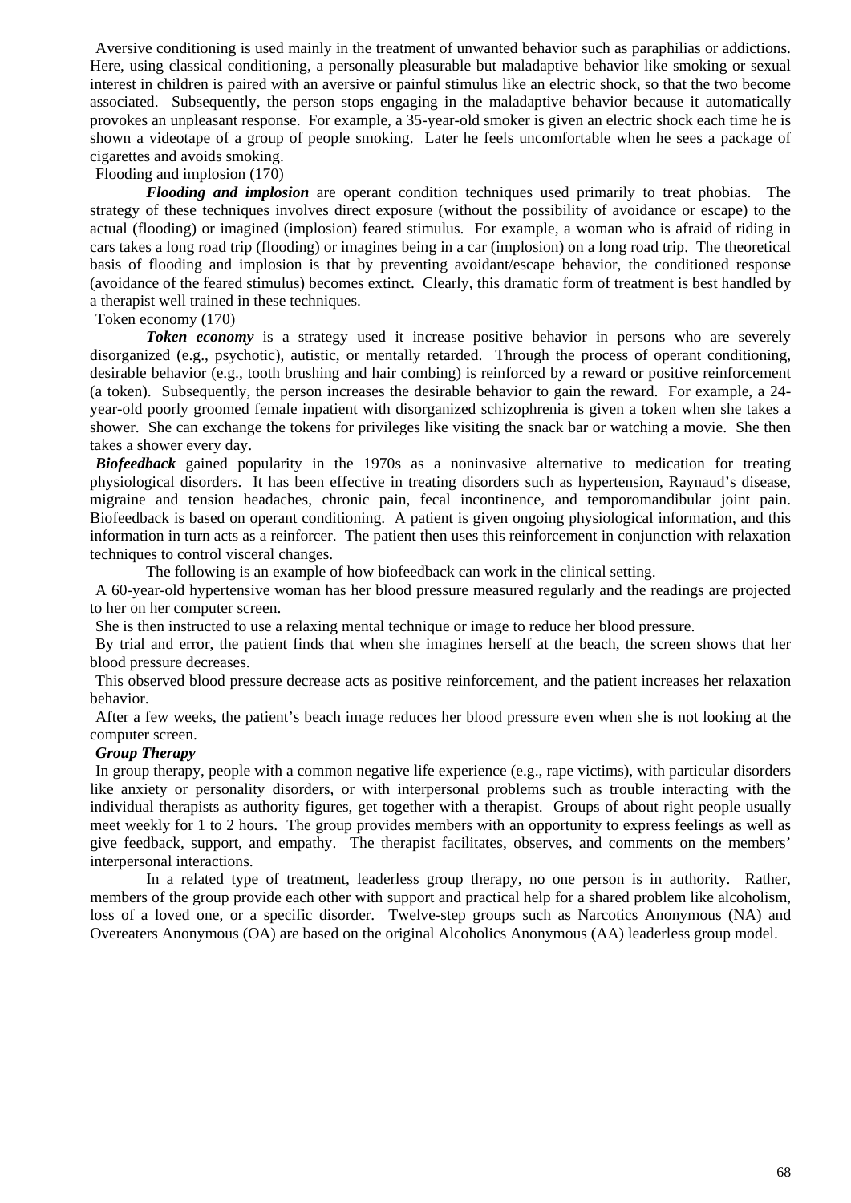Aversive conditioning is used mainly in the treatment of unwanted behavior such as paraphilias or addictions. Here, using classical conditioning, a personally pleasurable but maladaptive behavior like smoking or sexual interest in children is paired with an aversive or painful stimulus like an electric shock, so that the two become associated. Subsequently, the person stops engaging in the maladaptive behavior because it automatically provokes an unpleasant response. For example, a 35-year-old smoker is given an electric shock each time he is shown a videotape of a group of people smoking. Later he feels uncomfortable when he sees a package of cigarettes and avoids smoking.

Flooding and implosion (170)

***Flooding and implosion*** are operant condition techniques used primarily to treat phobias. The strategy of these techniques involves direct exposure (without the possibility of avoidance or escape) to the actual (flooding) or imagined (implosion) feared stimulus. For example, a woman who is afraid of riding in cars takes a long road trip (flooding) or imagines being in a car (implosion) on a long road trip. The theoretical basis of flooding and implosion is that by preventing avoidant/escape behavior, the conditioned response (avoidance of the feared stimulus) becomes extinct. Clearly, this dramatic form of treatment is best handled by a therapist well trained in these techniques.

Token economy (170)

***Token economy*** is a strategy used it increase positive behavior in persons who are severely disorganized (e.g., psychotic), autistic, or mentally retarded. Through the process of operant conditioning, desirable behavior (e.g., tooth brushing and hair combing) is reinforced by a reward or positive reinforcement (a token). Subsequently, the person increases the desirable behavior to gain the reward. For example, a 24-year-old poorly groomed female inpatient with disorganized schizophrenia is given a token when she takes a shower. She can exchange the tokens for privileges like visiting the snack bar or watching a movie. She then takes a shower every day.

***Biofeedback*** gained popularity in the 1970s as a noninvasive alternative to medication for treating physiological disorders. It has been effective in treating disorders such as hypertension, Raynaud's disease, migraine and tension headaches, chronic pain, fecal incontinence, and temporomandibular joint pain. Biofeedback is based on operant conditioning. A patient is given ongoing physiological information, and this information in turn acts as a reinforcer. The patient then uses this reinforcement in conjunction with relaxation techniques to control visceral changes.

The following is an example of how biofeedback can work in the clinical setting.

A 60-year-old hypertensive woman has her blood pressure measured regularly and the readings are projected to her on her computer screen.

She is then instructed to use a relaxing mental technique or image to reduce her blood pressure.

By trial and error, the patient finds that when she imagines herself at the beach, the screen shows that her blood pressure decreases.

This observed blood pressure decrease acts as positive reinforcement, and the patient increases her relaxation behavior.

After a few weeks, the patient's beach image reduces her blood pressure even when she is not looking at the computer screen.

***Group Therapy***

In group therapy, people with a common negative life experience (e.g., rape victims), with particular disorders like anxiety or personality disorders, or with interpersonal problems such as trouble interacting with the individual therapists as authority figures, get together with a therapist. Groups of about right people usually meet weekly for 1 to 2 hours. The group provides members with an opportunity to express feelings as well as give feedback, support, and empathy. The therapist facilitates, observes, and comments on the members' interpersonal interactions.

In a related type of treatment, leaderless group therapy, no one person is in authority. Rather, members of the group provide each other with support and practical help for a shared problem like alcoholism, loss of a loved one, or a specific disorder. Twelve-step groups such as Narcotics Anonymous (NA) and Overeaters Anonymous (OA) are based on the original Alcoholics Anonymous (AA) leaderless group model.